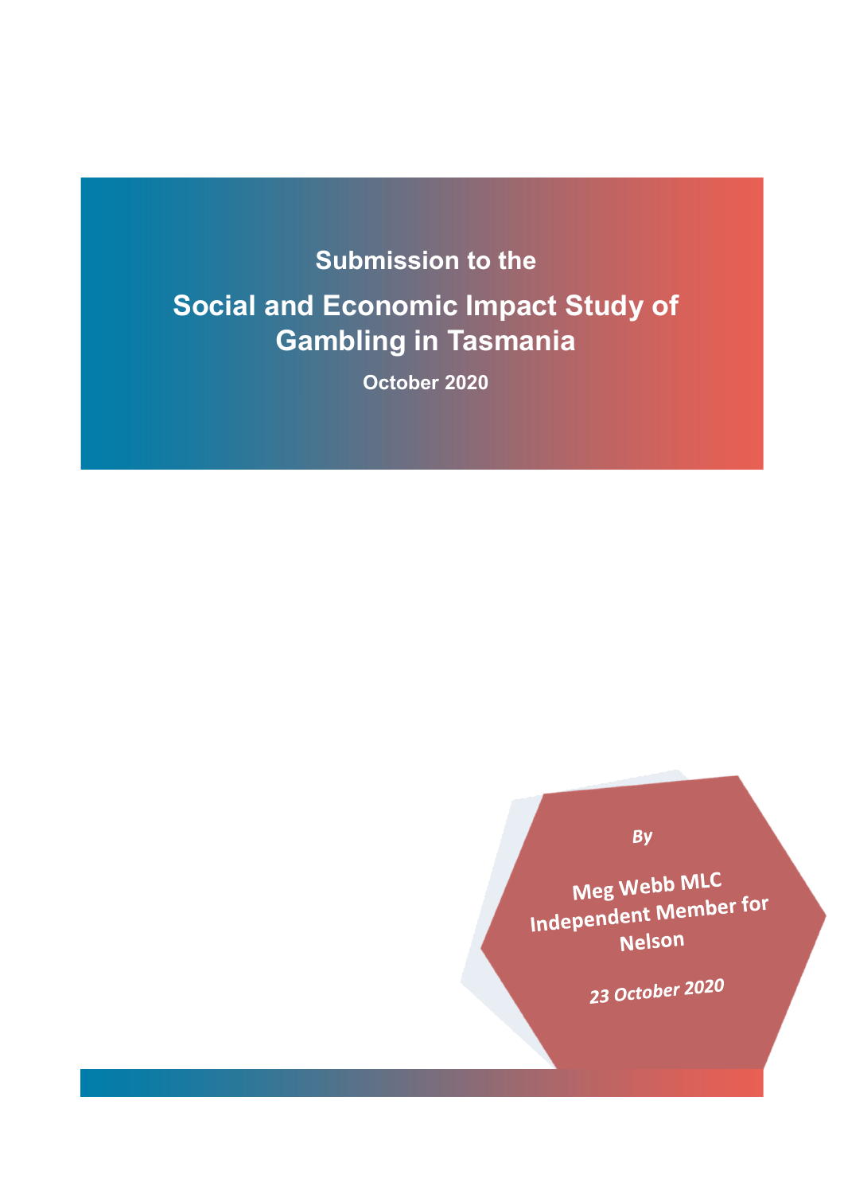Submission to the

# Social and Economic Impact Study of Gambling in Tasmania

October 2020

*By*

**Meg Webb MLC**
**Independent Member for Nelson**

*23 October 2020*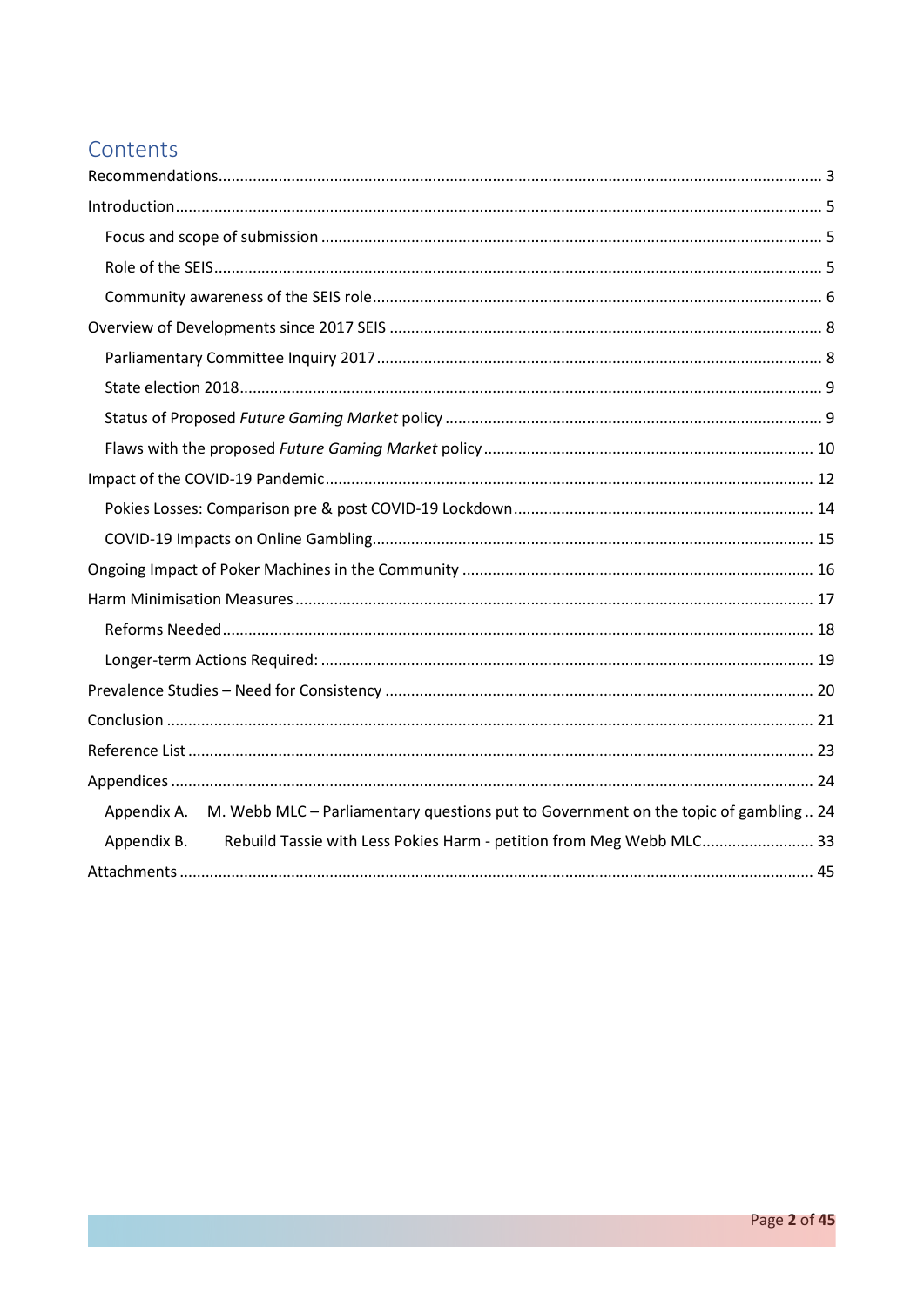# Contents

- Recommendations 3
- Introduction 5
  - Focus and scope of submission 5
  - Role of the SEIS 5
  - Community awareness of the SEIS role 6
- Overview of Developments since 2017 SEIS 8
  - Parliamentary Committee Inquiry 2017 8
  - State election 2018 9
  - Status of Proposed *Future Gaming Market* policy 9
  - Flaws with the proposed *Future Gaming Market* policy 10
- Impact of the COVID-19 Pandemic 12
  - Pokies Losses: Comparison pre & post COVID-19 Lockdown 14
  - COVID-19 Impacts on Online Gambling 15
- Ongoing Impact of Poker Machines in the Community 16
- Harm Minimisation Measures 17
  - Reforms Needed 18
  - Longer-term Actions Required: 19
- Prevalence Studies – Need for Consistency 20
- Conclusion 21
- Reference List 23
- Appendices 24
  - Appendix A. M. Webb MLC – Parliamentary questions put to Government on the topic of gambling 24
  - Appendix B. Rebuild Tassie with Less Pokies Harm - petition from Meg Webb MLC 33
- Attachments 45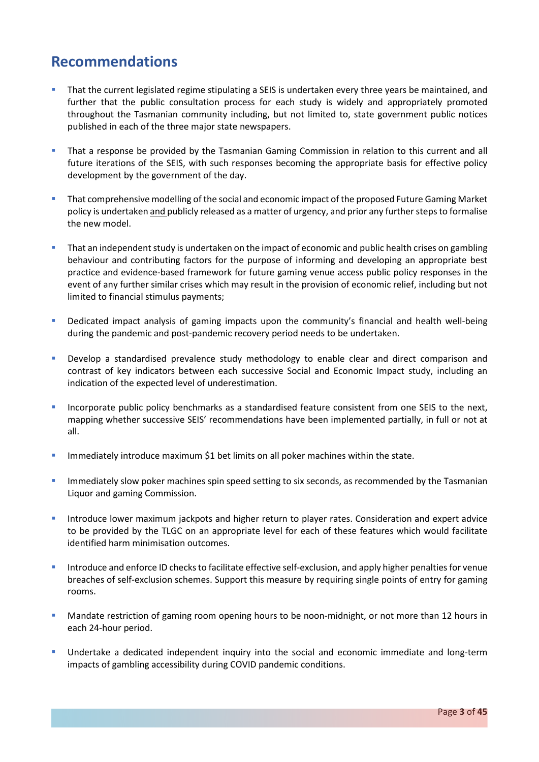## Recommendations

- That the current legislated regime stipulating a SEIS is undertaken every three years be maintained, and further that the public consultation process for each study is widely and appropriately promoted throughout the Tasmanian community including, but not limited to, state government public notices published in each of the three major state newspapers.
- That a response be provided by the Tasmanian Gaming Commission in relation to this current and all future iterations of the SEIS, with such responses becoming the appropriate basis for effective policy development by the government of the day.
- That comprehensive modelling of the social and economic impact of the proposed Future Gaming Market policy is undertaken and publicly released as a matter of urgency, and prior any further steps to formalise the new model.
- That an independent study is undertaken on the impact of economic and public health crises on gambling behaviour and contributing factors for the purpose of informing and developing an appropriate best practice and evidence-based framework for future gaming venue access public policy responses in the event of any further similar crises which may result in the provision of economic relief, including but not limited to financial stimulus payments;
- Dedicated impact analysis of gaming impacts upon the community's financial and health well-being during the pandemic and post-pandemic recovery period needs to be undertaken.
- Develop a standardised prevalence study methodology to enable clear and direct comparison and contrast of key indicators between each successive Social and Economic Impact study, including an indication of the expected level of underestimation.
- Incorporate public policy benchmarks as a standardised feature consistent from one SEIS to the next, mapping whether successive SEIS' recommendations have been implemented partially, in full or not at all.
- Immediately introduce maximum $1 bet limits on all poker machines within the state.
- Immediately slow poker machines spin speed setting to six seconds, as recommended by the Tasmanian Liquor and gaming Commission.
- Introduce lower maximum jackpots and higher return to player rates. Consideration and expert advice to be provided by the TLGC on an appropriate level for each of these features which would facilitate identified harm minimisation outcomes.
- Introduce and enforce ID checks to facilitate effective self-exclusion, and apply higher penalties for venue breaches of self-exclusion schemes. Support this measure by requiring single points of entry for gaming rooms.
- Mandate restriction of gaming room opening hours to be noon-midnight, or not more than 12 hours in each 24-hour period.
- Undertake a dedicated independent inquiry into the social and economic immediate and long-term impacts of gambling accessibility during COVID pandemic conditions.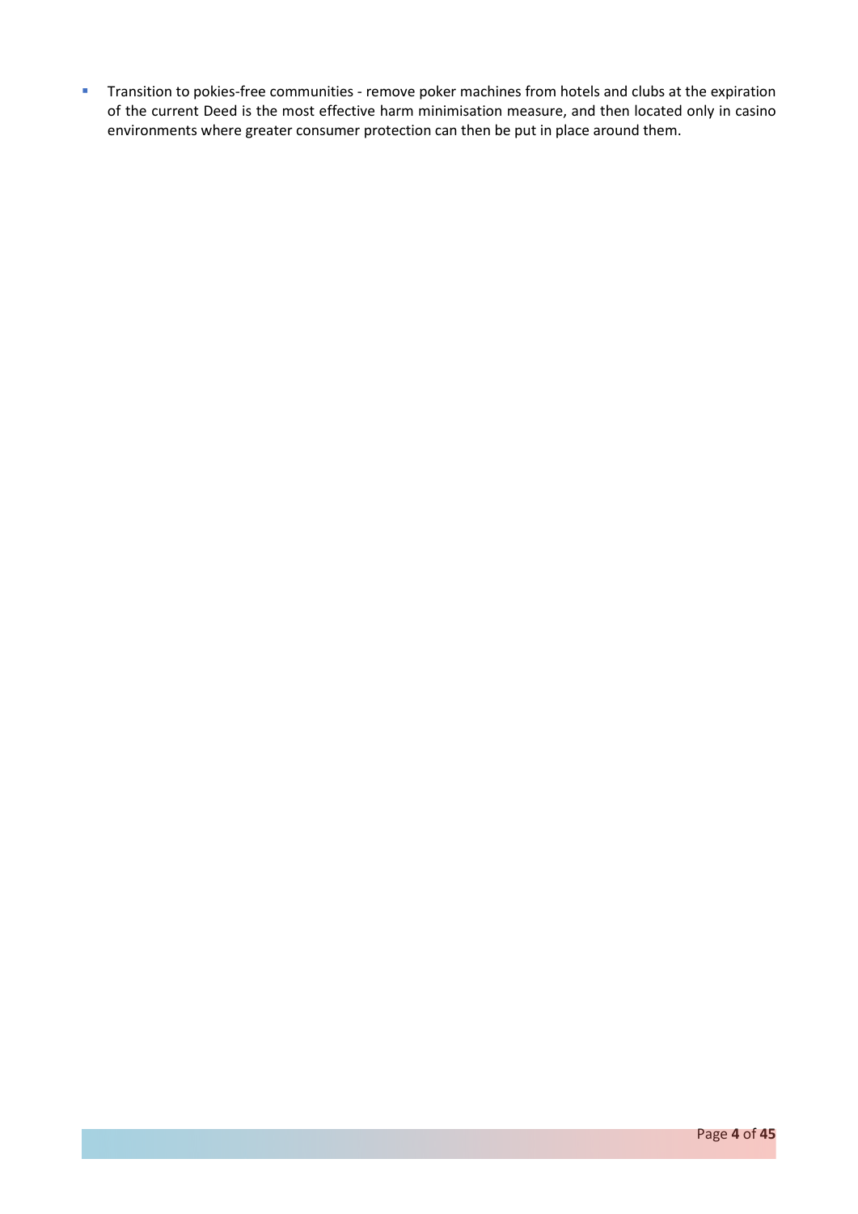- Transition to pokies-free communities - remove poker machines from hotels and clubs at the expiration of the current Deed is the most effective harm minimisation measure, and then located only in casino environments where greater consumer protection can then be put in place around them.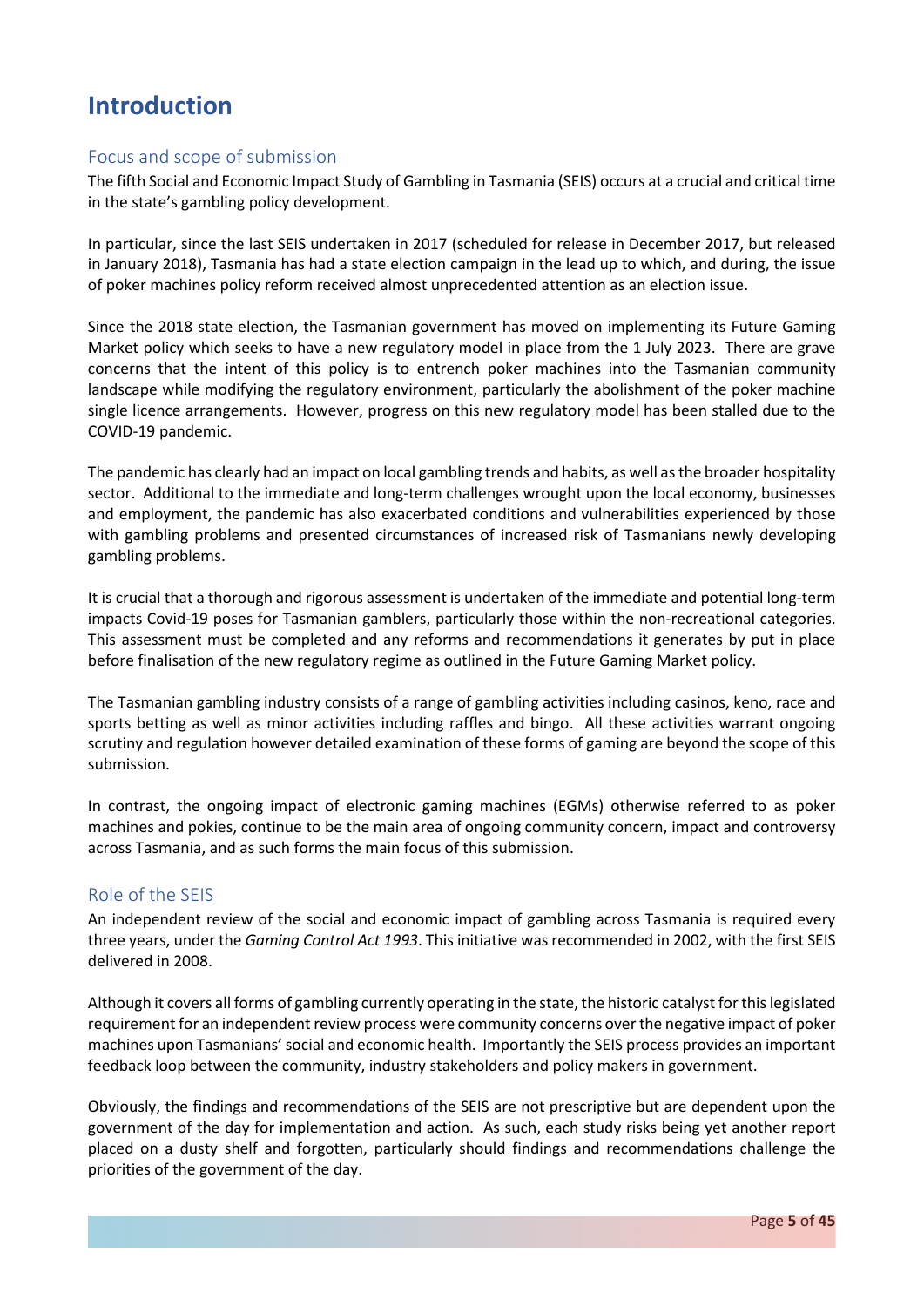# Introduction

## Focus and scope of submission

The fifth Social and Economic Impact Study of Gambling in Tasmania (SEIS) occurs at a crucial and critical time in the state's gambling policy development.

In particular, since the last SEIS undertaken in 2017 (scheduled for release in December 2017, but released in January 2018), Tasmania has had a state election campaign in the lead up to which, and during, the issue of poker machines policy reform received almost unprecedented attention as an election issue.

Since the 2018 state election, the Tasmanian government has moved on implementing its Future Gaming Market policy which seeks to have a new regulatory model in place from the 1 July 2023. There are grave concerns that the intent of this policy is to entrench poker machines into the Tasmanian community landscape while modifying the regulatory environment, particularly the abolishment of the poker machine single licence arrangements. However, progress on this new regulatory model has been stalled due to the COVID-19 pandemic.

The pandemic has clearly had an impact on local gambling trends and habits, as well as the broader hospitality sector. Additional to the immediate and long-term challenges wrought upon the local economy, businesses and employment, the pandemic has also exacerbated conditions and vulnerabilities experienced by those with gambling problems and presented circumstances of increased risk of Tasmanians newly developing gambling problems.

It is crucial that a thorough and rigorous assessment is undertaken of the immediate and potential long-term impacts Covid-19 poses for Tasmanian gamblers, particularly those within the non-recreational categories. This assessment must be completed and any reforms and recommendations it generates by put in place before finalisation of the new regulatory regime as outlined in the Future Gaming Market policy.

The Tasmanian gambling industry consists of a range of gambling activities including casinos, keno, race and sports betting as well as minor activities including raffles and bingo. All these activities warrant ongoing scrutiny and regulation however detailed examination of these forms of gaming are beyond the scope of this submission.

In contrast, the ongoing impact of electronic gaming machines (EGMs) otherwise referred to as poker machines and pokies, continue to be the main area of ongoing community concern, impact and controversy across Tasmania, and as such forms the main focus of this submission.

## Role of the SEIS

An independent review of the social and economic impact of gambling across Tasmania is required every three years, under the *Gaming Control Act 1993*. This initiative was recommended in 2002, with the first SEIS delivered in 2008.

Although it covers all forms of gambling currently operating in the state, the historic catalyst for this legislated requirement for an independent review process were community concerns over the negative impact of poker machines upon Tasmanians' social and economic health. Importantly the SEIS process provides an important feedback loop between the community, industry stakeholders and policy makers in government.

Obviously, the findings and recommendations of the SEIS are not prescriptive but are dependent upon the government of the day for implementation and action. As such, each study risks being yet another report placed on a dusty shelf and forgotten, particularly should findings and recommendations challenge the priorities of the government of the day.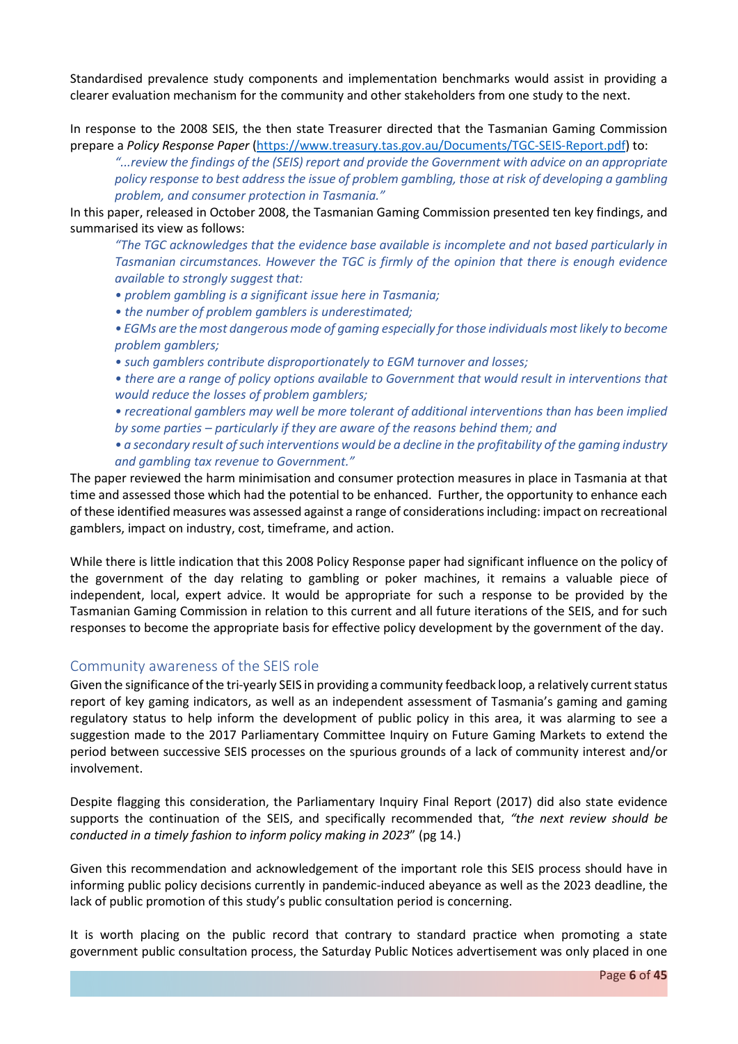Standardised prevalence study components and implementation benchmarks would assist in providing a clearer evaluation mechanism for the community and other stakeholders from one study to the next.

In response to the 2008 SEIS, the then state Treasurer directed that the Tasmanian Gaming Commission prepare a *Policy Response Paper* (https://www.treasury.tas.gov.au/Documents/TGC-SEIS-Report.pdf) to:

> *"...review the findings of the (SEIS) report and provide the Government with advice on an appropriate policy response to best address the issue of problem gambling, those at risk of developing a gambling problem, and consumer protection in Tasmania."*

In this paper, released in October 2008, the Tasmanian Gaming Commission presented ten key findings, and summarised its view as follows:

> *"The TGC acknowledges that the evidence base available is incomplete and not based particularly in Tasmanian circumstances. However the TGC is firmly of the opinion that there is enough evidence available to strongly suggest that:*
>
> *• problem gambling is a significant issue here in Tasmania;*
>
> *• the number of problem gamblers is underestimated;*
>
> *• EGMs are the most dangerous mode of gaming especially for those individuals most likely to become problem gamblers;*
>
> *• such gamblers contribute disproportionately to EGM turnover and losses;*
>
> *• there are a range of policy options available to Government that would result in interventions that would reduce the losses of problem gamblers;*
>
> *• recreational gamblers may well be more tolerant of additional interventions than has been implied by some parties – particularly if they are aware of the reasons behind them; and*
>
> *• a secondary result of such interventions would be a decline in the profitability of the gaming industry and gambling tax revenue to Government."*

The paper reviewed the harm minimisation and consumer protection measures in place in Tasmania at that time and assessed those which had the potential to be enhanced. Further, the opportunity to enhance each of these identified measures was assessed against a range of considerations including: impact on recreational gamblers, impact on industry, cost, timeframe, and action.

While there is little indication that this 2008 Policy Response paper had significant influence on the policy of the government of the day relating to gambling or poker machines, it remains a valuable piece of independent, local, expert advice. It would be appropriate for such a response to be provided by the Tasmanian Gaming Commission in relation to this current and all future iterations of the SEIS, and for such responses to become the appropriate basis for effective policy development by the government of the day.

## Community awareness of the SEIS role

Given the significance of the tri-yearly SEIS in providing a community feedback loop, a relatively current status report of key gaming indicators, as well as an independent assessment of Tasmania's gaming and gaming regulatory status to help inform the development of public policy in this area, it was alarming to see a suggestion made to the 2017 Parliamentary Committee Inquiry on Future Gaming Markets to extend the period between successive SEIS processes on the spurious grounds of a lack of community interest and/or involvement.

Despite flagging this consideration, the Parliamentary Inquiry Final Report (2017) did also state evidence supports the continuation of the SEIS, and specifically recommended that, *"the next review should be conducted in a timely fashion to inform policy making in 2023*" (pg 14.)

Given this recommendation and acknowledgement of the important role this SEIS process should have in informing public policy decisions currently in pandemic-induced abeyance as well as the 2023 deadline, the lack of public promotion of this study's public consultation period is concerning.

It is worth placing on the public record that contrary to standard practice when promoting a state government public consultation process, the Saturday Public Notices advertisement was only placed in one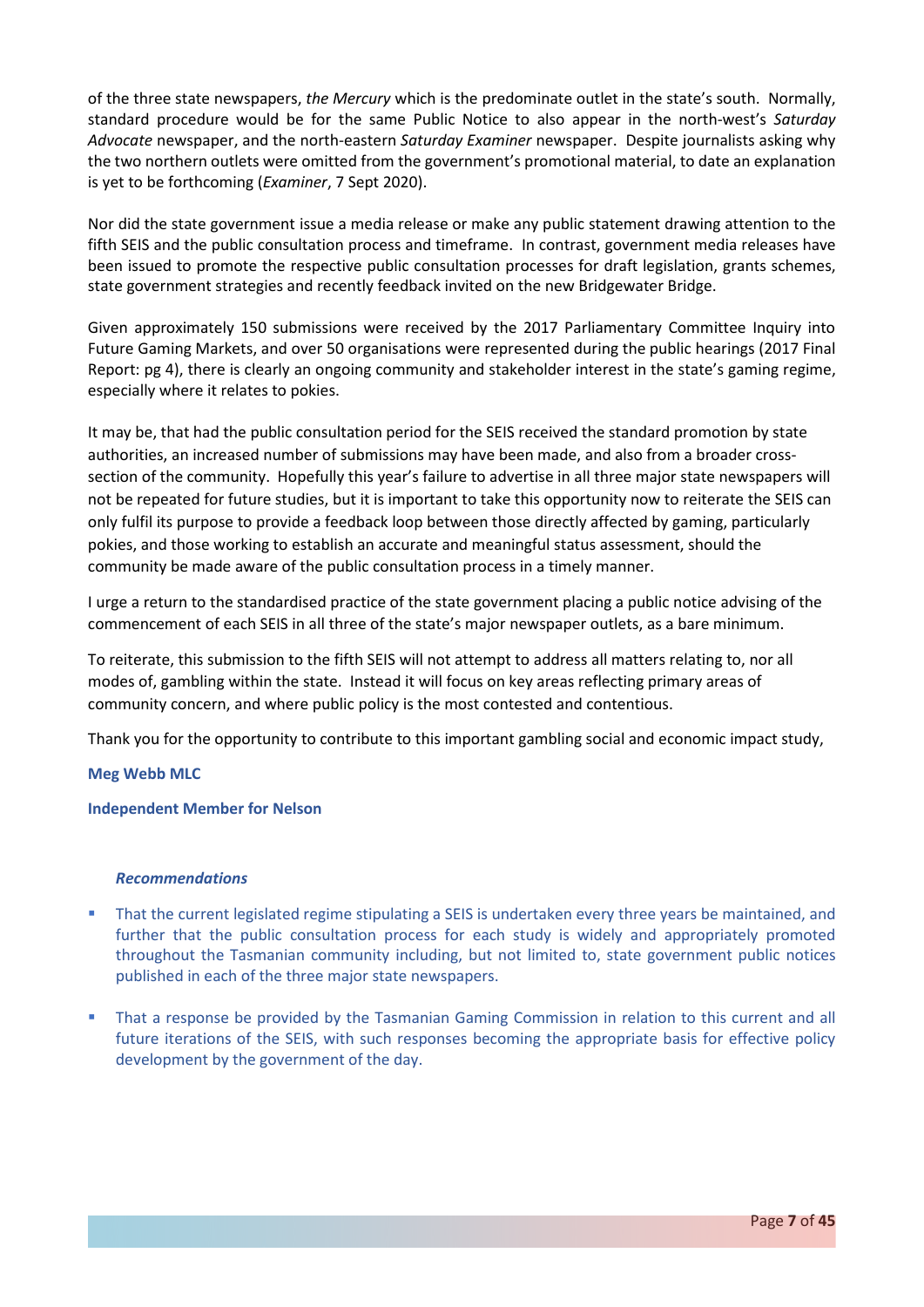of the three state newspapers, *the Mercury* which is the predominate outlet in the state's south. Normally, standard procedure would be for the same Public Notice to also appear in the north-west's *Saturday Advocate* newspaper, and the north-eastern *Saturday Examiner* newspaper. Despite journalists asking why the two northern outlets were omitted from the government's promotional material, to date an explanation is yet to be forthcoming (*Examiner*, 7 Sept 2020).

Nor did the state government issue a media release or make any public statement drawing attention to the fifth SEIS and the public consultation process and timeframe. In contrast, government media releases have been issued to promote the respective public consultation processes for draft legislation, grants schemes, state government strategies and recently feedback invited on the new Bridgewater Bridge.

Given approximately 150 submissions were received by the 2017 Parliamentary Committee Inquiry into Future Gaming Markets, and over 50 organisations were represented during the public hearings (2017 Final Report: pg 4), there is clearly an ongoing community and stakeholder interest in the state's gaming regime, especially where it relates to pokies.

It may be, that had the public consultation period for the SEIS received the standard promotion by state authorities, an increased number of submissions may have been made, and also from a broader cross-section of the community. Hopefully this year's failure to advertise in all three major state newspapers will not be repeated for future studies, but it is important to take this opportunity now to reiterate the SEIS can only fulfil its purpose to provide a feedback loop between those directly affected by gaming, particularly pokies, and those working to establish an accurate and meaningful status assessment, should the community be made aware of the public consultation process in a timely manner.

I urge a return to the standardised practice of the state government placing a public notice advising of the commencement of each SEIS in all three of the state's major newspaper outlets, as a bare minimum.

To reiterate, this submission to the fifth SEIS will not attempt to address all matters relating to, nor all modes of, gambling within the state. Instead it will focus on key areas reflecting primary areas of community concern, and where public policy is the most contested and contentious.

Thank you for the opportunity to contribute to this important gambling social and economic impact study,

**Meg Webb MLC**

**Independent Member for Nelson**

***Recommendations***

- That the current legislated regime stipulating a SEIS is undertaken every three years be maintained, and further that the public consultation process for each study is widely and appropriately promoted throughout the Tasmanian community including, but not limited to, state government public notices published in each of the three major state newspapers.
- That a response be provided by the Tasmanian Gaming Commission in relation to this current and all future iterations of the SEIS, with such responses becoming the appropriate basis for effective policy development by the government of the day.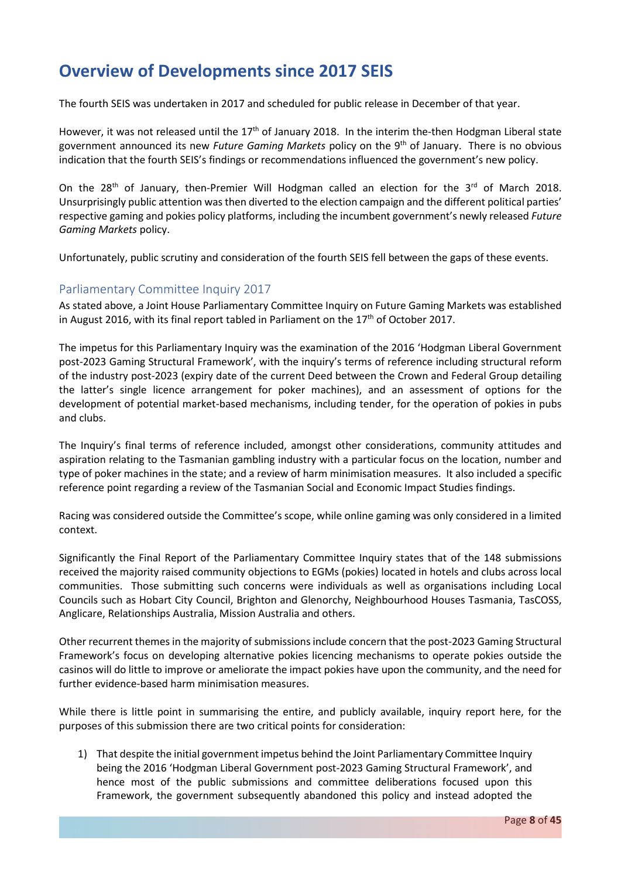# Overview of Developments since 2017 SEIS

The fourth SEIS was undertaken in 2017 and scheduled for public release in December of that year.

However, it was not released until the 17th of January 2018. In the interim the-then Hodgman Liberal state government announced its new *Future Gaming Markets* policy on the 9th of January. There is no obvious indication that the fourth SEIS's findings or recommendations influenced the government's new policy.

On the 28th of January, then-Premier Will Hodgman called an election for the 3rd of March 2018. Unsurprisingly public attention was then diverted to the election campaign and the different political parties' respective gaming and pokies policy platforms, including the incumbent government's newly released *Future Gaming Markets* policy.

Unfortunately, public scrutiny and consideration of the fourth SEIS fell between the gaps of these events.

## Parliamentary Committee Inquiry 2017

As stated above, a Joint House Parliamentary Committee Inquiry on Future Gaming Markets was established in August 2016, with its final report tabled in Parliament on the 17th of October 2017.

The impetus for this Parliamentary Inquiry was the examination of the 2016 'Hodgman Liberal Government post-2023 Gaming Structural Framework', with the inquiry's terms of reference including structural reform of the industry post-2023 (expiry date of the current Deed between the Crown and Federal Group detailing the latter's single licence arrangement for poker machines), and an assessment of options for the development of potential market-based mechanisms, including tender, for the operation of pokies in pubs and clubs.

The Inquiry's final terms of reference included, amongst other considerations, community attitudes and aspiration relating to the Tasmanian gambling industry with a particular focus on the location, number and type of poker machines in the state; and a review of harm minimisation measures. It also included a specific reference point regarding a review of the Tasmanian Social and Economic Impact Studies findings.

Racing was considered outside the Committee's scope, while online gaming was only considered in a limited context.

Significantly the Final Report of the Parliamentary Committee Inquiry states that of the 148 submissions received the majority raised community objections to EGMs (pokies) located in hotels and clubs across local communities. Those submitting such concerns were individuals as well as organisations including Local Councils such as Hobart City Council, Brighton and Glenorchy, Neighbourhood Houses Tasmania, TasCOSS, Anglicare, Relationships Australia, Mission Australia and others.

Other recurrent themes in the majority of submissions include concern that the post-2023 Gaming Structural Framework's focus on developing alternative pokies licencing mechanisms to operate pokies outside the casinos will do little to improve or ameliorate the impact pokies have upon the community, and the need for further evidence-based harm minimisation measures.

While there is little point in summarising the entire, and publicly available, inquiry report here, for the purposes of this submission there are two critical points for consideration:

1) That despite the initial government impetus behind the Joint Parliamentary Committee Inquiry being the 2016 'Hodgman Liberal Government post-2023 Gaming Structural Framework', and hence most of the public submissions and committee deliberations focused upon this Framework, the government subsequently abandoned this policy and instead adopted the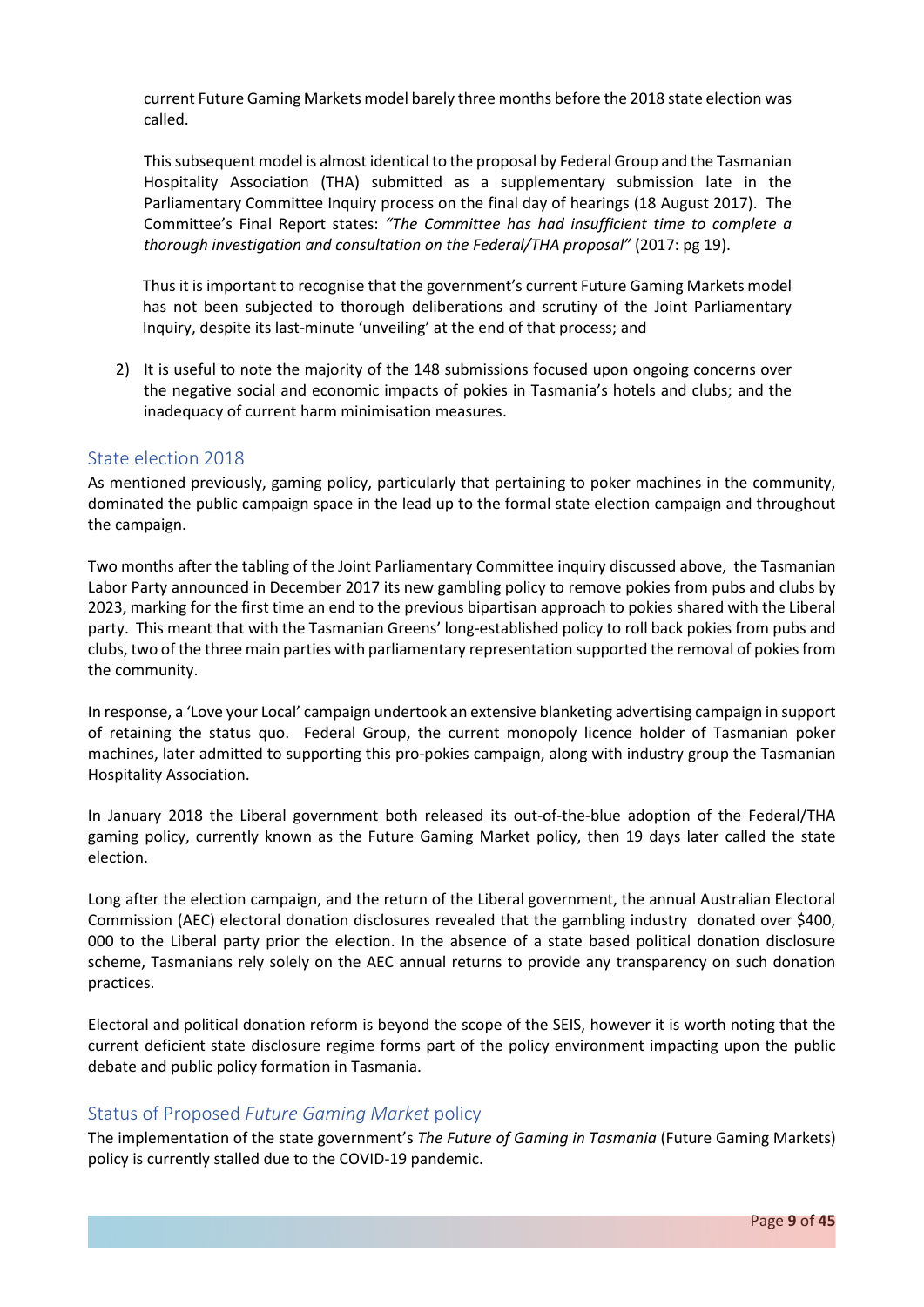current Future Gaming Markets model barely three months before the 2018 state election was called.

This subsequent model is almost identical to the proposal by Federal Group and the Tasmanian Hospitality Association (THA) submitted as a supplementary submission late in the Parliamentary Committee Inquiry process on the final day of hearings (18 August 2017). The Committee's Final Report states: *"The Committee has had insufficient time to complete a thorough investigation and consultation on the Federal/THA proposal"* (2017: pg 19).

Thus it is important to recognise that the government's current Future Gaming Markets model has not been subjected to thorough deliberations and scrutiny of the Joint Parliamentary Inquiry, despite its last-minute 'unveiling' at the end of that process; and

2) It is useful to note the majority of the 148 submissions focused upon ongoing concerns over the negative social and economic impacts of pokies in Tasmania's hotels and clubs; and the inadequacy of current harm minimisation measures.

## State election 2018

As mentioned previously, gaming policy, particularly that pertaining to poker machines in the community, dominated the public campaign space in the lead up to the formal state election campaign and throughout the campaign.

Two months after the tabling of the Joint Parliamentary Committee inquiry discussed above, the Tasmanian Labor Party announced in December 2017 its new gambling policy to remove pokies from pubs and clubs by 2023, marking for the first time an end to the previous bipartisan approach to pokies shared with the Liberal party. This meant that with the Tasmanian Greens' long-established policy to roll back pokies from pubs and clubs, two of the three main parties with parliamentary representation supported the removal of pokies from the community.

In response, a 'Love your Local' campaign undertook an extensive blanketing advertising campaign in support of retaining the status quo. Federal Group, the current monopoly licence holder of Tasmanian poker machines, later admitted to supporting this pro-pokies campaign, along with industry group the Tasmanian Hospitality Association.

In January 2018 the Liberal government both released its out-of-the-blue adoption of the Federal/THA gaming policy, currently known as the Future Gaming Market policy, then 19 days later called the state election.

Long after the election campaign, and the return of the Liberal government, the annual Australian Electoral Commission (AEC) electoral donation disclosures revealed that the gambling industry donated over $400, 000 to the Liberal party prior the election. In the absence of a state based political donation disclosure scheme, Tasmanians rely solely on the AEC annual returns to provide any transparency on such donation practices.

Electoral and political donation reform is beyond the scope of the SEIS, however it is worth noting that the current deficient state disclosure regime forms part of the policy environment impacting upon the public debate and public policy formation in Tasmania.

## Status of Proposed *Future Gaming Market* policy

The implementation of the state government's *The Future of Gaming in Tasmania* (Future Gaming Markets) policy is currently stalled due to the COVID-19 pandemic.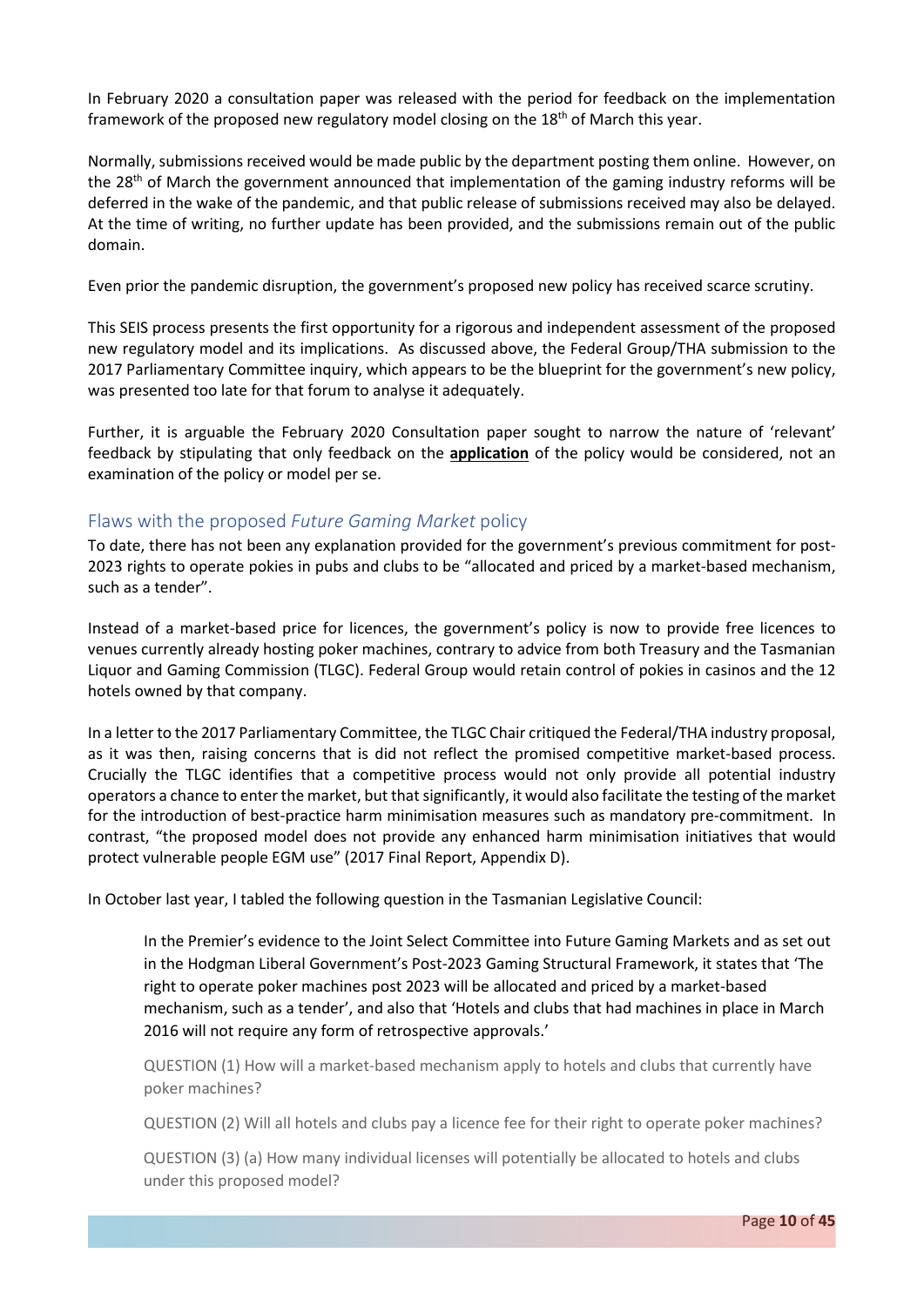In February 2020 a consultation paper was released with the period for feedback on the implementation framework of the proposed new regulatory model closing on the 18th of March this year.

Normally, submissions received would be made public by the department posting them online. However, on the 28th of March the government announced that implementation of the gaming industry reforms will be deferred in the wake of the pandemic, and that public release of submissions received may also be delayed. At the time of writing, no further update has been provided, and the submissions remain out of the public domain.

Even prior the pandemic disruption, the government's proposed new policy has received scarce scrutiny.

This SEIS process presents the first opportunity for a rigorous and independent assessment of the proposed new regulatory model and its implications. As discussed above, the Federal Group/THA submission to the 2017 Parliamentary Committee inquiry, which appears to be the blueprint for the government's new policy, was presented too late for that forum to analyse it adequately.

Further, it is arguable the February 2020 Consultation paper sought to narrow the nature of 'relevant' feedback by stipulating that only feedback on the **application** of the policy would be considered, not an examination of the policy or model per se.

## Flaws with the proposed *Future Gaming Market* policy

To date, there has not been any explanation provided for the government's previous commitment for post-2023 rights to operate pokies in pubs and clubs to be "allocated and priced by a market-based mechanism, such as a tender".

Instead of a market-based price for licences, the government's policy is now to provide free licences to venues currently already hosting poker machines, contrary to advice from both Treasury and the Tasmanian Liquor and Gaming Commission (TLGC). Federal Group would retain control of pokies in casinos and the 12 hotels owned by that company.

In a letter to the 2017 Parliamentary Committee, the TLGC Chair critiqued the Federal/THA industry proposal, as it was then, raising concerns that is did not reflect the promised competitive market-based process. Crucially the TLGC identifies that a competitive process would not only provide all potential industry operators a chance to enter the market, but that significantly, it would also facilitate the testing of the market for the introduction of best-practice harm minimisation measures such as mandatory pre-commitment. In contrast, "the proposed model does not provide any enhanced harm minimisation initiatives that would protect vulnerable people EGM use" (2017 Final Report, Appendix D).

In October last year, I tabled the following question in the Tasmanian Legislative Council:

> In the Premier's evidence to the Joint Select Committee into Future Gaming Markets and as set out in the Hodgman Liberal Government's Post-2023 Gaming Structural Framework, it states that 'The right to operate poker machines post 2023 will be allocated and priced by a market-based mechanism, such as a tender', and also that 'Hotels and clubs that had machines in place in March 2016 will not require any form of retrospective approvals.'
>
> QUESTION (1) How will a market-based mechanism apply to hotels and clubs that currently have poker machines?
>
> QUESTION (2) Will all hotels and clubs pay a licence fee for their right to operate poker machines?
>
> QUESTION (3) (a) How many individual licenses will potentially be allocated to hotels and clubs under this proposed model?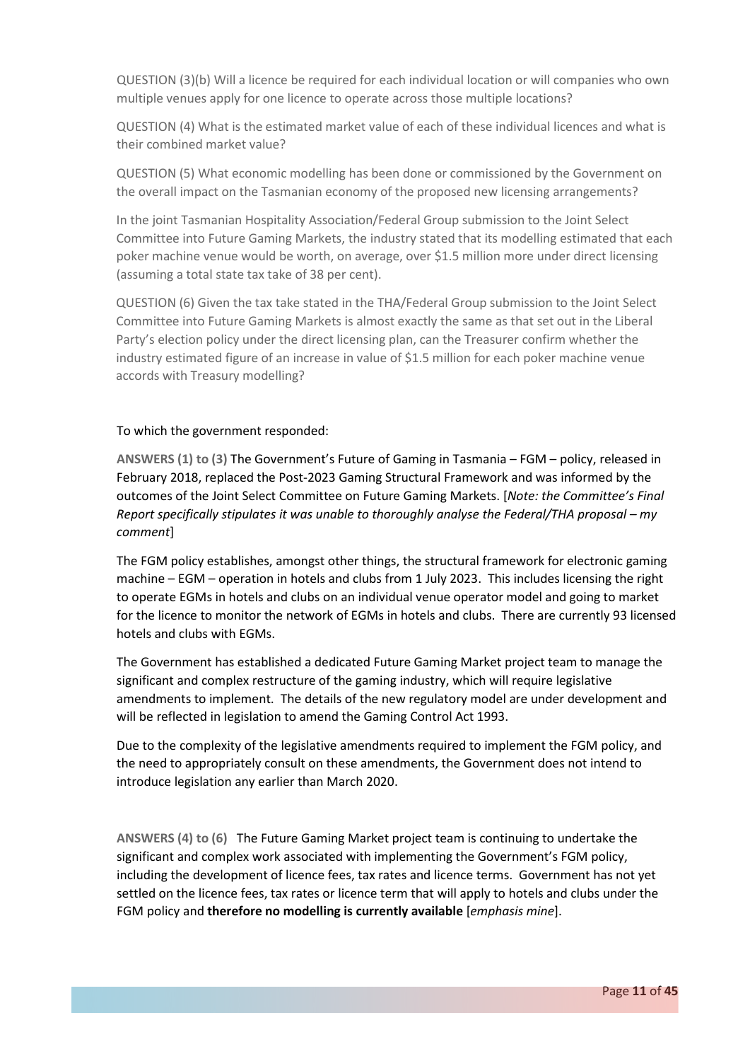QUESTION (3)(b) Will a licence be required for each individual location or will companies who own multiple venues apply for one licence to operate across those multiple locations?

QUESTION (4) What is the estimated market value of each of these individual licences and what is their combined market value?

QUESTION (5) What economic modelling has been done or commissioned by the Government on the overall impact on the Tasmanian economy of the proposed new licensing arrangements?

In the joint Tasmanian Hospitality Association/Federal Group submission to the Joint Select Committee into Future Gaming Markets, the industry stated that its modelling estimated that each poker machine venue would be worth, on average, over $1.5 million more under direct licensing (assuming a total state tax take of 38 per cent).

QUESTION (6) Given the tax take stated in the THA/Federal Group submission to the Joint Select Committee into Future Gaming Markets is almost exactly the same as that set out in the Liberal Party's election policy under the direct licensing plan, can the Treasurer confirm whether the industry estimated figure of an increase in value of $1.5 million for each poker machine venue accords with Treasury modelling?

To which the government responded:

**ANSWERS (1) to (3)** The Government's Future of Gaming in Tasmania – FGM – policy, released in February 2018, replaced the Post-2023 Gaming Structural Framework and was informed by the outcomes of the Joint Select Committee on Future Gaming Markets. [*Note: the Committee's Final Report specifically stipulates it was unable to thoroughly analyse the Federal/THA proposal – my comment*]

The FGM policy establishes, amongst other things, the structural framework for electronic gaming machine – EGM – operation in hotels and clubs from 1 July 2023. This includes licensing the right to operate EGMs in hotels and clubs on an individual venue operator model and going to market for the licence to monitor the network of EGMs in hotels and clubs. There are currently 93 licensed hotels and clubs with EGMs.

The Government has established a dedicated Future Gaming Market project team to manage the significant and complex restructure of the gaming industry, which will require legislative amendments to implement. The details of the new regulatory model are under development and will be reflected in legislation to amend the Gaming Control Act 1993.

Due to the complexity of the legislative amendments required to implement the FGM policy, and the need to appropriately consult on these amendments, the Government does not intend to introduce legislation any earlier than March 2020.

**ANSWERS (4) to (6)** The Future Gaming Market project team is continuing to undertake the significant and complex work associated with implementing the Government's FGM policy, including the development of licence fees, tax rates and licence terms. Government has not yet settled on the licence fees, tax rates or licence term that will apply to hotels and clubs under the FGM policy and **therefore no modelling is currently available** [*emphasis mine*].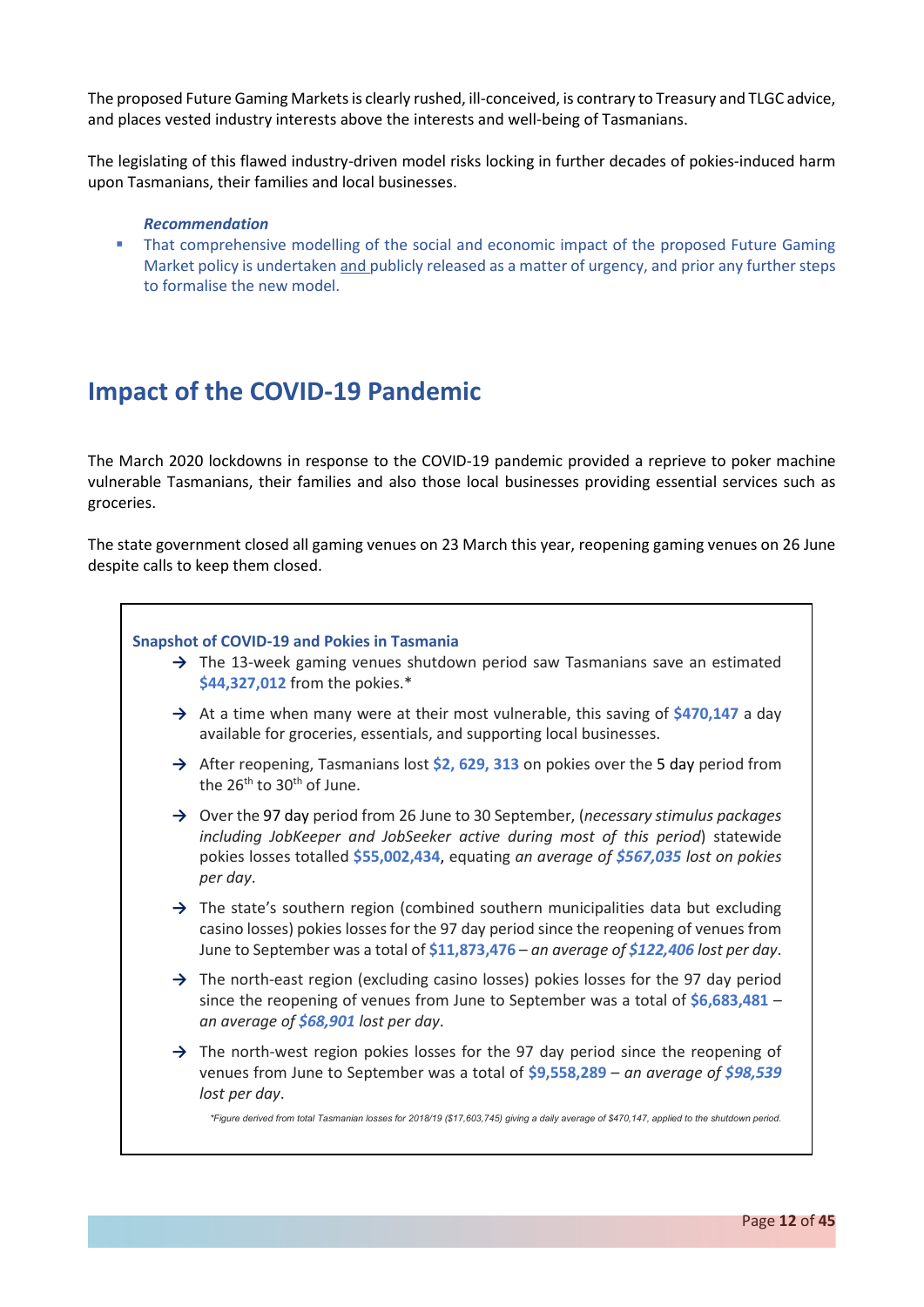The proposed Future Gaming Markets is clearly rushed, ill-conceived, is contrary to Treasury and TLGC advice, and places vested industry interests above the interests and well-being of Tasmanians.

The legislating of this flawed industry-driven model risks locking in further decades of pokies-induced harm upon Tasmanians, their families and local businesses.

***Recommendation***

- That comprehensive modelling of the social and economic impact of the proposed Future Gaming Market policy is undertaken and publicly released as a matter of urgency, and prior any further steps to formalise the new model.

## Impact of the COVID-19 Pandemic

The March 2020 lockdowns in response to the COVID-19 pandemic provided a reprieve to poker machine vulnerable Tasmanians, their families and also those local businesses providing essential services such as groceries.

The state government closed all gaming venues on 23 March this year, reopening gaming venues on 26 June despite calls to keep them closed.

**Snapshot of COVID-19 and Pokies in Tasmania**

- The 13-week gaming venues shutdown period saw Tasmanians save an estimated **$44,327,012** from the pokies.*
- At a time when many were at their most vulnerable, this saving of **$470,147** a day available for groceries, essentials, and supporting local businesses.
- After reopening, Tasmanians lost **$2, 629, 313** on pokies over the 5 day period from the 26th to 30th of June.
- Over the 97 day period from 26 June to 30 September, (*necessary stimulus packages including JobKeeper and JobSeeker active during most of this period*) statewide pokies losses totalled **$55,002,434**, equating *an average of **$567,035** lost on pokies per day*.
- The state's southern region (combined southern municipalities data but excluding casino losses) pokies losses for the 97 day period since the reopening of venues from June to September was a total of **$11,873,476** – *an average of **$122,406** lost per day*.
- The north-east region (excluding casino losses) pokies losses for the 97 day period since the reopening of venues from June to September was a total of **$6,683,481** – *an average of **$68,901** lost per day*.
- The north-west region pokies losses for the 97 day period since the reopening of venues from June to September was a total of **$9,558,289** – *an average of **$98,539** lost per day*.

*\*Figure derived from total Tasmanian losses for 2018/19 ($17,603,745) giving a daily average of $470,147, applied to the shutdown period.*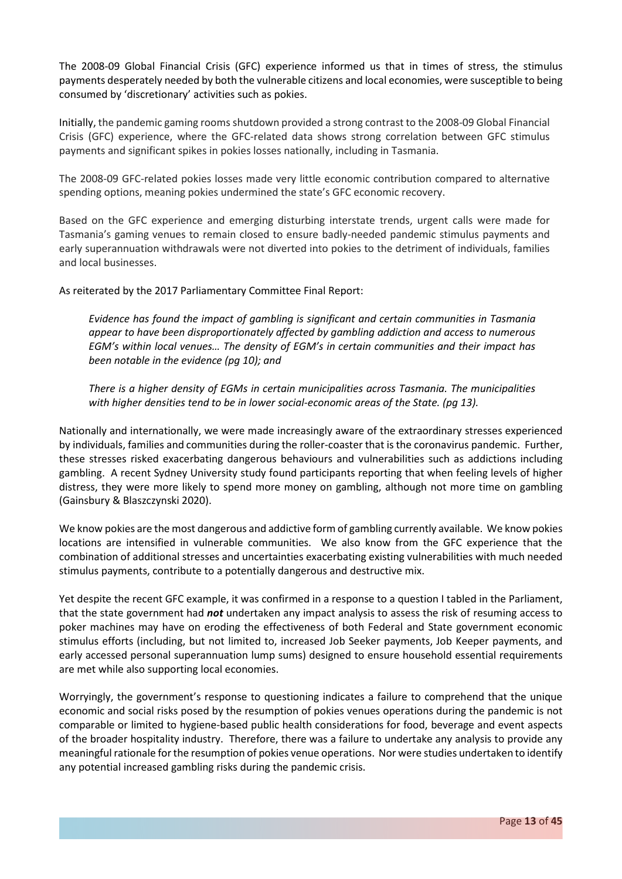The 2008-09 Global Financial Crisis (GFC) experience informed us that in times of stress, the stimulus payments desperately needed by both the vulnerable citizens and local economies, were susceptible to being consumed by 'discretionary' activities such as pokies.

Initially, the pandemic gaming rooms shutdown provided a strong contrast to the 2008-09 Global Financial Crisis (GFC) experience, where the GFC-related data shows strong correlation between GFC stimulus payments and significant spikes in pokies losses nationally, including in Tasmania.

The 2008-09 GFC-related pokies losses made very little economic contribution compared to alternative spending options, meaning pokies undermined the state's GFC economic recovery.

Based on the GFC experience and emerging disturbing interstate trends, urgent calls were made for Tasmania's gaming venues to remain closed to ensure badly-needed pandemic stimulus payments and early superannuation withdrawals were not diverted into pokies to the detriment of individuals, families and local businesses.

As reiterated by the 2017 Parliamentary Committee Final Report:

> *Evidence has found the impact of gambling is significant and certain communities in Tasmania appear to have been disproportionately affected by gambling addiction and access to numerous EGM's within local venues… The density of EGM's in certain communities and their impact has been notable in the evidence (pg 10); and*
>
> *There is a higher density of EGMs in certain municipalities across Tasmania. The municipalities with higher densities tend to be in lower social-economic areas of the State. (pg 13).*

Nationally and internationally, we were made increasingly aware of the extraordinary stresses experienced by individuals, families and communities during the roller-coaster that is the coronavirus pandemic. Further, these stresses risked exacerbating dangerous behaviours and vulnerabilities such as addictions including gambling. A recent Sydney University study found participants reporting that when feeling levels of higher distress, they were more likely to spend more money on gambling, although not more time on gambling (Gainsbury & Blaszczynski 2020).

We know pokies are the most dangerous and addictive form of gambling currently available. We know pokies locations are intensified in vulnerable communities. We also know from the GFC experience that the combination of additional stresses and uncertainties exacerbating existing vulnerabilities with much needed stimulus payments, contribute to a potentially dangerous and destructive mix.

Yet despite the recent GFC example, it was confirmed in a response to a question I tabled in the Parliament, that the state government had ***not*** undertaken any impact analysis to assess the risk of resuming access to poker machines may have on eroding the effectiveness of both Federal and State government economic stimulus efforts (including, but not limited to, increased Job Seeker payments, Job Keeper payments, and early accessed personal superannuation lump sums) designed to ensure household essential requirements are met while also supporting local economies.

Worryingly, the government's response to questioning indicates a failure to comprehend that the unique economic and social risks posed by the resumption of pokies venues operations during the pandemic is not comparable or limited to hygiene-based public health considerations for food, beverage and event aspects of the broader hospitality industry. Therefore, there was a failure to undertake any analysis to provide any meaningful rationale for the resumption of pokies venue operations. Nor were studies undertaken to identify any potential increased gambling risks during the pandemic crisis.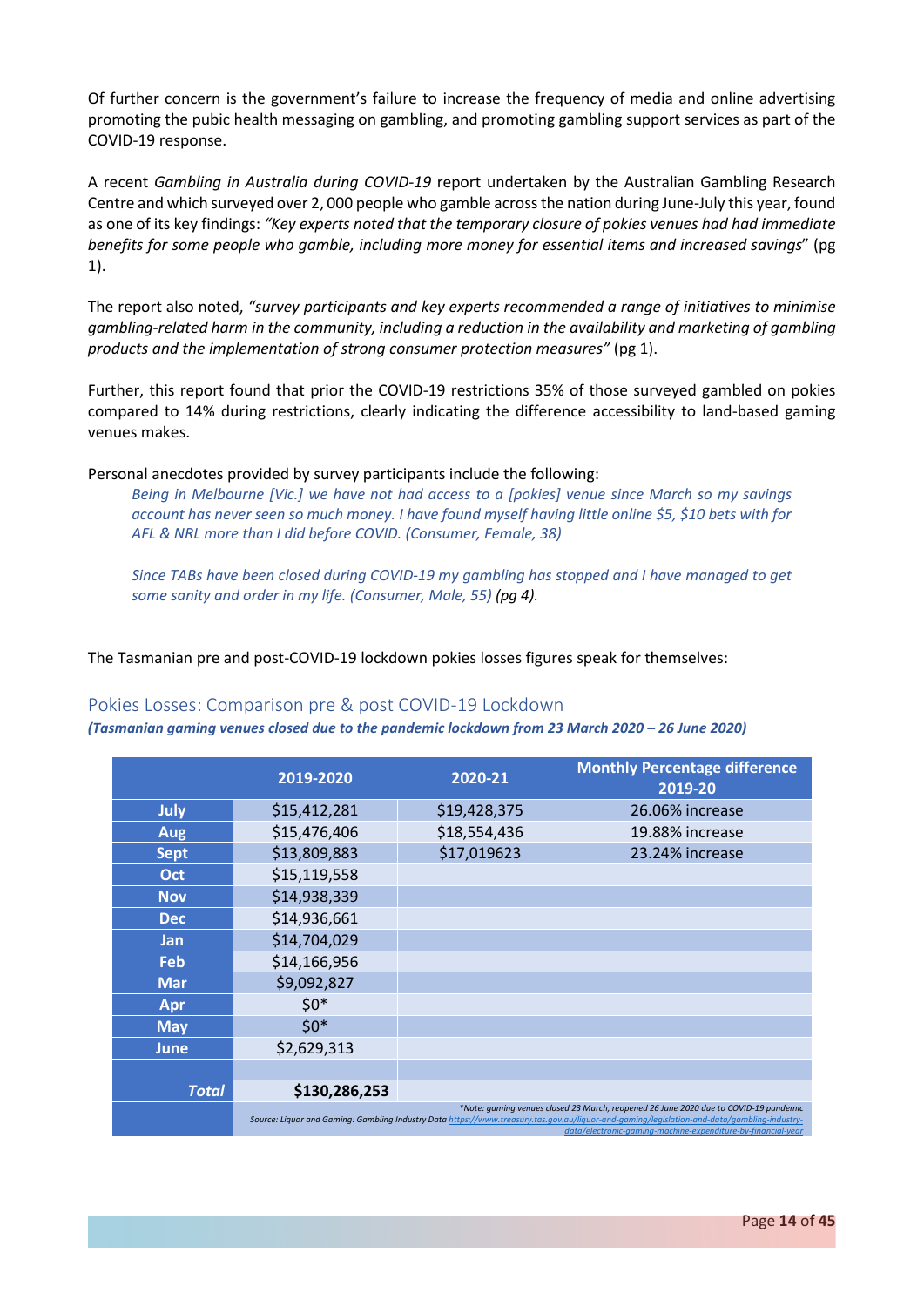Of further concern is the government's failure to increase the frequency of media and online advertising promoting the pubic health messaging on gambling, and promoting gambling support services as part of the COVID-19 response.

A recent *Gambling in Australia during COVID-19* report undertaken by the Australian Gambling Research Centre and which surveyed over 2, 000 people who gamble across the nation during June-July this year, found as one of its key findings: *"Key experts noted that the temporary closure of pokies venues had had immediate benefits for some people who gamble, including more money for essential items and increased savings*" (pg 1).

The report also noted, *"survey participants and key experts recommended a range of initiatives to minimise gambling-related harm in the community, including a reduction in the availability and marketing of gambling products and the implementation of strong consumer protection measures"* (pg 1).

Further, this report found that prior the COVID-19 restrictions 35% of those surveyed gambled on pokies compared to 14% during restrictions, clearly indicating the difference accessibility to land-based gaming venues makes.

Personal anecdotes provided by survey participants include the following:

> *Being in Melbourne [Vic.] we have not had access to a [pokies] venue since March so my savings account has never seen so much money. I have found myself having little online $5, $10 bets with for AFL & NRL more than I did before COVID. (Consumer, Female, 38)*
>
> *Since TABs have been closed during COVID-19 my gambling has stopped and I have managed to get some sanity and order in my life. (Consumer, Male, 55) (pg 4).*

The Tasmanian pre and post-COVID-19 lockdown pokies losses figures speak for themselves:

## Pokies Losses: Comparison pre & post COVID-19 Lockdown

***(Tasmanian gaming venues closed due to the pandemic lockdown from 23 March 2020 – 26 June 2020)***

| | 2019-2020 | 2020-21 | Monthly Percentage difference 2019-20 |
|---|---|---|---|
| July | $15,412,281 | $19,428,375 | 26.06% increase |
| Aug | $15,476,406 | $18,554,436 | 19.88% increase |
| Sept | $13,809,883 | $17,019623 | 23.24% increase |
| Oct | $15,119,558 | | |
| Nov | $14,938,339 | | |
| Dec | $14,936,661 | | |
| Jan | $14,704,029 | | |
| Feb | $14,166,956 | | |
| Mar | $9,092,827 | | |
| Apr | $0* | | |
| May | $0* | | |
| June | $2,629,313 | | |
| | | | |
| ***Total*** | **$130,286,253** | | |

*Note: gaming venues closed 23 March, reopened 26 June 2020 due to COVID-19 pandemic

Source: Liquor and Gaming: Gambling Industry Data https://www.treasury.tas.gov.au/liquor-and-gaming/legislation-and-data/gambling-industry-data/electronic-gaming-machine-expenditure-by-financial-year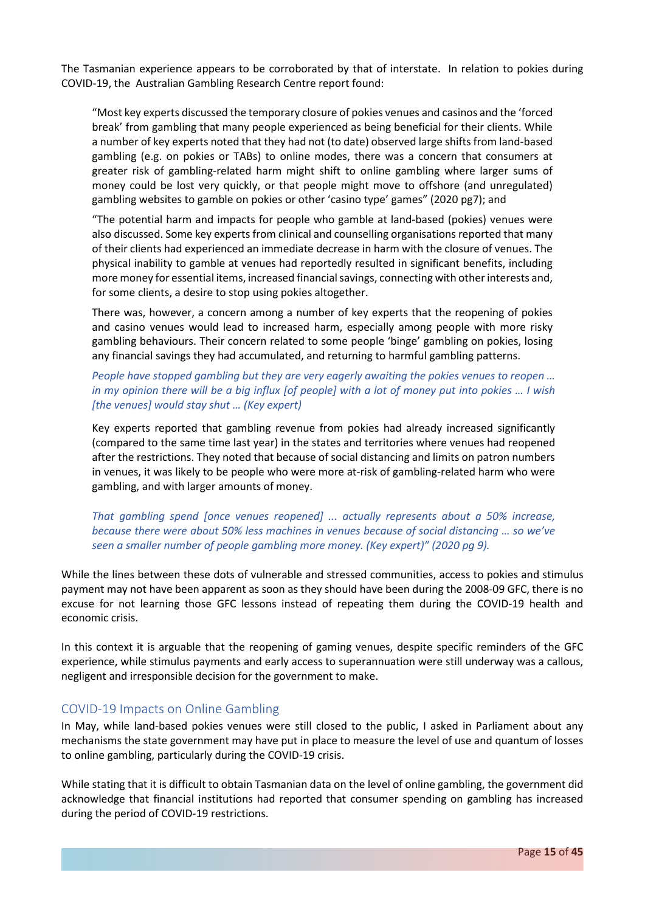The Tasmanian experience appears to be corroborated by that of interstate. In relation to pokies during COVID-19, the Australian Gambling Research Centre report found:

> "Most key experts discussed the temporary closure of pokies venues and casinos and the 'forced break' from gambling that many people experienced as being beneficial for their clients. While a number of key experts noted that they had not (to date) observed large shifts from land-based gambling (e.g. on pokies or TABs) to online modes, there was a concern that consumers at greater risk of gambling-related harm might shift to online gambling where larger sums of money could be lost very quickly, or that people might move to offshore (and unregulated) gambling websites to gamble on pokies or other 'casino type' games" (2020 pg7); and
>
> "The potential harm and impacts for people who gamble at land-based (pokies) venues were also discussed. Some key experts from clinical and counselling organisations reported that many of their clients had experienced an immediate decrease in harm with the closure of venues. The physical inability to gamble at venues had reportedly resulted in significant benefits, including more money for essential items, increased financial savings, connecting with other interests and, for some clients, a desire to stop using pokies altogether.
>
> There was, however, a concern among a number of key experts that the reopening of pokies and casino venues would lead to increased harm, especially among people with more risky gambling behaviours. Their concern related to some people 'binge' gambling on pokies, losing any financial savings they had accumulated, and returning to harmful gambling patterns.
>
> *People have stopped gambling but they are very eagerly awaiting the pokies venues to reopen … in my opinion there will be a big influx [of people] with a lot of money put into pokies … I wish [the venues] would stay shut … (Key expert)*
>
> Key experts reported that gambling revenue from pokies had already increased significantly (compared to the same time last year) in the states and territories where venues had reopened after the restrictions. They noted that because of social distancing and limits on patron numbers in venues, it was likely to be people who were more at-risk of gambling-related harm who were gambling, and with larger amounts of money.
>
> *That gambling spend [once venues reopened] ... actually represents about a 50% increase, because there were about 50% less machines in venues because of social distancing … so we've seen a smaller number of people gambling more money. (Key expert)" (2020 pg 9).*

While the lines between these dots of vulnerable and stressed communities, access to pokies and stimulus payment may not have been apparent as soon as they should have been during the 2008-09 GFC, there is no excuse for not learning those GFC lessons instead of repeating them during the COVID-19 health and economic crisis.

In this context it is arguable that the reopening of gaming venues, despite specific reminders of the GFC experience, while stimulus payments and early access to superannuation were still underway was a callous, negligent and irresponsible decision for the government to make.

## COVID-19 Impacts on Online Gambling

In May, while land-based pokies venues were still closed to the public, I asked in Parliament about any mechanisms the state government may have put in place to measure the level of use and quantum of losses to online gambling, particularly during the COVID-19 crisis.

While stating that it is difficult to obtain Tasmanian data on the level of online gambling, the government did acknowledge that financial institutions had reported that consumer spending on gambling has increased during the period of COVID-19 restrictions.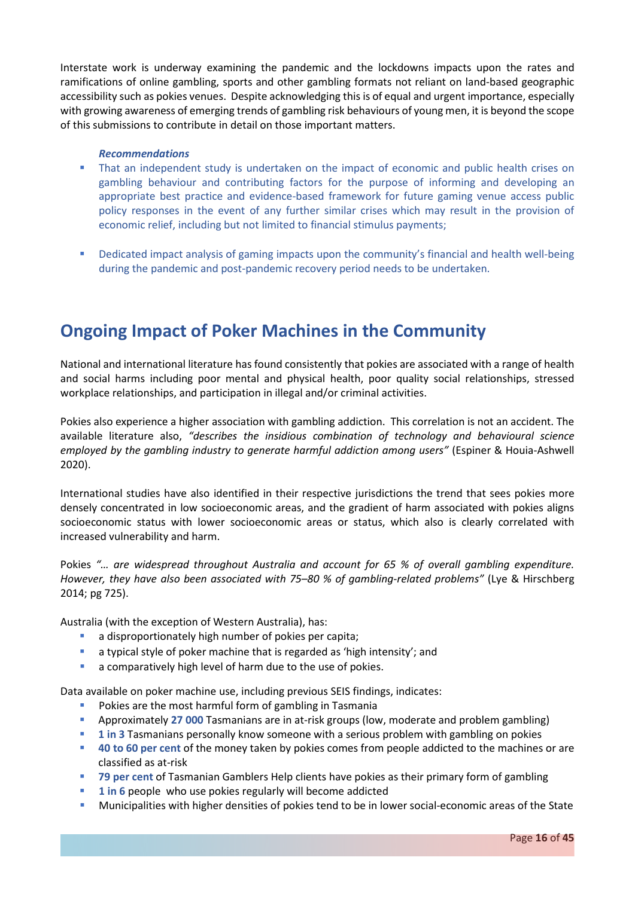Interstate work is underway examining the pandemic and the lockdowns impacts upon the rates and ramifications of online gambling, sports and other gambling formats not reliant on land-based geographic accessibility such as pokies venues. Despite acknowledging this is of equal and urgent importance, especially with growing awareness of emerging trends of gambling risk behaviours of young men, it is beyond the scope of this submissions to contribute in detail on those important matters.

***Recommendations***

- That an independent study is undertaken on the impact of economic and public health crises on gambling behaviour and contributing factors for the purpose of informing and developing an appropriate best practice and evidence-based framework for future gaming venue access public policy responses in the event of any further similar crises which may result in the provision of economic relief, including but not limited to financial stimulus payments;

- Dedicated impact analysis of gaming impacts upon the community's financial and health well-being during the pandemic and post-pandemic recovery period needs to be undertaken.

## Ongoing Impact of Poker Machines in the Community

National and international literature has found consistently that pokies are associated with a range of health and social harms including poor mental and physical health, poor quality social relationships, stressed workplace relationships, and participation in illegal and/or criminal activities.

Pokies also experience a higher association with gambling addiction. This correlation is not an accident. The available literature also, *"describes the insidious combination of technology and behavioural science employed by the gambling industry to generate harmful addiction among users"* (Espiner & Houia-Ashwell 2020).

International studies have also identified in their respective jurisdictions the trend that sees pokies more densely concentrated in low socioeconomic areas, and the gradient of harm associated with pokies aligns socioeconomic status with lower socioeconomic areas or status, which also is clearly correlated with increased vulnerability and harm.

Pokies *"… are widespread throughout Australia and account for 65 % of overall gambling expenditure. However, they have also been associated with 75–80 % of gambling-related problems"* (Lye & Hirschberg 2014; pg 725).

Australia (with the exception of Western Australia), has:

- a disproportionately high number of pokies per capita;
- a typical style of poker machine that is regarded as 'high intensity'; and
- a comparatively high level of harm due to the use of pokies.

Data available on poker machine use, including previous SEIS findings, indicates:

- Pokies are the most harmful form of gambling in Tasmania
- Approximately **27 000** Tasmanians are in at-risk groups (low, moderate and problem gambling)
- **1 in 3** Tasmanians personally know someone with a serious problem with gambling on pokies
- **40 to 60 per cent** of the money taken by pokies comes from people addicted to the machines or are classified as at-risk
- **79 per cent** of Tasmanian Gamblers Help clients have pokies as their primary form of gambling
- **1 in 6** people who use pokies regularly will become addicted
- Municipalities with higher densities of pokies tend to be in lower social-economic areas of the State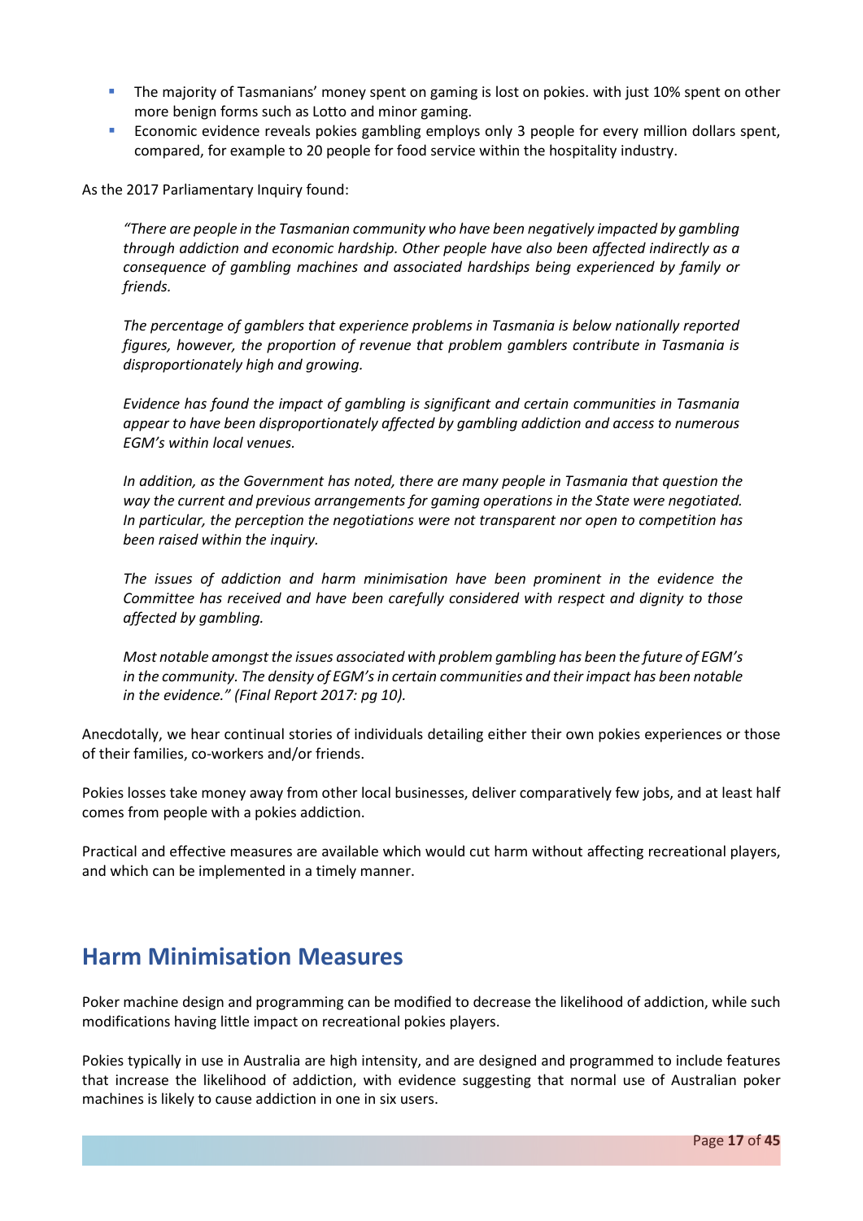- The majority of Tasmanians' money spent on gaming is lost on pokies. with just 10% spent on other more benign forms such as Lotto and minor gaming.
- Economic evidence reveals pokies gambling employs only 3 people for every million dollars spent, compared, for example to 20 people for food service within the hospitality industry.

As the 2017 Parliamentary Inquiry found:

> *"There are people in the Tasmanian community who have been negatively impacted by gambling through addiction and economic hardship. Other people have also been affected indirectly as a consequence of gambling machines and associated hardships being experienced by family or friends.*
>
> *The percentage of gamblers that experience problems in Tasmania is below nationally reported figures, however, the proportion of revenue that problem gamblers contribute in Tasmania is disproportionately high and growing.*
>
> *Evidence has found the impact of gambling is significant and certain communities in Tasmania appear to have been disproportionately affected by gambling addiction and access to numerous EGM's within local venues.*
>
> *In addition, as the Government has noted, there are many people in Tasmania that question the way the current and previous arrangements for gaming operations in the State were negotiated. In particular, the perception the negotiations were not transparent nor open to competition has been raised within the inquiry.*
>
> *The issues of addiction and harm minimisation have been prominent in the evidence the Committee has received and have been carefully considered with respect and dignity to those affected by gambling.*
>
> *Most notable amongst the issues associated with problem gambling has been the future of EGM's in the community. The density of EGM's in certain communities and their impact has been notable in the evidence." (Final Report 2017: pg 10).*

Anecdotally, we hear continual stories of individuals detailing either their own pokies experiences or those of their families, co-workers and/or friends.

Pokies losses take money away from other local businesses, deliver comparatively few jobs, and at least half comes from people with a pokies addiction.

Practical and effective measures are available which would cut harm without affecting recreational players, and which can be implemented in a timely manner.

## Harm Minimisation Measures

Poker machine design and programming can be modified to decrease the likelihood of addiction, while such modifications having little impact on recreational pokies players.

Pokies typically in use in Australia are high intensity, and are designed and programmed to include features that increase the likelihood of addiction, with evidence suggesting that normal use of Australian poker machines is likely to cause addiction in one in six users.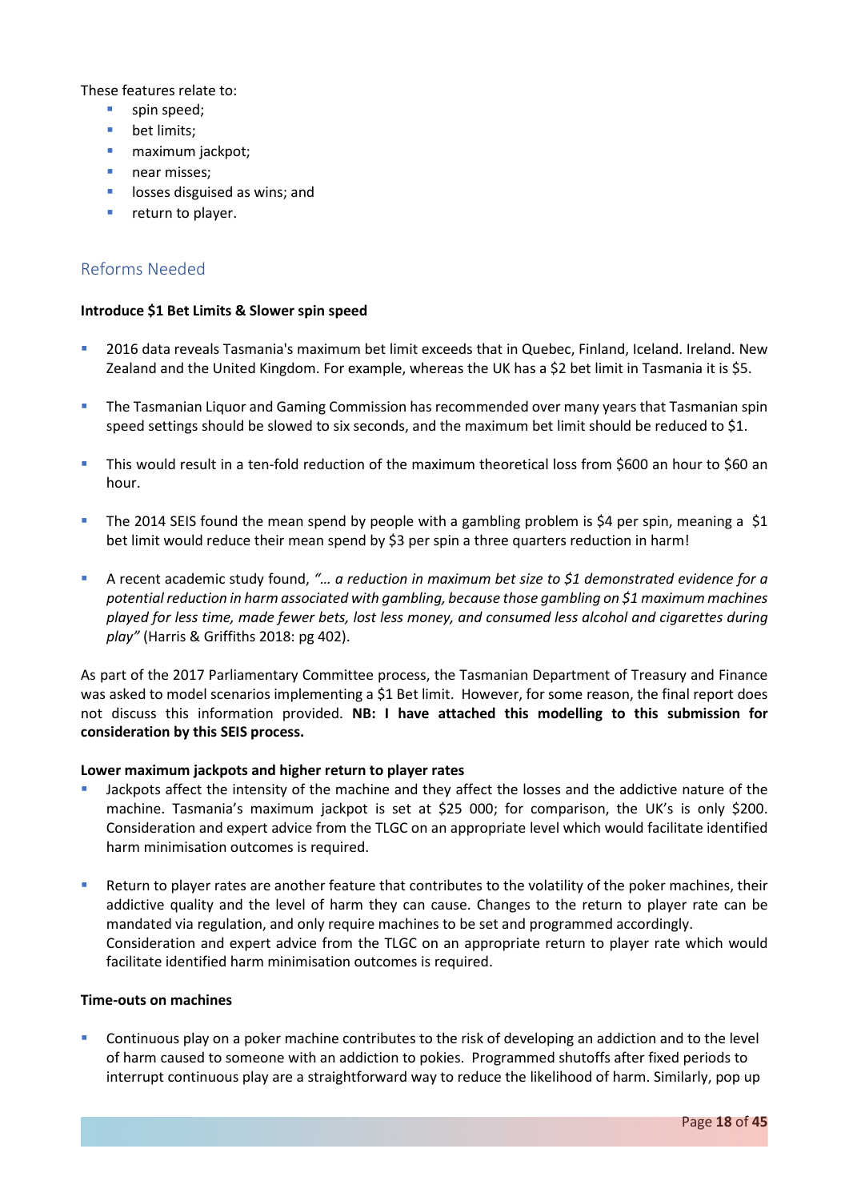These features relate to:

- spin speed;
- bet limits;
- maximum jackpot;
- near misses;
- losses disguised as wins; and
- return to player.

## Reforms Needed

**Introduce $1 Bet Limits & Slower spin speed**

- 2016 data reveals Tasmania's maximum bet limit exceeds that in Quebec, Finland, Iceland. Ireland. New Zealand and the United Kingdom. For example, whereas the UK has a $2 bet limit in Tasmania it is $5.
- The Tasmanian Liquor and Gaming Commission has recommended over many years that Tasmanian spin speed settings should be slowed to six seconds, and the maximum bet limit should be reduced to $1.
- This would result in a ten-fold reduction of the maximum theoretical loss from $600 an hour to $60 an hour.
- The 2014 SEIS found the mean spend by people with a gambling problem is $4 per spin, meaning a $1 bet limit would reduce their mean spend by $3 per spin a three quarters reduction in harm!
- A recent academic study found, *"… a reduction in maximum bet size to $1 demonstrated evidence for a potential reduction in harm associated with gambling, because those gambling on $1 maximum machines played for less time, made fewer bets, lost less money, and consumed less alcohol and cigarettes during play"* (Harris & Griffiths 2018: pg 402).

As part of the 2017 Parliamentary Committee process, the Tasmanian Department of Treasury and Finance was asked to model scenarios implementing a $1 Bet limit. However, for some reason, the final report does not discuss this information provided. **NB: I have attached this modelling to this submission for consideration by this SEIS process.**

**Lower maximum jackpots and higher return to player rates**

- Jackpots affect the intensity of the machine and they affect the losses and the addictive nature of the machine. Tasmania's maximum jackpot is set at $25 000; for comparison, the UK's is only $200. Consideration and expert advice from the TLGC on an appropriate level which would facilitate identified harm minimisation outcomes is required.
- Return to player rates are another feature that contributes to the volatility of the poker machines, their addictive quality and the level of harm they can cause. Changes to the return to player rate can be mandated via regulation, and only require machines to be set and programmed accordingly.
  Consideration and expert advice from the TLGC on an appropriate return to player rate which would facilitate identified harm minimisation outcomes is required.

**Time-outs on machines**

- Continuous play on a poker machine contributes to the risk of developing an addiction and to the level of harm caused to someone with an addiction to pokies. Programmed shutoffs after fixed periods to interrupt continuous play are a straightforward way to reduce the likelihood of harm. Similarly, pop up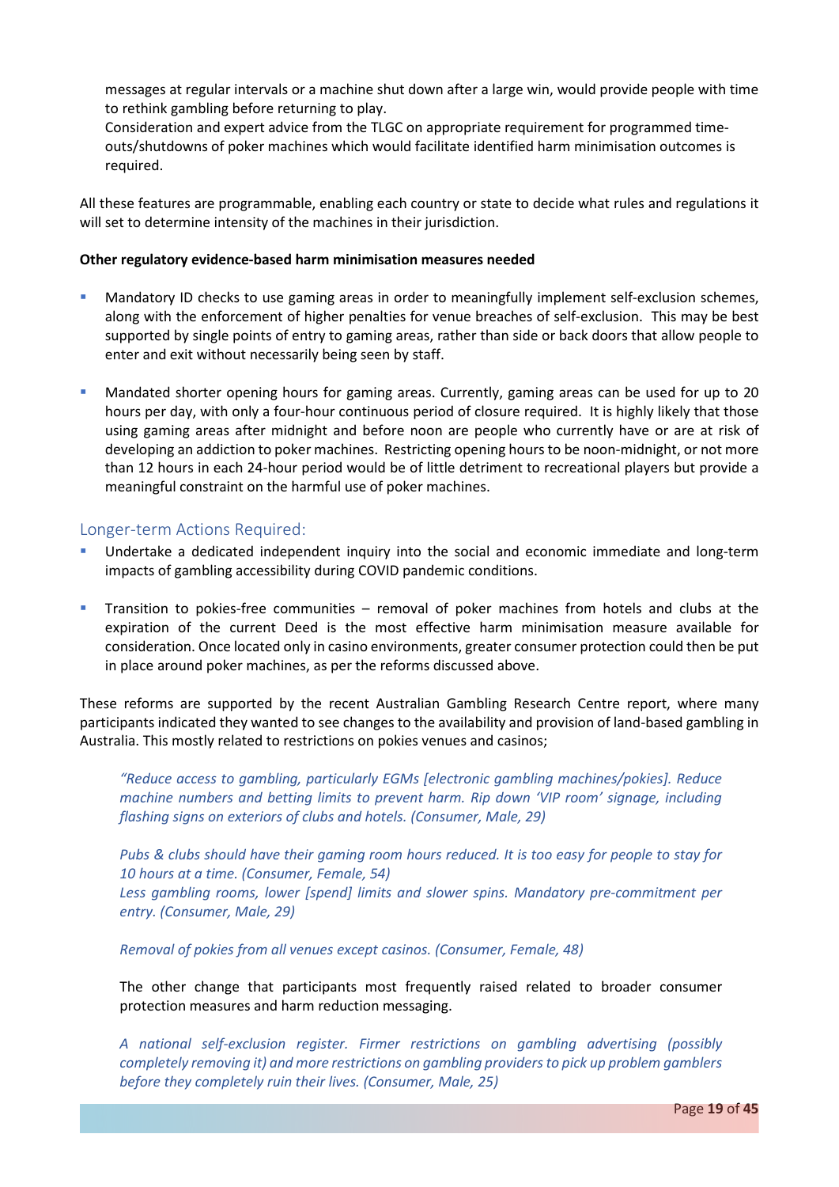messages at regular intervals or a machine shut down after a large win, would provide people with time to rethink gambling before returning to play.
Consideration and expert advice from the TLGC on appropriate requirement for programmed time-outs/shutdowns of poker machines which would facilitate identified harm minimisation outcomes is required.

All these features are programmable, enabling each country or state to decide what rules and regulations it will set to determine intensity of the machines in their jurisdiction.

**Other regulatory evidence-based harm minimisation measures needed**

- Mandatory ID checks to use gaming areas in order to meaningfully implement self-exclusion schemes, along with the enforcement of higher penalties for venue breaches of self-exclusion. This may be best supported by single points of entry to gaming areas, rather than side or back doors that allow people to enter and exit without necessarily being seen by staff.

- Mandated shorter opening hours for gaming areas. Currently, gaming areas can be used for up to 20 hours per day, with only a four-hour continuous period of closure required. It is highly likely that those using gaming areas after midnight and before noon are people who currently have or are at risk of developing an addiction to poker machines. Restricting opening hours to be noon-midnight, or not more than 12 hours in each 24-hour period would be of little detriment to recreational players but provide a meaningful constraint on the harmful use of poker machines.

## Longer-term Actions Required:

- Undertake a dedicated independent inquiry into the social and economic immediate and long-term impacts of gambling accessibility during COVID pandemic conditions.

- Transition to pokies-free communities – removal of poker machines from hotels and clubs at the expiration of the current Deed is the most effective harm minimisation measure available for consideration. Once located only in casino environments, greater consumer protection could then be put in place around poker machines, as per the reforms discussed above.

These reforms are supported by the recent Australian Gambling Research Centre report, where many participants indicated they wanted to see changes to the availability and provision of land-based gambling in Australia. This mostly related to restrictions on pokies venues and casinos;

> *"Reduce access to gambling, particularly EGMs [electronic gambling machines/pokies]. Reduce machine numbers and betting limits to prevent harm. Rip down 'VIP room' signage, including flashing signs on exteriors of clubs and hotels. (Consumer, Male, 29)*
>
> *Pubs & clubs should have their gaming room hours reduced. It is too easy for people to stay for 10 hours at a time. (Consumer, Female, 54)*
> *Less gambling rooms, lower [spend] limits and slower spins. Mandatory pre-commitment per entry. (Consumer, Male, 29)*
>
> *Removal of pokies from all venues except casinos. (Consumer, Female, 48)*
>
> The other change that participants most frequently raised related to broader consumer protection measures and harm reduction messaging.
>
> *A national self-exclusion register. Firmer restrictions on gambling advertising (possibly completely removing it) and more restrictions on gambling providers to pick up problem gamblers before they completely ruin their lives. (Consumer, Male, 25)*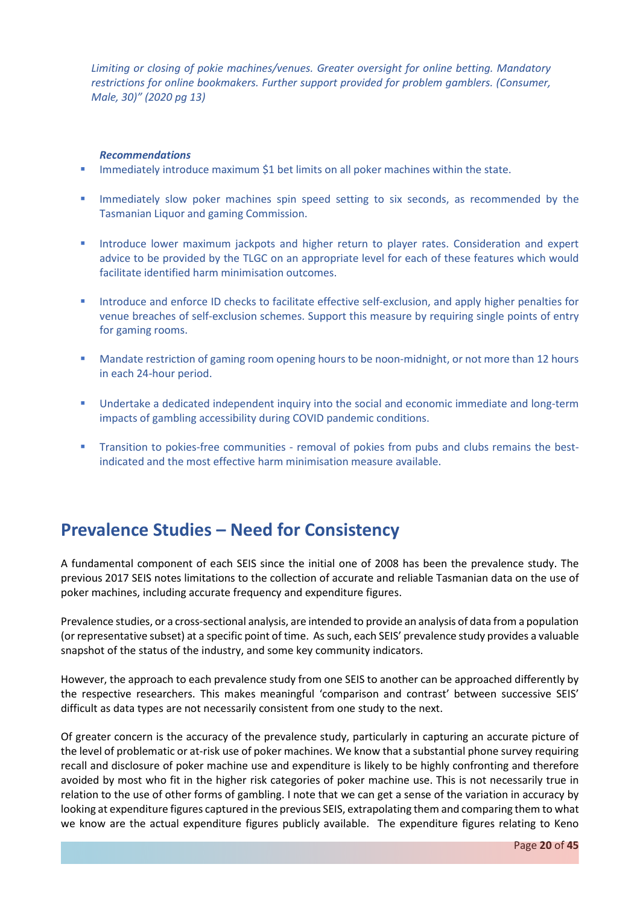*Limiting or closing of pokie machines/venues. Greater oversight for online betting. Mandatory restrictions for online bookmakers. Further support provided for problem gamblers. (Consumer, Male, 30)" (2020 pg 13)*

***Recommendations***

- Immediately introduce maximum $1 bet limits on all poker machines within the state.
- Immediately slow poker machines spin speed setting to six seconds, as recommended by the Tasmanian Liquor and gaming Commission.
- Introduce lower maximum jackpots and higher return to player rates. Consideration and expert advice to be provided by the TLGC on an appropriate level for each of these features which would facilitate identified harm minimisation outcomes.
- Introduce and enforce ID checks to facilitate effective self-exclusion, and apply higher penalties for venue breaches of self-exclusion schemes. Support this measure by requiring single points of entry for gaming rooms.
- Mandate restriction of gaming room opening hours to be noon-midnight, or not more than 12 hours in each 24-hour period.
- Undertake a dedicated independent inquiry into the social and economic immediate and long-term impacts of gambling accessibility during COVID pandemic conditions.
- Transition to pokies-free communities - removal of pokies from pubs and clubs remains the best-indicated and the most effective harm minimisation measure available.

## Prevalence Studies – Need for Consistency

A fundamental component of each SEIS since the initial one of 2008 has been the prevalence study. The previous 2017 SEIS notes limitations to the collection of accurate and reliable Tasmanian data on the use of poker machines, including accurate frequency and expenditure figures.

Prevalence studies, or a cross-sectional analysis, are intended to provide an analysis of data from a population (or representative subset) at a specific point of time. As such, each SEIS' prevalence study provides a valuable snapshot of the status of the industry, and some key community indicators.

However, the approach to each prevalence study from one SEIS to another can be approached differently by the respective researchers. This makes meaningful 'comparison and contrast' between successive SEIS' difficult as data types are not necessarily consistent from one study to the next.

Of greater concern is the accuracy of the prevalence study, particularly in capturing an accurate picture of the level of problematic or at-risk use of poker machines. We know that a substantial phone survey requiring recall and disclosure of poker machine use and expenditure is likely to be highly confronting and therefore avoided by most who fit in the higher risk categories of poker machine use. This is not necessarily true in relation to the use of other forms of gambling. I note that we can get a sense of the variation in accuracy by looking at expenditure figures captured in the previous SEIS, extrapolating them and comparing them to what we know are the actual expenditure figures publicly available. The expenditure figures relating to Keno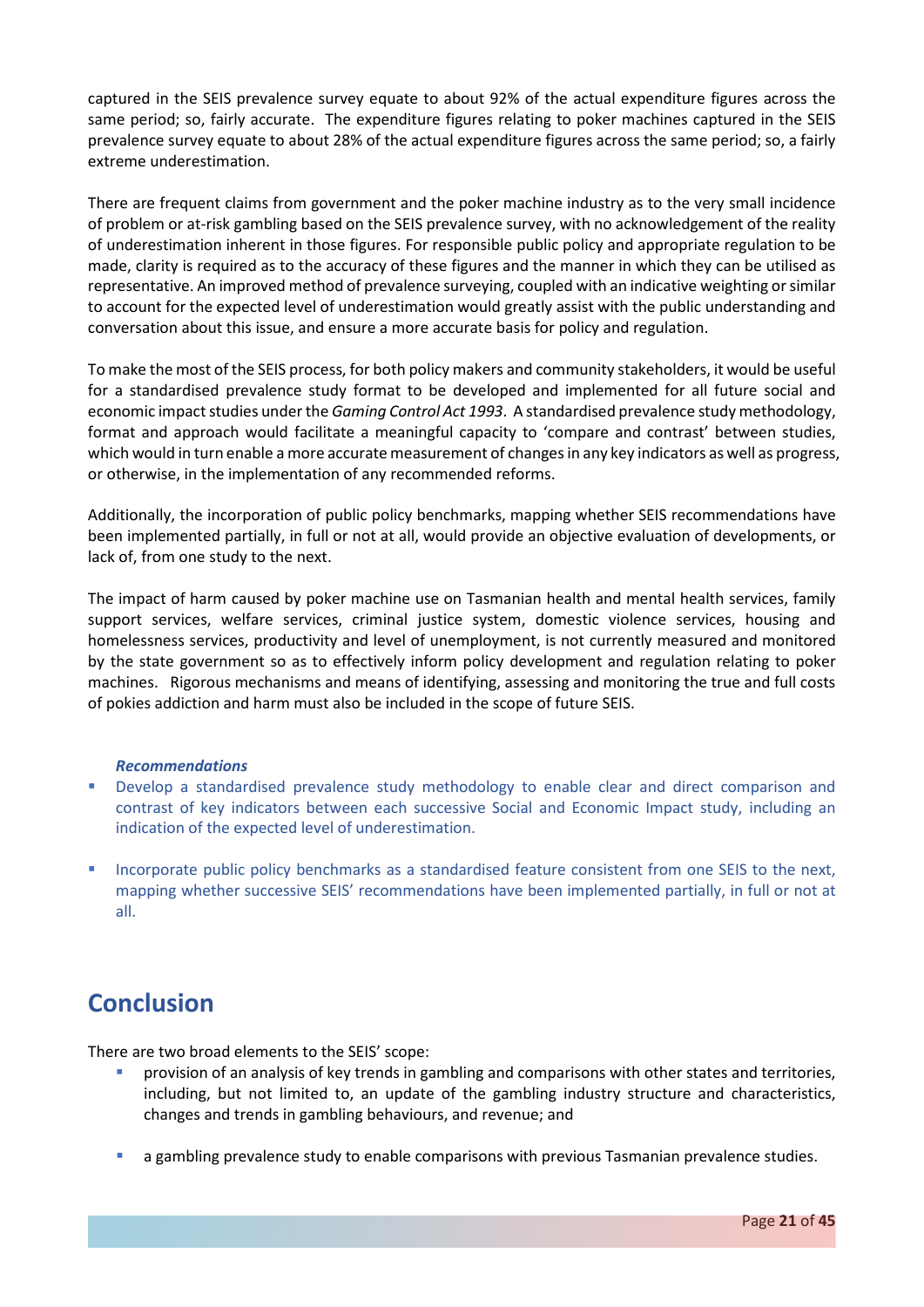captured in the SEIS prevalence survey equate to about 92% of the actual expenditure figures across the same period; so, fairly accurate. The expenditure figures relating to poker machines captured in the SEIS prevalence survey equate to about 28% of the actual expenditure figures across the same period; so, a fairly extreme underestimation.

There are frequent claims from government and the poker machine industry as to the very small incidence of problem or at-risk gambling based on the SEIS prevalence survey, with no acknowledgement of the reality of underestimation inherent in those figures. For responsible public policy and appropriate regulation to be made, clarity is required as to the accuracy of these figures and the manner in which they can be utilised as representative. An improved method of prevalence surveying, coupled with an indicative weighting or similar to account for the expected level of underestimation would greatly assist with the public understanding and conversation about this issue, and ensure a more accurate basis for policy and regulation.

To make the most of the SEIS process, for both policy makers and community stakeholders, it would be useful for a standardised prevalence study format to be developed and implemented for all future social and economic impact studies under the *Gaming Control Act 1993*. A standardised prevalence study methodology, format and approach would facilitate a meaningful capacity to 'compare and contrast' between studies, which would in turn enable a more accurate measurement of changes in any key indicators as well as progress, or otherwise, in the implementation of any recommended reforms.

Additionally, the incorporation of public policy benchmarks, mapping whether SEIS recommendations have been implemented partially, in full or not at all, would provide an objective evaluation of developments, or lack of, from one study to the next.

The impact of harm caused by poker machine use on Tasmanian health and mental health services, family support services, welfare services, criminal justice system, domestic violence services, housing and homelessness services, productivity and level of unemployment, is not currently measured and monitored by the state government so as to effectively inform policy development and regulation relating to poker machines. Rigorous mechanisms and means of identifying, assessing and monitoring the true and full costs of pokies addiction and harm must also be included in the scope of future SEIS.

***Recommendations***

- Develop a standardised prevalence study methodology to enable clear and direct comparison and contrast of key indicators between each successive Social and Economic Impact study, including an indication of the expected level of underestimation.
- Incorporate public policy benchmarks as a standardised feature consistent from one SEIS to the next, mapping whether successive SEIS' recommendations have been implemented partially, in full or not at all.

## Conclusion

There are two broad elements to the SEIS' scope:

- provision of an analysis of key trends in gambling and comparisons with other states and territories, including, but not limited to, an update of the gambling industry structure and characteristics, changes and trends in gambling behaviours, and revenue; and
- a gambling prevalence study to enable comparisons with previous Tasmanian prevalence studies.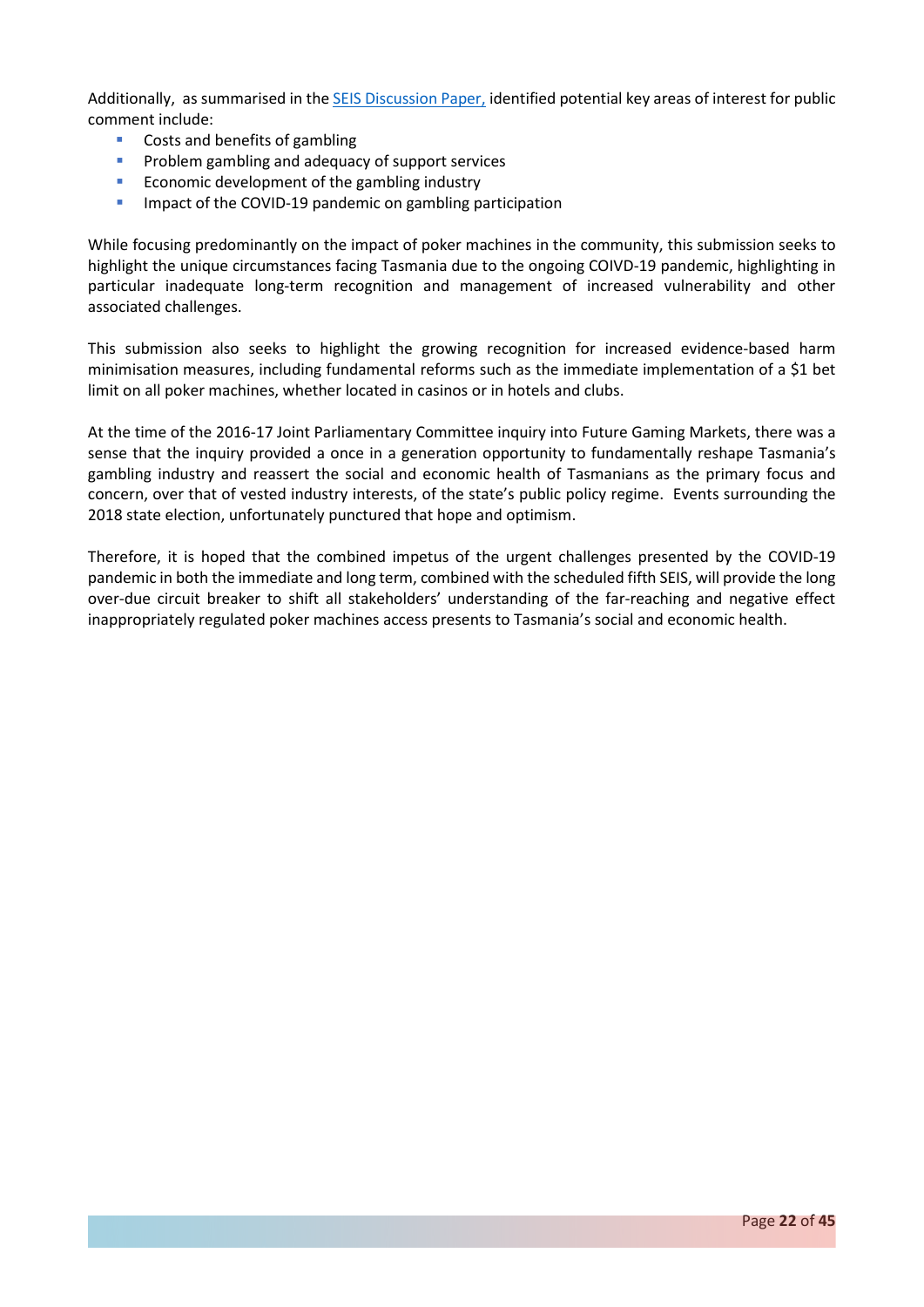Additionally, as summarised in the [SEIS Discussion Paper,](#) identified potential key areas of interest for public comment include:

- Costs and benefits of gambling
- Problem gambling and adequacy of support services
- Economic development of the gambling industry
- Impact of the COVID-19 pandemic on gambling participation

While focusing predominantly on the impact of poker machines in the community, this submission seeks to highlight the unique circumstances facing Tasmania due to the ongoing COIVD-19 pandemic, highlighting in particular inadequate long-term recognition and management of increased vulnerability and other associated challenges.

This submission also seeks to highlight the growing recognition for increased evidence-based harm minimisation measures, including fundamental reforms such as the immediate implementation of a $1 bet limit on all poker machines, whether located in casinos or in hotels and clubs.

At the time of the 2016-17 Joint Parliamentary Committee inquiry into Future Gaming Markets, there was a sense that the inquiry provided a once in a generation opportunity to fundamentally reshape Tasmania's gambling industry and reassert the social and economic health of Tasmanians as the primary focus and concern, over that of vested industry interests, of the state's public policy regime. Events surrounding the 2018 state election, unfortunately punctured that hope and optimism.

Therefore, it is hoped that the combined impetus of the urgent challenges presented by the COVID-19 pandemic in both the immediate and long term, combined with the scheduled fifth SEIS, will provide the long over-due circuit breaker to shift all stakeholders' understanding of the far-reaching and negative effect inappropriately regulated poker machines access presents to Tasmania's social and economic health.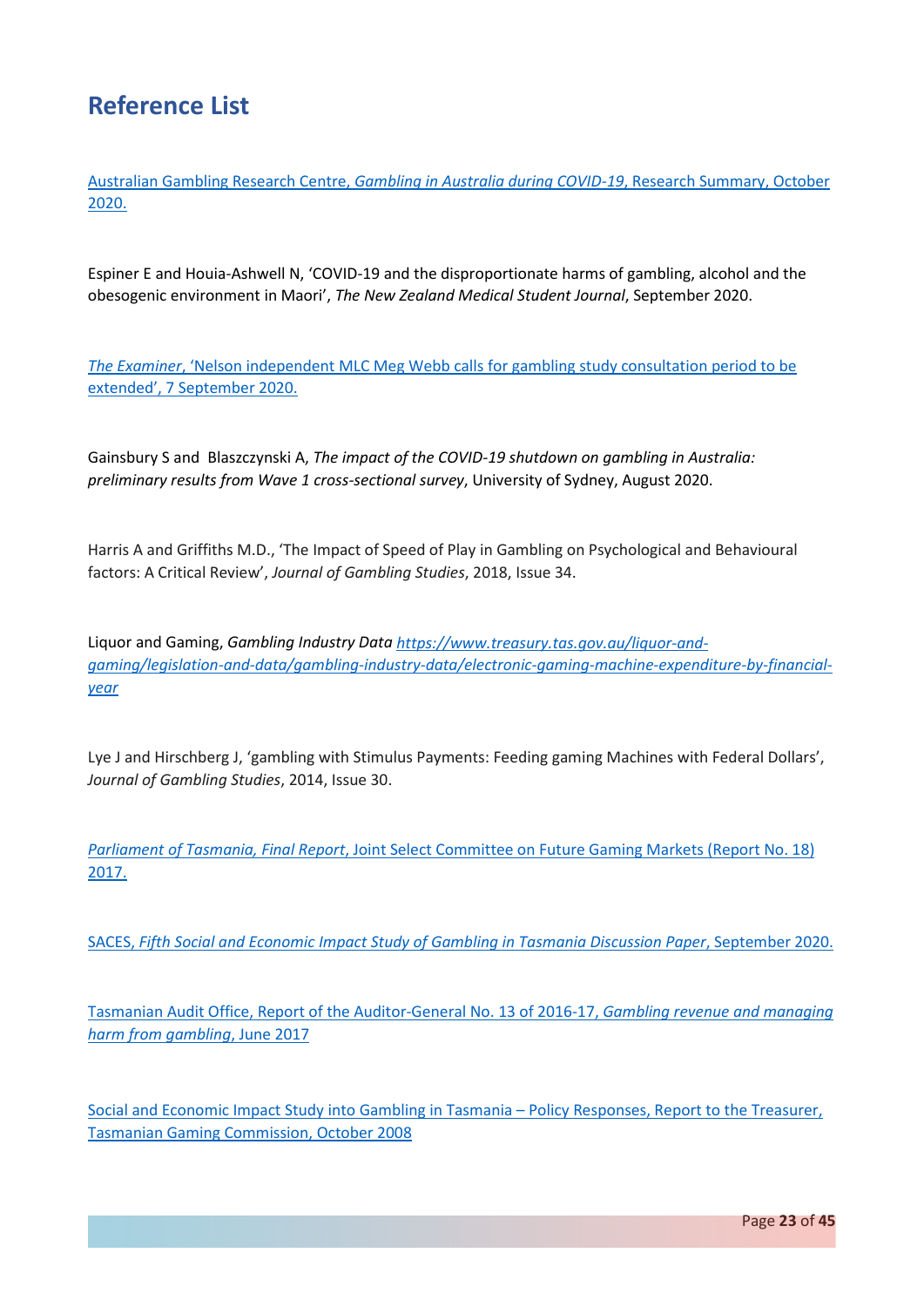# Reference List

Australian Gambling Research Centre, *Gambling in Australia during COVID-19*, Research Summary, October 2020.

Espiner E and Houia-Ashwell N, 'COVID-19 and the disproportionate harms of gambling, alcohol and the obesogenic environment in Maori', *The New Zealand Medical Student Journal*, September 2020.

*The Examiner*, 'Nelson independent MLC Meg Webb calls for gambling study consultation period to be extended', 7 September 2020.

Gainsbury S and Blaszczynski A, *The impact of the COVID-19 shutdown on gambling in Australia: preliminary results from Wave 1 cross-sectional survey*, University of Sydney, August 2020.

Harris A and Griffiths M.D., 'The Impact of Speed of Play in Gambling on Psychological and Behavioural factors: A Critical Review', *Journal of Gambling Studies*, 2018, Issue 34.

Liquor and Gaming, *Gambling Industry Data https://www.treasury.tas.gov.au/liquor-and-gaming/legislation-and-data/gambling-industry-data/electronic-gaming-machine-expenditure-by-financial-year*

Lye J and Hirschberg J, 'gambling with Stimulus Payments: Feeding gaming Machines with Federal Dollars', *Journal of Gambling Studies*, 2014, Issue 30.

*Parliament of Tasmania, Final Report*, Joint Select Committee on Future Gaming Markets (Report No. 18) 2017.

SACES, *Fifth Social and Economic Impact Study of Gambling in Tasmania Discussion Paper*, September 2020.

Tasmanian Audit Office, Report of the Auditor-General No. 13 of 2016-17, *Gambling revenue and managing harm from gambling*, June 2017

Social and Economic Impact Study into Gambling in Tasmania – Policy Responses, Report to the Treasurer, Tasmanian Gaming Commission, October 2008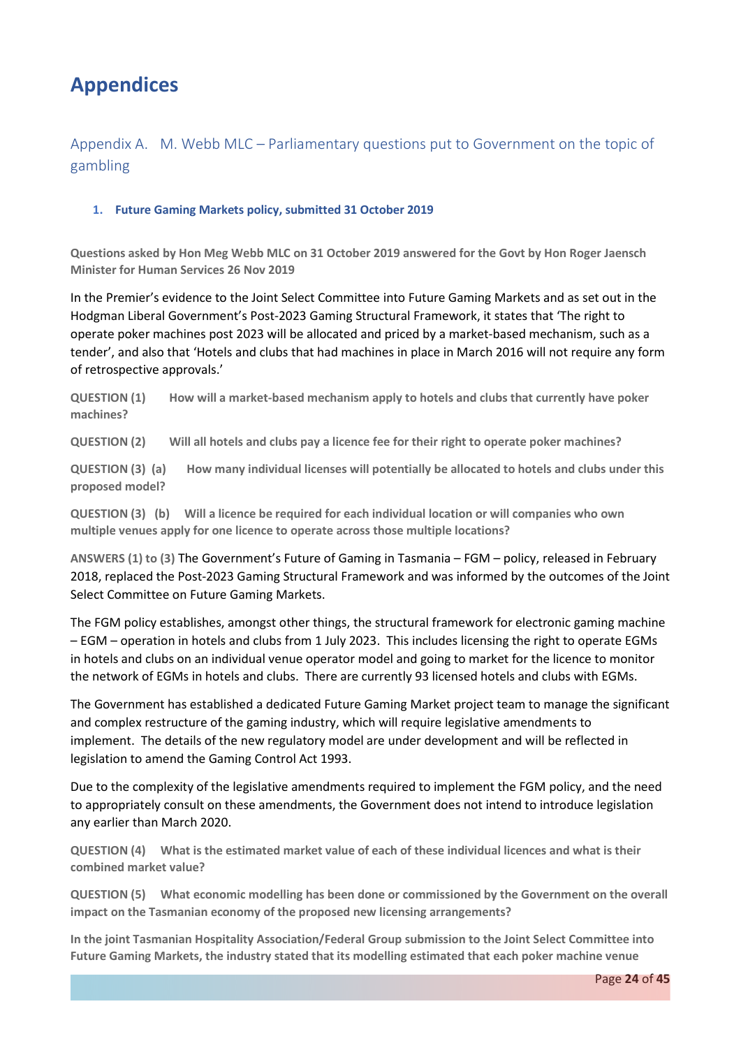# Appendices

## Appendix A. M. Webb MLC – Parliamentary questions put to Government on the topic of gambling

### 1. Future Gaming Markets policy, submitted 31 October 2019

**Questions asked by Hon Meg Webb MLC on 31 October 2019 answered for the Govt by Hon Roger Jaensch Minister for Human Services 26 Nov 2019**

In the Premier's evidence to the Joint Select Committee into Future Gaming Markets and as set out in the Hodgman Liberal Government's Post-2023 Gaming Structural Framework, it states that 'The right to operate poker machines post 2023 will be allocated and priced by a market-based mechanism, such as a tender', and also that 'Hotels and clubs that had machines in place in March 2016 will not require any form of retrospective approvals.'

**QUESTION (1) How will a market-based mechanism apply to hotels and clubs that currently have poker machines?**

**QUESTION (2) Will all hotels and clubs pay a licence fee for their right to operate poker machines?**

**QUESTION (3) (a) How many individual licenses will potentially be allocated to hotels and clubs under this proposed model?**

**QUESTION (3) (b) Will a licence be required for each individual location or will companies who own multiple venues apply for one licence to operate across those multiple locations?**

**ANSWERS (1) to (3)** The Government's Future of Gaming in Tasmania – FGM – policy, released in February 2018, replaced the Post-2023 Gaming Structural Framework and was informed by the outcomes of the Joint Select Committee on Future Gaming Markets.

The FGM policy establishes, amongst other things, the structural framework for electronic gaming machine – EGM – operation in hotels and clubs from 1 July 2023. This includes licensing the right to operate EGMs in hotels and clubs on an individual venue operator model and going to market for the licence to monitor the network of EGMs in hotels and clubs. There are currently 93 licensed hotels and clubs with EGMs.

The Government has established a dedicated Future Gaming Market project team to manage the significant and complex restructure of the gaming industry, which will require legislative amendments to implement. The details of the new regulatory model are under development and will be reflected in legislation to amend the Gaming Control Act 1993.

Due to the complexity of the legislative amendments required to implement the FGM policy, and the need to appropriately consult on these amendments, the Government does not intend to introduce legislation any earlier than March 2020.

**QUESTION (4) What is the estimated market value of each of these individual licences and what is their combined market value?**

**QUESTION (5) What economic modelling has been done or commissioned by the Government on the overall impact on the Tasmanian economy of the proposed new licensing arrangements?**

**In the joint Tasmanian Hospitality Association/Federal Group submission to the Joint Select Committee into Future Gaming Markets, the industry stated that its modelling estimated that each poker machine venue**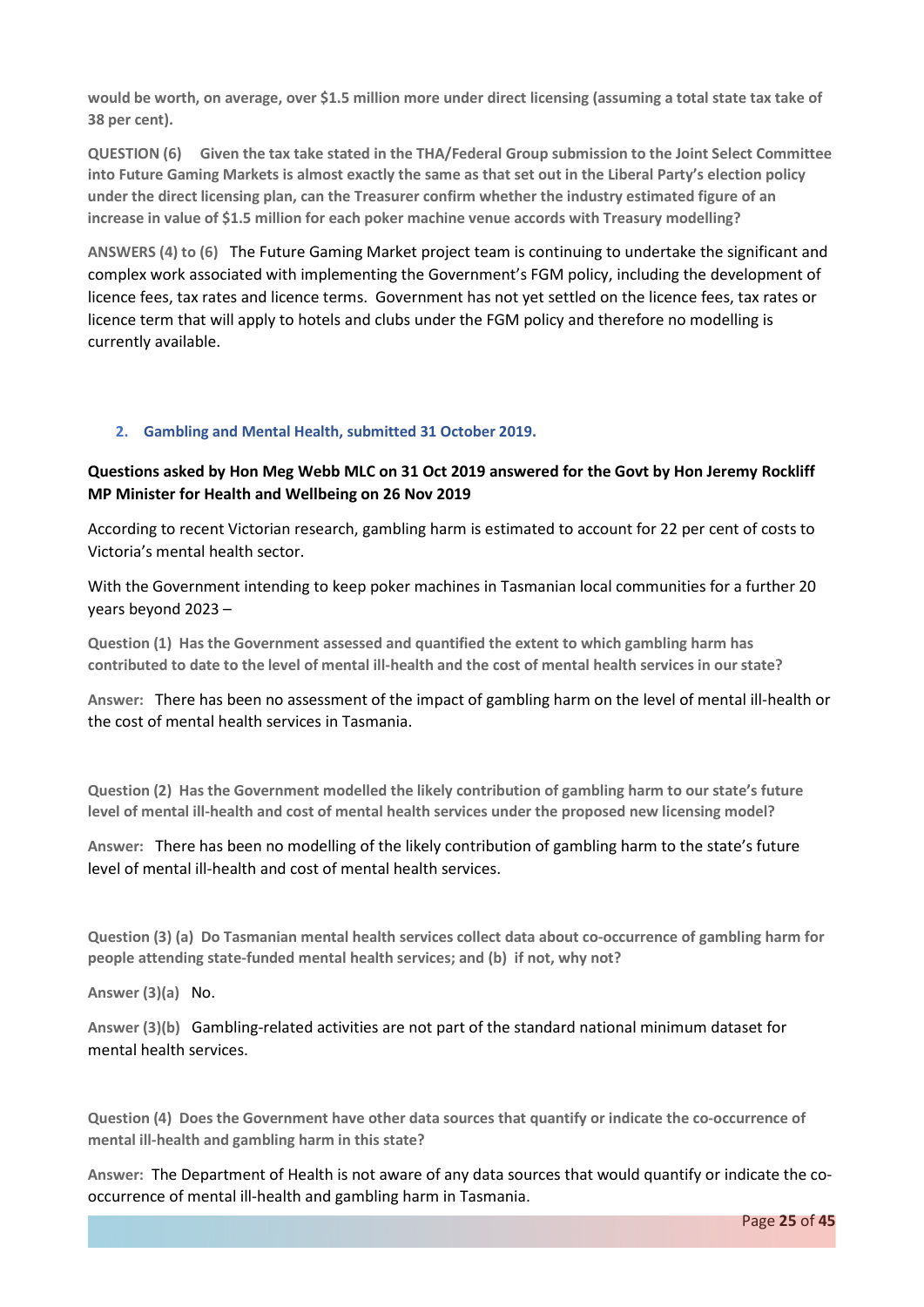**would be worth, on average, over $1.5 million more under direct licensing (assuming a total state tax take of 38 per cent).**

**QUESTION (6)** **Given the tax take stated in the THA/Federal Group submission to the Joint Select Committee into Future Gaming Markets is almost exactly the same as that set out in the Liberal Party's election policy under the direct licensing plan, can the Treasurer confirm whether the industry estimated figure of an increase in value of $1.5 million for each poker machine venue accords with Treasury modelling?**

**ANSWERS (4) to (6)** The Future Gaming Market project team is continuing to undertake the significant and complex work associated with implementing the Government's FGM policy, including the development of licence fees, tax rates and licence terms. Government has not yet settled on the licence fees, tax rates or licence term that will apply to hotels and clubs under the FGM policy and therefore no modelling is currently available.

## 2. Gambling and Mental Health, submitted 31 October 2019.

**Questions asked by Hon Meg Webb MLC on 31 Oct 2019 answered for the Govt by Hon Jeremy Rockliff MP Minister for Health and Wellbeing on 26 Nov 2019**

According to recent Victorian research, gambling harm is estimated to account for 22 per cent of costs to Victoria's mental health sector.

With the Government intending to keep poker machines in Tasmanian local communities for a further 20 years beyond 2023 –

**Question (1)** **Has the Government assessed and quantified the extent to which gambling harm has contributed to date to the level of mental ill-health and the cost of mental health services in our state?**

**Answer:** There has been no assessment of the impact of gambling harm on the level of mental ill-health or the cost of mental health services in Tasmania.

**Question (2)** **Has the Government modelled the likely contribution of gambling harm to our state's future level of mental ill-health and cost of mental health services under the proposed new licensing model?**

**Answer:** There has been no modelling of the likely contribution of gambling harm to the state's future level of mental ill-health and cost of mental health services.

**Question (3) (a)** **Do Tasmanian mental health services collect data about co-occurrence of gambling harm for people attending state-funded mental health services; and (b) if not, why not?**

**Answer (3)(a)** No.

**Answer (3)(b)** Gambling-related activities are not part of the standard national minimum dataset for mental health services.

**Question (4)** **Does the Government have other data sources that quantify or indicate the co-occurrence of mental ill-health and gambling harm in this state?**

**Answer:** The Department of Health is not aware of any data sources that would quantify or indicate the co-occurrence of mental ill-health and gambling harm in Tasmania.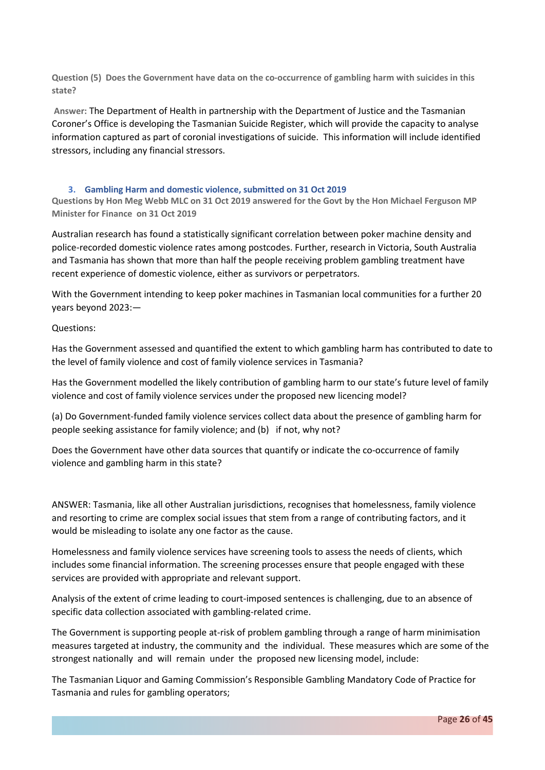**Question (5) Does the Government have data on the co-occurrence of gambling harm with suicides in this state?**

**Answer:** The Department of Health in partnership with the Department of Justice and the Tasmanian Coroner's Office is developing the Tasmanian Suicide Register, which will provide the capacity to analyse information captured as part of coronial investigations of suicide. This information will include identified stressors, including any financial stressors.

### 3. Gambling Harm and domestic violence, submitted on 31 Oct 2019

**Questions by Hon Meg Webb MLC on 31 Oct 2019 answered for the Govt by the Hon Michael Ferguson MP Minister for Finance on 31 Oct 2019**

Australian research has found a statistically significant correlation between poker machine density and police-recorded domestic violence rates among postcodes. Further, research in Victoria, South Australia and Tasmania has shown that more than half the people receiving problem gambling treatment have recent experience of domestic violence, either as survivors or perpetrators.

With the Government intending to keep poker machines in Tasmanian local communities for a further 20 years beyond 2023:—

Questions:

Has the Government assessed and quantified the extent to which gambling harm has contributed to date to the level of family violence and cost of family violence services in Tasmania?

Has the Government modelled the likely contribution of gambling harm to our state's future level of family violence and cost of family violence services under the proposed new licencing model?

(a) Do Government-funded family violence services collect data about the presence of gambling harm for people seeking assistance for family violence; and (b) if not, why not?

Does the Government have other data sources that quantify or indicate the co-occurrence of family violence and gambling harm in this state?

ANSWER: Tasmania, like all other Australian jurisdictions, recognises that homelessness, family violence and resorting to crime are complex social issues that stem from a range of contributing factors, and it would be misleading to isolate any one factor as the cause.

Homelessness and family violence services have screening tools to assess the needs of clients, which includes some financial information. The screening processes ensure that people engaged with these services are provided with appropriate and relevant support.

Analysis of the extent of crime leading to court-imposed sentences is challenging, due to an absence of specific data collection associated with gambling-related crime.

The Government is supporting people at-risk of problem gambling through a range of harm minimisation measures targeted at industry, the community and the individual. These measures which are some of the strongest nationally and will remain under the proposed new licensing model, include:

The Tasmanian Liquor and Gaming Commission's Responsible Gambling Mandatory Code of Practice for Tasmania and rules for gambling operators;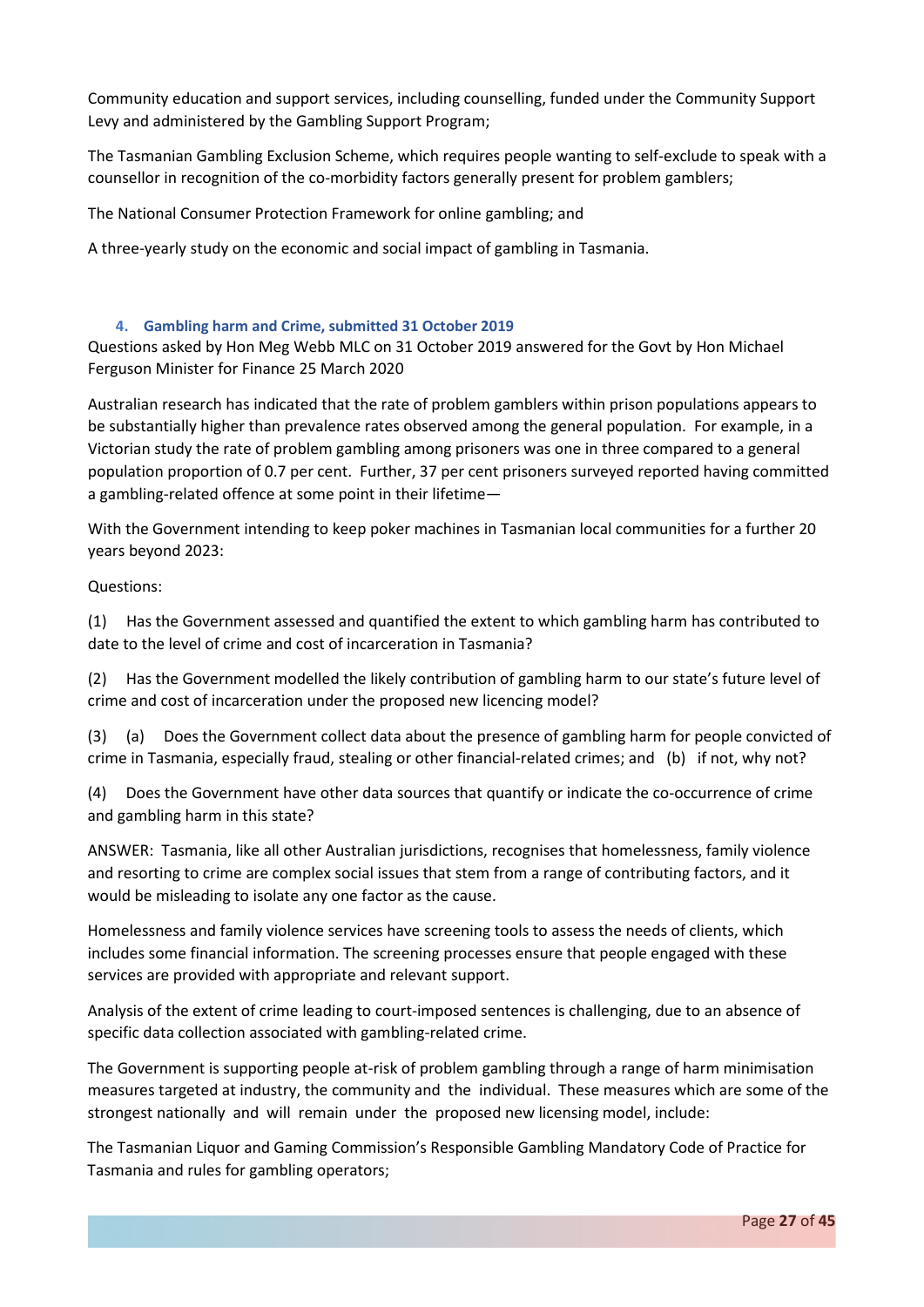Community education and support services, including counselling, funded under the Community Support Levy and administered by the Gambling Support Program;

The Tasmanian Gambling Exclusion Scheme, which requires people wanting to self-exclude to speak with a counsellor in recognition of the co-morbidity factors generally present for problem gamblers;

The National Consumer Protection Framework for online gambling; and

A three-yearly study on the economic and social impact of gambling in Tasmania.

#### 4. Gambling harm and Crime, submitted 31 October 2019

Questions asked by Hon Meg Webb MLC on 31 October 2019 answered for the Govt by Hon Michael Ferguson Minister for Finance 25 March 2020

Australian research has indicated that the rate of problem gamblers within prison populations appears to be substantially higher than prevalence rates observed among the general population. For example, in a Victorian study the rate of problem gambling among prisoners was one in three compared to a general population proportion of 0.7 per cent. Further, 37 per cent prisoners surveyed reported having committed a gambling-related offence at some point in their lifetime—

With the Government intending to keep poker machines in Tasmanian local communities for a further 20 years beyond 2023:

Questions:

(1) Has the Government assessed and quantified the extent to which gambling harm has contributed to date to the level of crime and cost of incarceration in Tasmania?

(2) Has the Government modelled the likely contribution of gambling harm to our state's future level of crime and cost of incarceration under the proposed new licencing model?

(3) (a) Does the Government collect data about the presence of gambling harm for people convicted of crime in Tasmania, especially fraud, stealing or other financial-related crimes; and (b) if not, why not?

(4) Does the Government have other data sources that quantify or indicate the co-occurrence of crime and gambling harm in this state?

ANSWER: Tasmania, like all other Australian jurisdictions, recognises that homelessness, family violence and resorting to crime are complex social issues that stem from a range of contributing factors, and it would be misleading to isolate any one factor as the cause.

Homelessness and family violence services have screening tools to assess the needs of clients, which includes some financial information. The screening processes ensure that people engaged with these services are provided with appropriate and relevant support.

Analysis of the extent of crime leading to court-imposed sentences is challenging, due to an absence of specific data collection associated with gambling-related crime.

The Government is supporting people at-risk of problem gambling through a range of harm minimisation measures targeted at industry, the community and the individual. These measures which are some of the strongest nationally and will remain under the proposed new licensing model, include:

The Tasmanian Liquor and Gaming Commission's Responsible Gambling Mandatory Code of Practice for Tasmania and rules for gambling operators;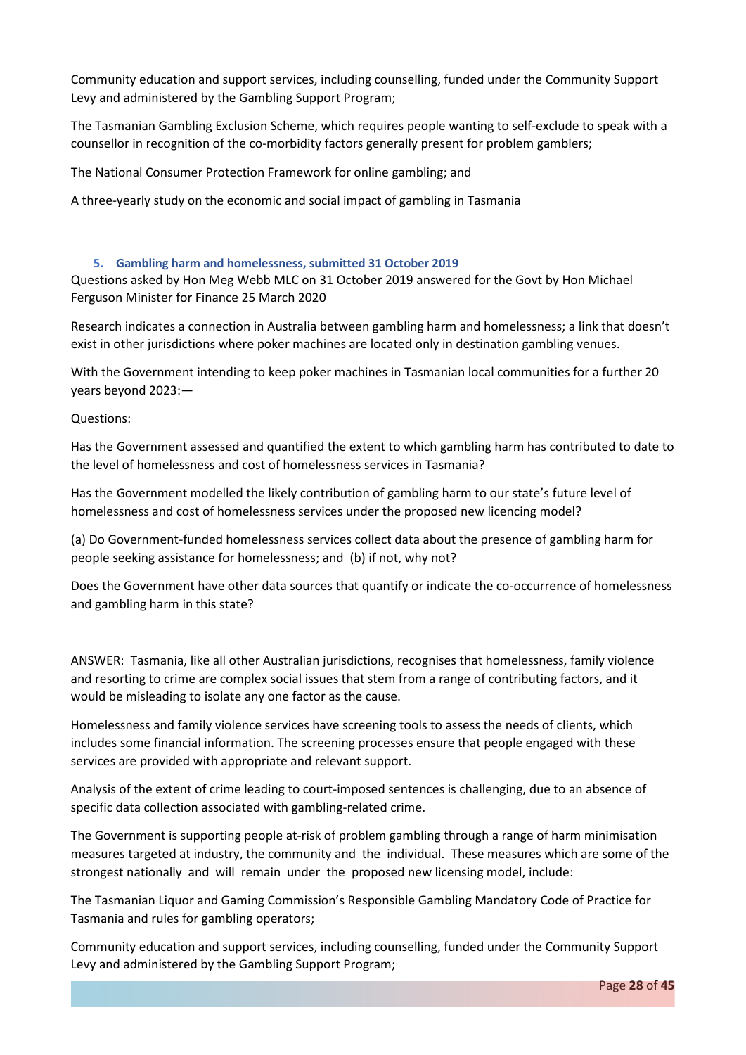Community education and support services, including counselling, funded under the Community Support Levy and administered by the Gambling Support Program;

The Tasmanian Gambling Exclusion Scheme, which requires people wanting to self-exclude to speak with a counsellor in recognition of the co-morbidity factors generally present for problem gamblers;

The National Consumer Protection Framework for online gambling; and

A three-yearly study on the economic and social impact of gambling in Tasmania

### 5. Gambling harm and homelessness, submitted 31 October 2019

Questions asked by Hon Meg Webb MLC on 31 October 2019 answered for the Govt by Hon Michael Ferguson Minister for Finance 25 March 2020

Research indicates a connection in Australia between gambling harm and homelessness; a link that doesn't exist in other jurisdictions where poker machines are located only in destination gambling venues.

With the Government intending to keep poker machines in Tasmanian local communities for a further 20 years beyond 2023:—

Questions:

Has the Government assessed and quantified the extent to which gambling harm has contributed to date to the level of homelessness and cost of homelessness services in Tasmania?

Has the Government modelled the likely contribution of gambling harm to our state's future level of homelessness and cost of homelessness services under the proposed new licencing model?

(a) Do Government-funded homelessness services collect data about the presence of gambling harm for people seeking assistance for homelessness; and (b) if not, why not?

Does the Government have other data sources that quantify or indicate the co-occurrence of homelessness and gambling harm in this state?

ANSWER: Tasmania, like all other Australian jurisdictions, recognises that homelessness, family violence and resorting to crime are complex social issues that stem from a range of contributing factors, and it would be misleading to isolate any one factor as the cause.

Homelessness and family violence services have screening tools to assess the needs of clients, which includes some financial information. The screening processes ensure that people engaged with these services are provided with appropriate and relevant support.

Analysis of the extent of crime leading to court-imposed sentences is challenging, due to an absence of specific data collection associated with gambling-related crime.

The Government is supporting people at-risk of problem gambling through a range of harm minimisation measures targeted at industry, the community and the individual. These measures which are some of the strongest nationally and will remain under the proposed new licensing model, include:

The Tasmanian Liquor and Gaming Commission's Responsible Gambling Mandatory Code of Practice for Tasmania and rules for gambling operators;

Community education and support services, including counselling, funded under the Community Support Levy and administered by the Gambling Support Program;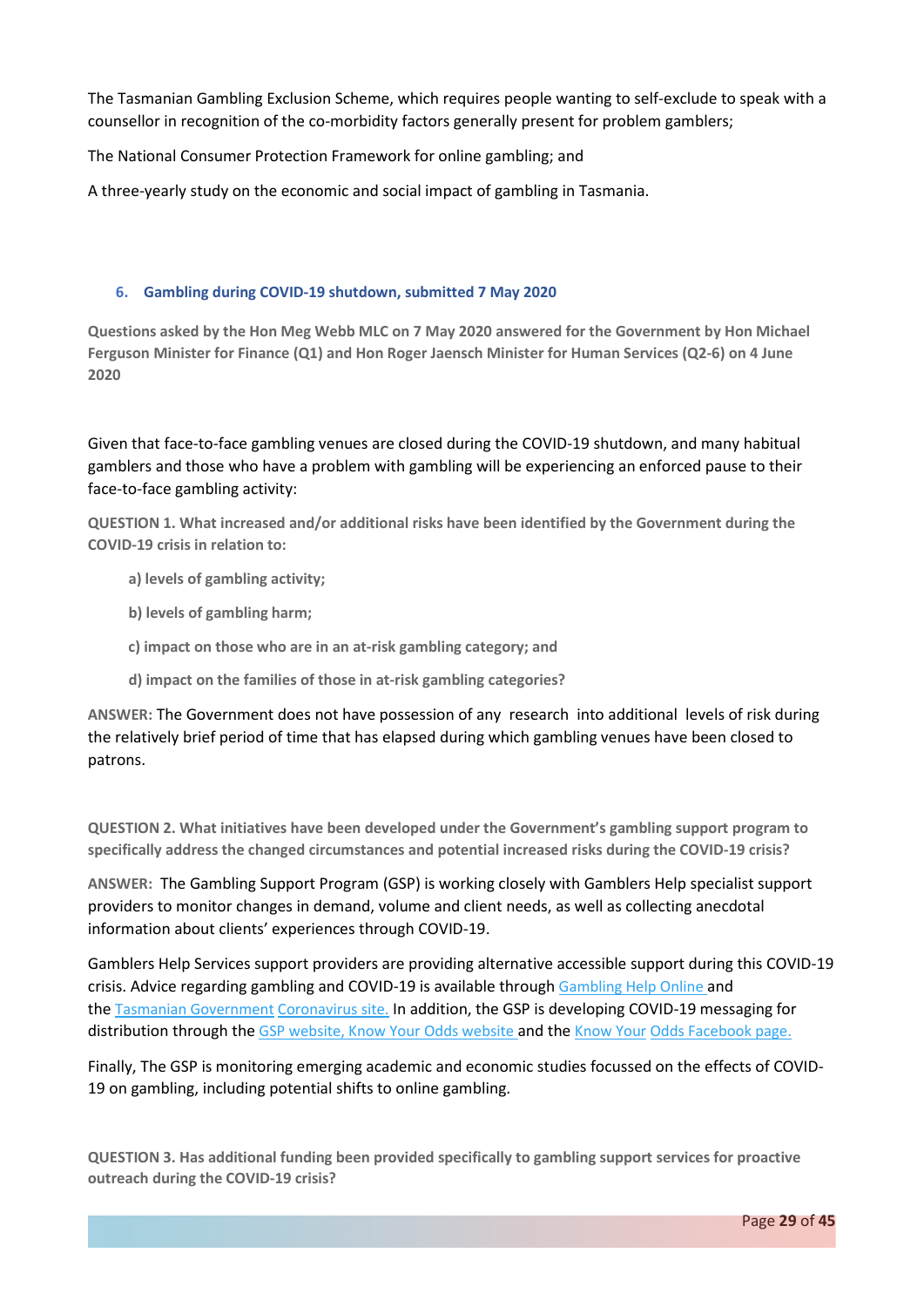The Tasmanian Gambling Exclusion Scheme, which requires people wanting to self-exclude to speak with a counsellor in recognition of the co-morbidity factors generally present for problem gamblers;

The National Consumer Protection Framework for online gambling; and

A three-yearly study on the economic and social impact of gambling in Tasmania.

### 6. Gambling during COVID-19 shutdown, submitted 7 May 2020

**Questions asked by the Hon Meg Webb MLC on 7 May 2020 answered for the Government by Hon Michael Ferguson Minister for Finance (Q1) and Hon Roger Jaensch Minister for Human Services (Q2-6) on 4 June 2020**

Given that face-to-face gambling venues are closed during the COVID-19 shutdown, and many habitual gamblers and those who have a problem with gambling will be experiencing an enforced pause to their face-to-face gambling activity:

**QUESTION 1. What increased and/or additional risks have been identified by the Government during the COVID-19 crisis in relation to:**

**a) levels of gambling activity;**

**b) levels of gambling harm;**

**c) impact on those who are in an at-risk gambling category; and**

**d) impact on the families of those in at-risk gambling categories?**

**ANSWER:** The Government does not have possession of any research into additional levels of risk during the relatively brief period of time that has elapsed during which gambling venues have been closed to patrons.

**QUESTION 2. What initiatives have been developed under the Government's gambling support program to specifically address the changed circumstances and potential increased risks during the COVID-19 crisis?**

**ANSWER:** The Gambling Support Program (GSP) is working closely with Gamblers Help specialist support providers to monitor changes in demand, volume and client needs, as well as collecting anecdotal information about clients' experiences through COVID-19.

Gamblers Help Services support providers are providing alternative accessible support during this COVID-19 crisis. Advice regarding gambling and COVID-19 is available through Gambling Help Online and the Tasmanian Government Coronavirus site. In addition, the GSP is developing COVID-19 messaging for distribution through the GSP website, Know Your Odds website and the Know Your Odds Facebook page.

Finally, The GSP is monitoring emerging academic and economic studies focussed on the effects of COVID-19 on gambling, including potential shifts to online gambling.

**QUESTION 3. Has additional funding been provided specifically to gambling support services for proactive outreach during the COVID-19 crisis?**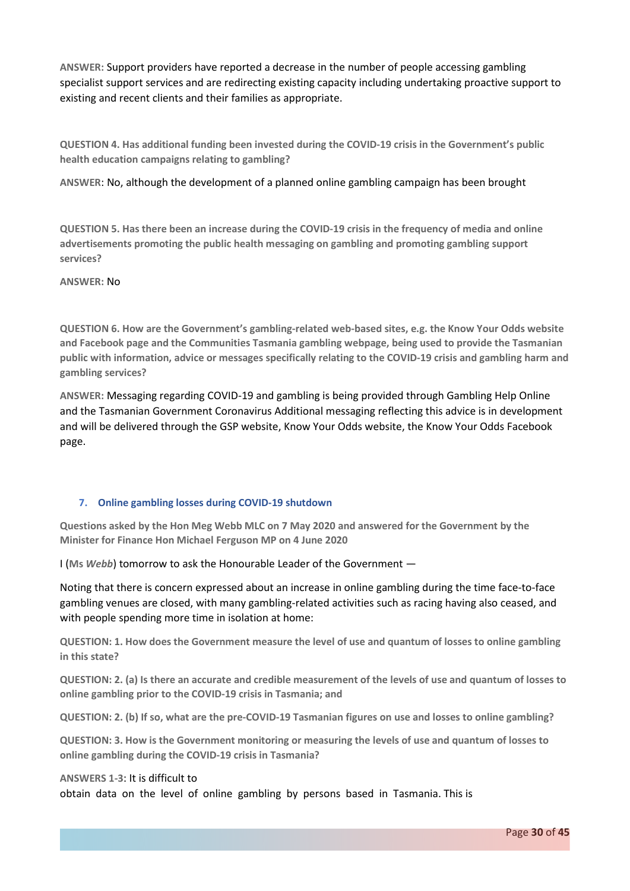**ANSWER:** Support providers have reported a decrease in the number of people accessing gambling specialist support services and are redirecting existing capacity including undertaking proactive support to existing and recent clients and their families as appropriate.

**QUESTION 4. Has additional funding been invested during the COVID-19 crisis in the Government's public health education campaigns relating to gambling?**

**ANSWER**: No, although the development of a planned online gambling campaign has been brought

**QUESTION 5. Has there been an increase during the COVID-19 crisis in the frequency of media and online advertisements promoting the public health messaging on gambling and promoting gambling support services?**

**ANSWER:** No

**QUESTION 6. How are the Government's gambling-related web-based sites, e.g. the Know Your Odds website and Facebook page and the Communities Tasmania gambling webpage, being used to provide the Tasmanian public with information, advice or messages specifically relating to the COVID-19 crisis and gambling harm and gambling services?**

**ANSWER:** Messaging regarding COVID-19 and gambling is being provided through Gambling Help Online and the Tasmanian Government Coronavirus Additional messaging reflecting this advice is in development and will be delivered through the GSP website, Know Your Odds website, the Know Your Odds Facebook page.

### 7. Online gambling losses during COVID-19 shutdown

**Questions asked by the Hon Meg Webb MLC on 7 May 2020 and answered for the Government by the Minister for Finance Hon Michael Ferguson MP on 4 June 2020**

I (**Ms *Webb***) tomorrow to ask the Honourable Leader of the Government —

Noting that there is concern expressed about an increase in online gambling during the time face-to-face gambling venues are closed, with many gambling-related activities such as racing having also ceased, and with people spending more time in isolation at home:

**QUESTION: 1. How does the Government measure the level of use and quantum of losses to online gambling in this state?**

**QUESTION: 2. (a) Is there an accurate and credible measurement of the levels of use and quantum of losses to online gambling prior to the COVID-19 crisis in Tasmania; and**

**QUESTION: 2. (b) If so, what are the pre-COVID-19 Tasmanian figures on use and losses to online gambling?**

**QUESTION: 3. How is the Government monitoring or measuring the levels of use and quantum of losses to online gambling during the COVID-19 crisis in Tasmania?**

**ANSWERS 1-3:** It is difficult to obtain data on the level of online gambling by persons based in Tasmania. This is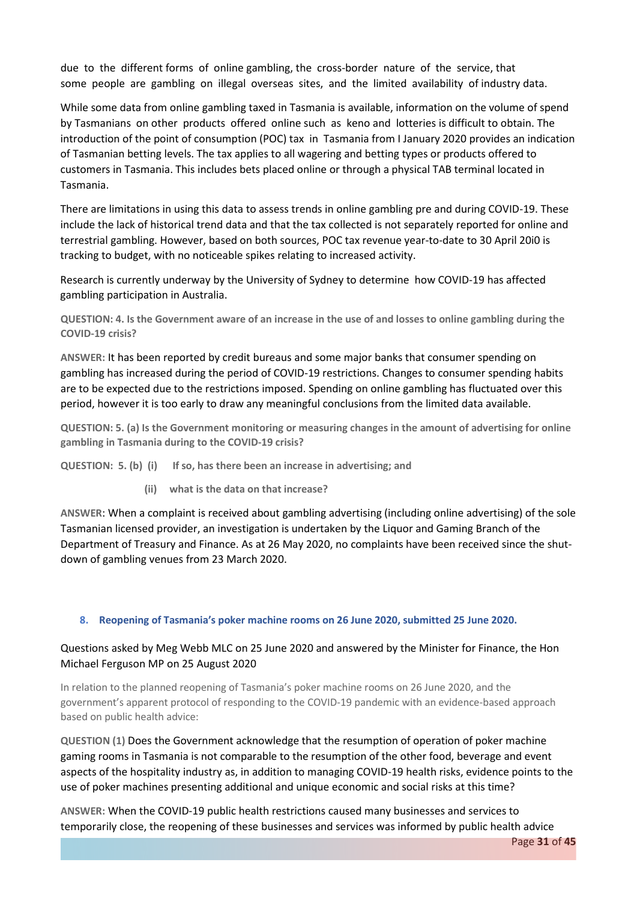due to the different forms of online gambling, the cross-border nature of the service, that some people are gambling on illegal overseas sites, and the limited availability of industry data.

While some data from online gambling taxed in Tasmania is available, information on the volume of spend by Tasmanians on other products offered online such as keno and lotteries is difficult to obtain. The introduction of the point of consumption (POC) tax in Tasmania from I January 2020 provides an indication of Tasmanian betting levels. The tax applies to all wagering and betting types or products offered to customers in Tasmania. This includes bets placed online or through a physical TAB terminal located in Tasmania.

There are limitations in using this data to assess trends in online gambling pre and during COVID-19. These include the lack of historical trend data and that the tax collected is not separately reported for online and terrestrial gambling. However, based on both sources, POC tax revenue year-to-date to 30 April 20i0 is tracking to budget, with no noticeable spikes relating to increased activity.

Research is currently underway by the University of Sydney to determine how COVID-19 has affected gambling participation in Australia.

**QUESTION: 4. Is the Government aware of an increase in the use of and losses to online gambling during the COVID-19 crisis?**

**ANSWER:** It has been reported by credit bureaus and some major banks that consumer spending on gambling has increased during the period of COVID-19 restrictions. Changes to consumer spending habits are to be expected due to the restrictions imposed. Spending on online gambling has fluctuated over this period, however it is too early to draw any meaningful conclusions from the limited data available.

**QUESTION: 5. (a) Is the Government monitoring or measuring changes in the amount of advertising for online gambling in Tasmania during to the COVID-19 crisis?**

**QUESTION: 5. (b) (i) If so, has there been an increase in advertising; and**

**(ii) what is the data on that increase?**

**ANSWER:** When a complaint is received about gambling advertising (including online advertising) of the sole Tasmanian licensed provider, an investigation is undertaken by the Liquor and Gaming Branch of the Department of Treasury and Finance. As at 26 May 2020, no complaints have been received since the shut-down of gambling venues from 23 March 2020.

## 8. Reopening of Tasmania's poker machine rooms on 26 June 2020, submitted 25 June 2020.

Questions asked by Meg Webb MLC on 25 June 2020 and answered by the Minister for Finance, the Hon Michael Ferguson MP on 25 August 2020

In relation to the planned reopening of Tasmania's poker machine rooms on 26 June 2020, and the government's apparent protocol of responding to the COVID-19 pandemic with an evidence-based approach based on public health advice:

**QUESTION (1)** Does the Government acknowledge that the resumption of operation of poker machine gaming rooms in Tasmania is not comparable to the resumption of the other food, beverage and event aspects of the hospitality industry as, in addition to managing COVID-19 health risks, evidence points to the use of poker machines presenting additional and unique economic and social risks at this time?

**ANSWER:** When the COVID-19 public health restrictions caused many businesses and services to temporarily close, the reopening of these businesses and services was informed by public health advice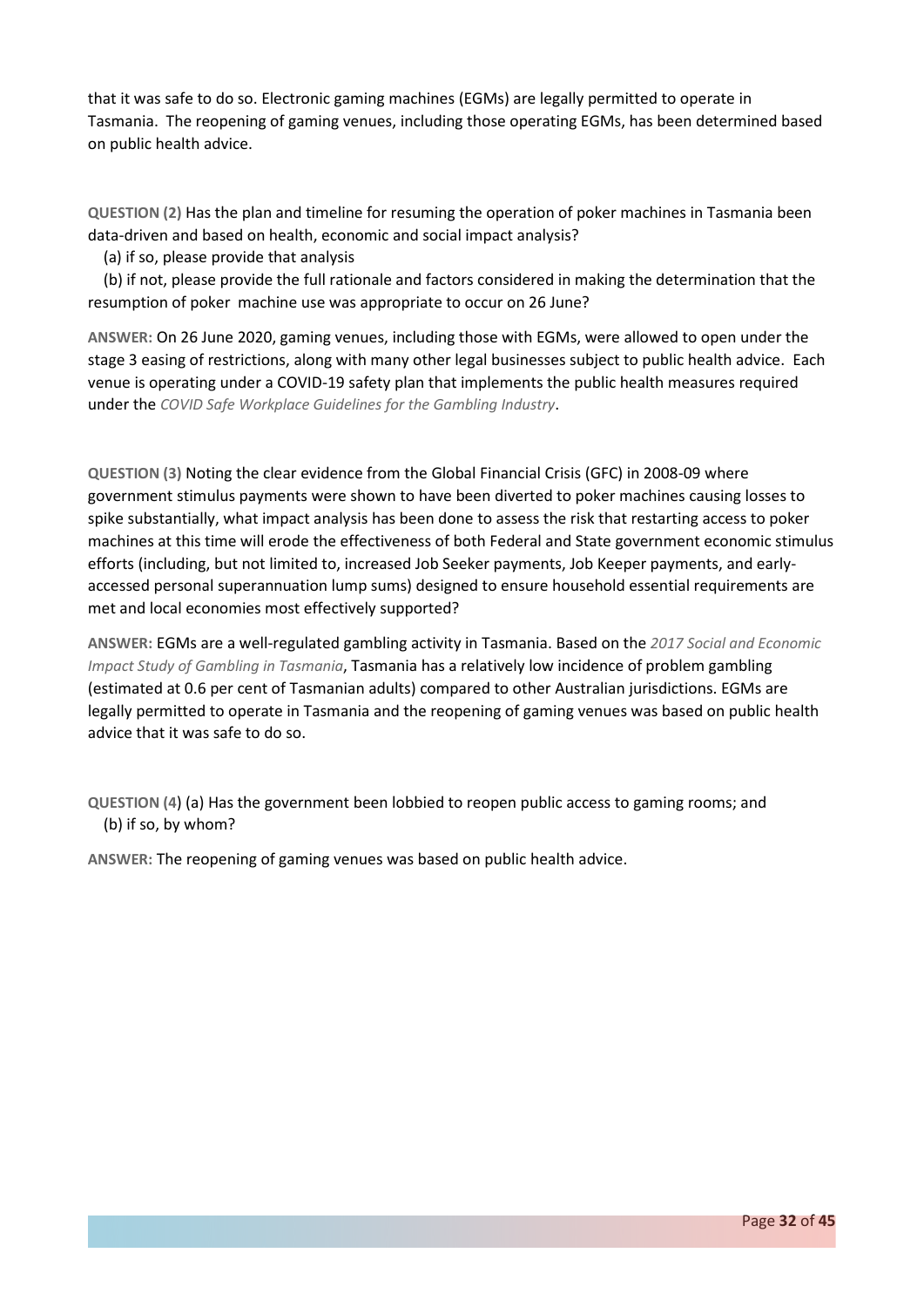that it was safe to do so. Electronic gaming machines (EGMs) are legally permitted to operate in Tasmania. The reopening of gaming venues, including those operating EGMs, has been determined based on public health advice.

**QUESTION (2)** Has the plan and timeline for resuming the operation of poker machines in Tasmania been data-driven and based on health, economic and social impact analysis?

(a) if so, please provide that analysis

(b) if not, please provide the full rationale and factors considered in making the determination that the resumption of poker machine use was appropriate to occur on 26 June?

**ANSWER:** On 26 June 2020, gaming venues, including those with EGMs, were allowed to open under the stage 3 easing of restrictions, along with many other legal businesses subject to public health advice. Each venue is operating under a COVID-19 safety plan that implements the public health measures required under the *COVID Safe Workplace Guidelines for the Gambling Industry*.

**QUESTION (3)** Noting the clear evidence from the Global Financial Crisis (GFC) in 2008-09 where government stimulus payments were shown to have been diverted to poker machines causing losses to spike substantially, what impact analysis has been done to assess the risk that restarting access to poker machines at this time will erode the effectiveness of both Federal and State government economic stimulus efforts (including, but not limited to, increased Job Seeker payments, Job Keeper payments, and early-accessed personal superannuation lump sums) designed to ensure household essential requirements are met and local economies most effectively supported?

**ANSWER:** EGMs are a well-regulated gambling activity in Tasmania. Based on the *2017 Social and Economic Impact Study of Gambling in Tasmania*, Tasmania has a relatively low incidence of problem gambling (estimated at 0.6 per cent of Tasmanian adults) compared to other Australian jurisdictions. EGMs are legally permitted to operate in Tasmania and the reopening of gaming venues was based on public health advice that it was safe to do so.

**QUESTION (4)** (a) Has the government been lobbied to reopen public access to gaming rooms; and

(b) if so, by whom?

**ANSWER:** The reopening of gaming venues was based on public health advice.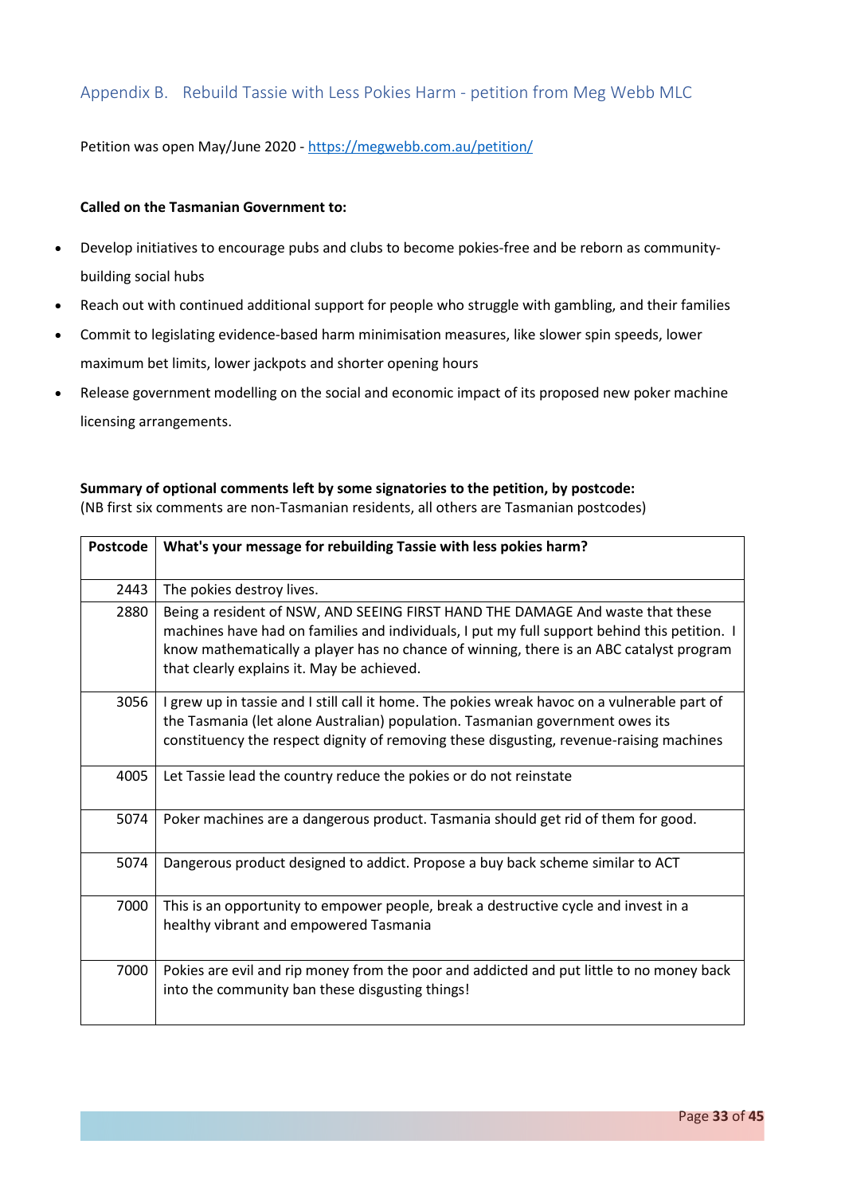## Appendix B. Rebuild Tassie with Less Pokies Harm - petition from Meg Webb MLC

Petition was open May/June 2020 - https://megwebb.com.au/petition/

**Called on the Tasmanian Government to:**

- Develop initiatives to encourage pubs and clubs to become pokies-free and be reborn as community-building social hubs
- Reach out with continued additional support for people who struggle with gambling, and their families
- Commit to legislating evidence-based harm minimisation measures, like slower spin speeds, lower maximum bet limits, lower jackpots and shorter opening hours
- Release government modelling on the social and economic impact of its proposed new poker machine licensing arrangements.

**Summary of optional comments left by some signatories to the petition, by postcode:**
(NB first six comments are non-Tasmanian residents, all others are Tasmanian postcodes)

| Postcode | What's your message for rebuilding Tassie with less pokies harm? |
|---|---|
| 2443 | The pokies destroy lives. |
| 2880 | Being a resident of NSW, AND SEEING FIRST HAND THE DAMAGE And waste that these machines have had on families and individuals, I put my full support behind this petition. I know mathematically a player has no chance of winning, there is an ABC catalyst program that clearly explains it. May be achieved. |
| 3056 | I grew up in tassie and I still call it home. The pokies wreak havoc on a vulnerable part of the Tasmania (let alone Australian) population. Tasmanian government owes its constituency the respect dignity of removing these disgusting, revenue-raising machines |
| 4005 | Let Tassie lead the country reduce the pokies or do not reinstate |
| 5074 | Poker machines are a dangerous product. Tasmania should get rid of them for good. |
| 5074 | Dangerous product designed to addict. Propose a buy back scheme similar to ACT |
| 7000 | This is an opportunity to empower people, break a destructive cycle and invest in a healthy vibrant and empowered Tasmania |
| 7000 | Pokies are evil and rip money from the poor and addicted and put little to no money back into the community ban these disgusting things! |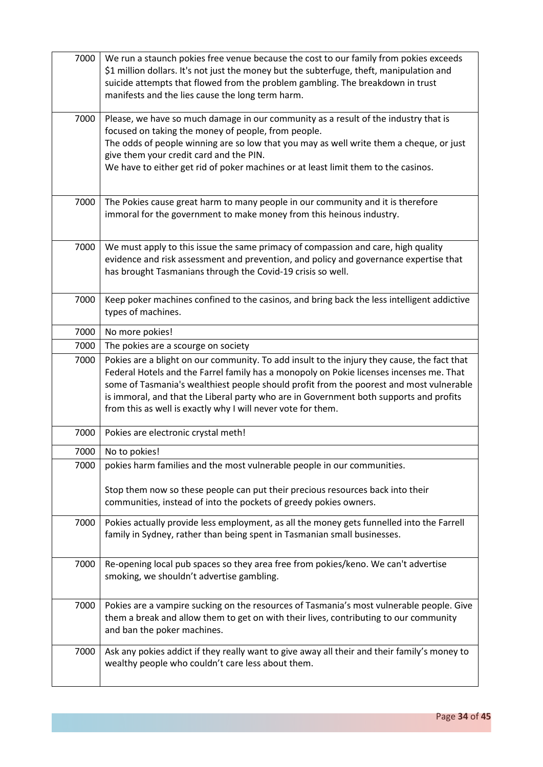| | |
|---|---|
| 7000 | We run a staunch pokies free venue because the cost to our family from pokies exceeds \$1 million dollars. It's not just the money but the subterfuge, theft, manipulation and suicide attempts that flowed from the problem gambling. The breakdown in trust manifests and the lies cause the long term harm. |
| 7000 | Please, we have so much damage in our community as a result of the industry that is focused on taking the money of people, from people.<br>The odds of people winning are so low that you may as well write them a cheque, or just give them your credit card and the PIN.<br>We have to either get rid of poker machines or at least limit them to the casinos. |
| 7000 | The Pokies cause great harm to many people in our community and it is therefore immoral for the government to make money from this heinous industry. |
| 7000 | We must apply to this issue the same primacy of compassion and care, high quality evidence and risk assessment and prevention, and policy and governance expertise that has brought Tasmanians through the Covid-19 crisis so well. |
| 7000 | Keep poker machines confined to the casinos, and bring back the less intelligent addictive types of machines. |
| 7000 | No more pokies! |
| 7000 | The pokies are a scourge on society |
| 7000 | Pokies are a blight on our community. To add insult to the injury they cause, the fact that Federal Hotels and the Farrel family has a monopoly on Pokie licenses incenses me. That some of Tasmania's wealthiest people should profit from the poorest and most vulnerable is immoral, and that the Liberal party who are in Government both supports and profits from this as well is exactly why I will never vote for them. |
| 7000 | Pokies are electronic crystal meth! |
| 7000 | No to pokies! |
| 7000 | pokies harm families and the most vulnerable people in our communities.<br><br>Stop them now so these people can put their precious resources back into their communities, instead of into the pockets of greedy pokies owners. |
| 7000 | Pokies actually provide less employment, as all the money gets funnelled into the Farrell family in Sydney, rather than being spent in Tasmanian small businesses. |
| 7000 | Re-opening local pub spaces so they area free from pokies/keno. We can't advertise smoking, we shouldn't advertise gambling. |
| 7000 | Pokies are a vampire sucking on the resources of Tasmania's most vulnerable people. Give them a break and allow them to get on with their lives, contributing to our community and ban the poker machines. |
| 7000 | Ask any pokies addict if they really want to give away all their and their family's money to wealthy people who couldn't care less about them. |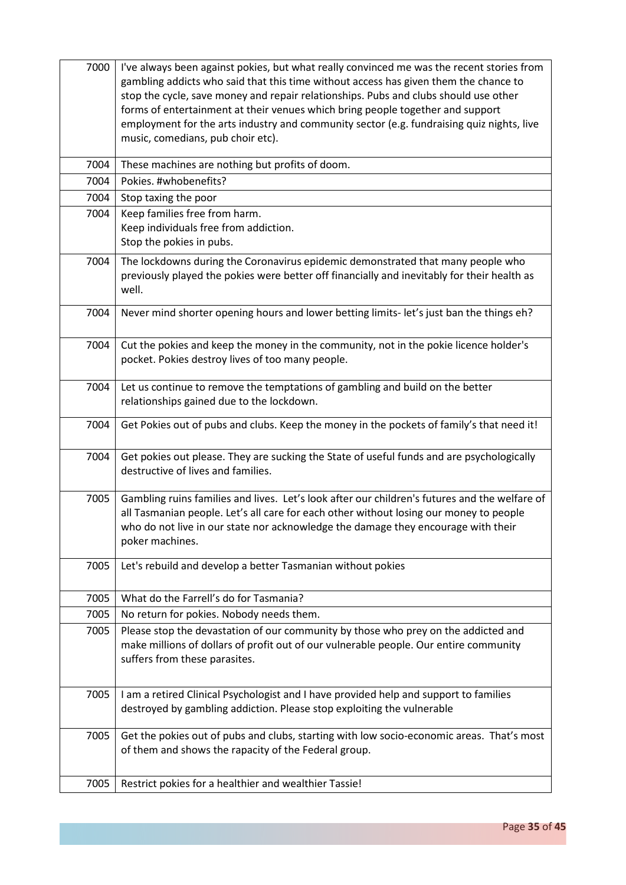| | |
|---|---|
| 7000 | I've always been against pokies, but what really convinced me was the recent stories from gambling addicts who said that this time without access has given them the chance to stop the cycle, save money and repair relationships. Pubs and clubs should use other forms of entertainment at their venues which bring people together and support employment for the arts industry and community sector (e.g. fundraising quiz nights, live music, comedians, pub choir etc). |
| 7004 | These machines are nothing but profits of doom. |
| 7004 | Pokies. #whobenefits? |
| 7004 | Stop taxing the poor |
| 7004 | Keep families free from harm.<br>Keep individuals free from addiction.<br>Stop the pokies in pubs. |
| 7004 | The lockdowns during the Coronavirus epidemic demonstrated that many people who previously played the pokies were better off financially and inevitably for their health as well. |
| 7004 | Never mind shorter opening hours and lower betting limits- let's just ban the things eh? |
| 7004 | Cut the pokies and keep the money in the community, not in the pokie licence holder's pocket. Pokies destroy lives of too many people. |
| 7004 | Let us continue to remove the temptations of gambling and build on the better relationships gained due to the lockdown. |
| 7004 | Get Pokies out of pubs and clubs. Keep the money in the pockets of family's that need it! |
| 7004 | Get pokies out please. They are sucking the State of useful funds and are psychologically destructive of lives and families. |
| 7005 | Gambling ruins families and lives. Let's look after our children's futures and the welfare of all Tasmanian people. Let's all care for each other without losing our money to people who do not live in our state nor acknowledge the damage they encourage with their poker machines. |
| 7005 | Let's rebuild and develop a better Tasmanian without pokies |
| 7005 | What do the Farrell's do for Tasmania? |
| 7005 | No return for pokies. Nobody needs them. |
| 7005 | Please stop the devastation of our community by those who prey on the addicted and make millions of dollars of profit out of our vulnerable people. Our entire community suffers from these parasites. |
| 7005 | I am a retired Clinical Psychologist and I have provided help and support to families destroyed by gambling addiction. Please stop exploiting the vulnerable |
| 7005 | Get the pokies out of pubs and clubs, starting with low socio-economic areas. That's most of them and shows the rapacity of the Federal group. |
| 7005 | Restrict pokies for a healthier and wealthier Tassie! |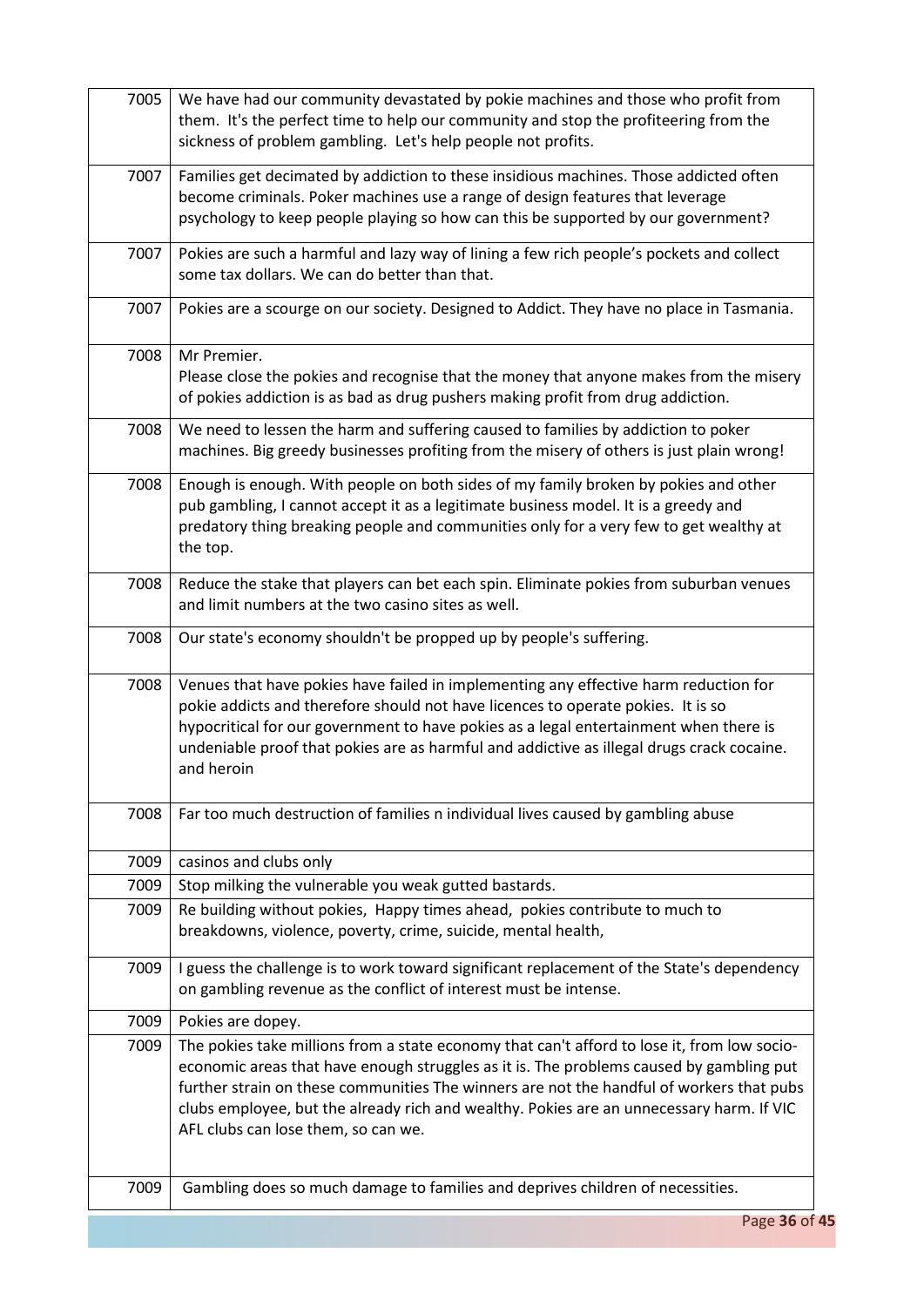| | |
|---|---|
| 7005 | We have had our community devastated by pokie machines and those who profit from them. It's the perfect time to help our community and stop the profiteering from the sickness of problem gambling. Let's help people not profits. |
| 7007 | Families get decimated by addiction to these insidious machines. Those addicted often become criminals. Poker machines use a range of design features that leverage psychology to keep people playing so how can this be supported by our government? |
| 7007 | Pokies are such a harmful and lazy way of lining a few rich people's pockets and collect some tax dollars. We can do better than that. |
| 7007 | Pokies are a scourge on our society. Designed to Addict. They have no place in Tasmania. |
| 7008 | Mr Premier.<br>Please close the pokies and recognise that the money that anyone makes from the misery of pokies addiction is as bad as drug pushers making profit from drug addiction. |
| 7008 | We need to lessen the harm and suffering caused to families by addiction to poker machines. Big greedy businesses profiting from the misery of others is just plain wrong! |
| 7008 | Enough is enough. With people on both sides of my family broken by pokies and other pub gambling, I cannot accept it as a legitimate business model. It is a greedy and predatory thing breaking people and communities only for a very few to get wealthy at the top. |
| 7008 | Reduce the stake that players can bet each spin. Eliminate pokies from suburban venues and limit numbers at the two casino sites as well. |
| 7008 | Our state's economy shouldn't be propped up by people's suffering. |
| 7008 | Venues that have pokies have failed in implementing any effective harm reduction for pokie addicts and therefore should not have licences to operate pokies. It is so hypocritical for our government to have pokies as a legal entertainment when there is undeniable proof that pokies are as harmful and addictive as illegal drugs crack cocaine. and heroin |
| 7008 | Far too much destruction of families n individual lives caused by gambling abuse |
| 7009 | casinos and clubs only |
| 7009 | Stop milking the vulnerable you weak gutted bastards. |
| 7009 | Re building without pokies, Happy times ahead, pokies contribute to much to breakdowns, violence, poverty, crime, suicide, mental health, |
| 7009 | I guess the challenge is to work toward significant replacement of the State's dependency on gambling revenue as the conflict of interest must be intense. |
| 7009 | Pokies are dopey. |
| 7009 | The pokies take millions from a state economy that can't afford to lose it, from low socio-economic areas that have enough struggles as it is. The problems caused by gambling put further strain on these communities The winners are not the handful of workers that pubs clubs employee, but the already rich and wealthy. Pokies are an unnecessary harm. If VIC AFL clubs can lose them, so can we. |
| 7009 | Gambling does so much damage to families and deprives children of necessities. |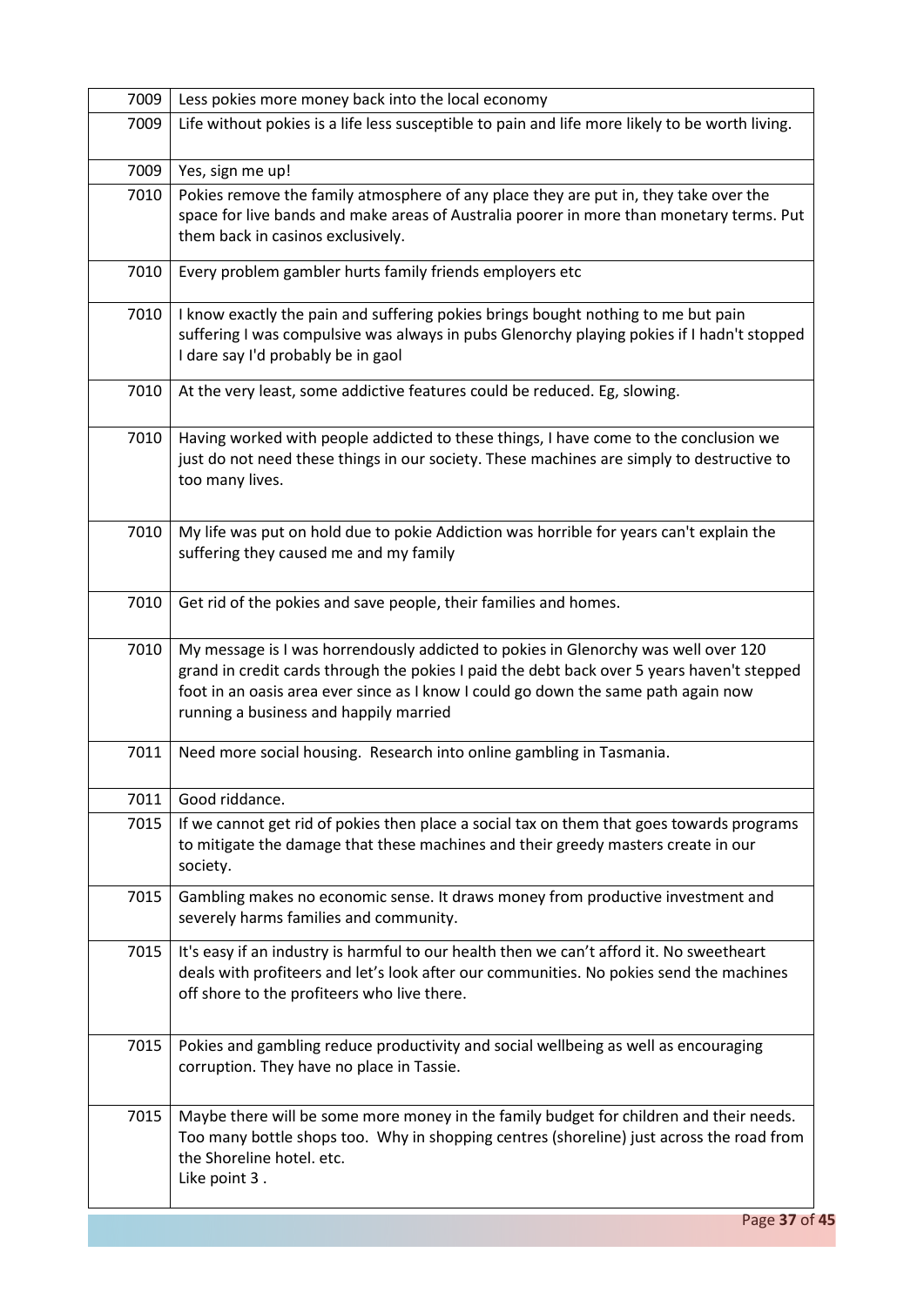| | |
|---|---|
| 7009 | Less pokies more money back into the local economy |
| 7009 | Life without pokies is a life less susceptible to pain and life more likely to be worth living. |
| 7009 | Yes, sign me up! |
| 7010 | Pokies remove the family atmosphere of any place they are put in, they take over the space for live bands and make areas of Australia poorer in more than monetary terms. Put them back in casinos exclusively. |
| 7010 | Every problem gambler hurts family friends employers etc |
| 7010 | I know exactly the pain and suffering pokies brings bought nothing to me but pain suffering I was compulsive was always in pubs Glenorchy playing pokies if I hadn't stopped I dare say I'd probably be in gaol |
| 7010 | At the very least, some addictive features could be reduced. Eg, slowing. |
| 7010 | Having worked with people addicted to these things, I have come to the conclusion we just do not need these things in our society. These machines are simply to destructive to too many lives. |
| 7010 | My life was put on hold due to pokie Addiction was horrible for years can't explain the suffering they caused me and my family |
| 7010 | Get rid of the pokies and save people, their families and homes. |
| 7010 | My message is I was horrendously addicted to pokies in Glenorchy was well over 120 grand in credit cards through the pokies I paid the debt back over 5 years haven't stepped foot in an oasis area ever since as I know I could go down the same path again now running a business and happily married |
| 7011 | Need more social housing. Research into online gambling in Tasmania. |
| 7011 | Good riddance. |
| 7015 | If we cannot get rid of pokies then place a social tax on them that goes towards programs to mitigate the damage that these machines and their greedy masters create in our society. |
| 7015 | Gambling makes no economic sense. It draws money from productive investment and severely harms families and community. |
| 7015 | It's easy if an industry is harmful to our health then we can't afford it. No sweetheart deals with profiteers and let's look after our communities. No pokies send the machines off shore to the profiteers who live there. |
| 7015 | Pokies and gambling reduce productivity and social wellbeing as well as encouraging corruption. They have no place in Tassie. |
| 7015 | Maybe there will be some more money in the family budget for children and their needs. Too many bottle shops too. Why in shopping centres (shoreline) just across the road from the Shoreline hotel. etc.<br>Like point 3 . |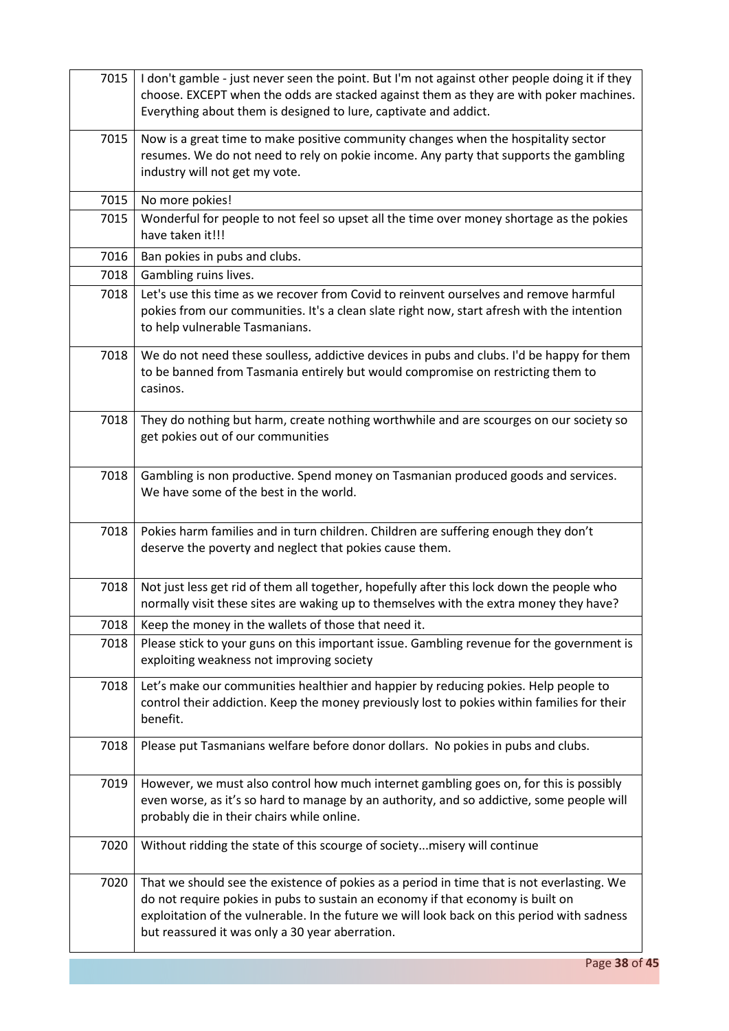| | |
|---|---|
| 7015 | I don't gamble - just never seen the point. But I'm not against other people doing it if they choose. EXCEPT when the odds are stacked against them as they are with poker machines. Everything about them is designed to lure, captivate and addict. |
| 7015 | Now is a great time to make positive community changes when the hospitality sector resumes. We do not need to rely on pokie income. Any party that supports the gambling industry will not get my vote. |
| 7015 | No more pokies! |
| 7015 | Wonderful for people to not feel so upset all the time over money shortage as the pokies have taken it!!! |
| 7016 | Ban pokies in pubs and clubs. |
| 7018 | Gambling ruins lives. |
| 7018 | Let's use this time as we recover from Covid to reinvent ourselves and remove harmful pokies from our communities. It's a clean slate right now, start afresh with the intention to help vulnerable Tasmanians. |
| 7018 | We do not need these soulless, addictive devices in pubs and clubs. I'd be happy for them to be banned from Tasmania entirely but would compromise on restricting them to casinos. |
| 7018 | They do nothing but harm, create nothing worthwhile and are scourges on our society so get pokies out of our communities |
| 7018 | Gambling is non productive. Spend money on Tasmanian produced goods and services. We have some of the best in the world. |
| 7018 | Pokies harm families and in turn children. Children are suffering enough they don't deserve the poverty and neglect that pokies cause them. |
| 7018 | Not just less get rid of them all together, hopefully after this lock down the people who normally visit these sites are waking up to themselves with the extra money they have? |
| 7018 | Keep the money in the wallets of those that need it. |
| 7018 | Please stick to your guns on this important issue. Gambling revenue for the government is exploiting weakness not improving society |
| 7018 | Let's make our communities healthier and happier by reducing pokies. Help people to control their addiction. Keep the money previously lost to pokies within families for their benefit. |
| 7018 | Please put Tasmanians welfare before donor dollars. No pokies in pubs and clubs. |
| 7019 | However, we must also control how much internet gambling goes on, for this is possibly even worse, as it's so hard to manage by an authority, and so addictive, some people will probably die in their chairs while online. |
| 7020 | Without ridding the state of this scourge of society...misery will continue |
| 7020 | That we should see the existence of pokies as a period in time that is not everlasting. We do not require pokies in pubs to sustain an economy if that economy is built on exploitation of the vulnerable. In the future we will look back on this period with sadness but reassured it was only a 30 year aberration. |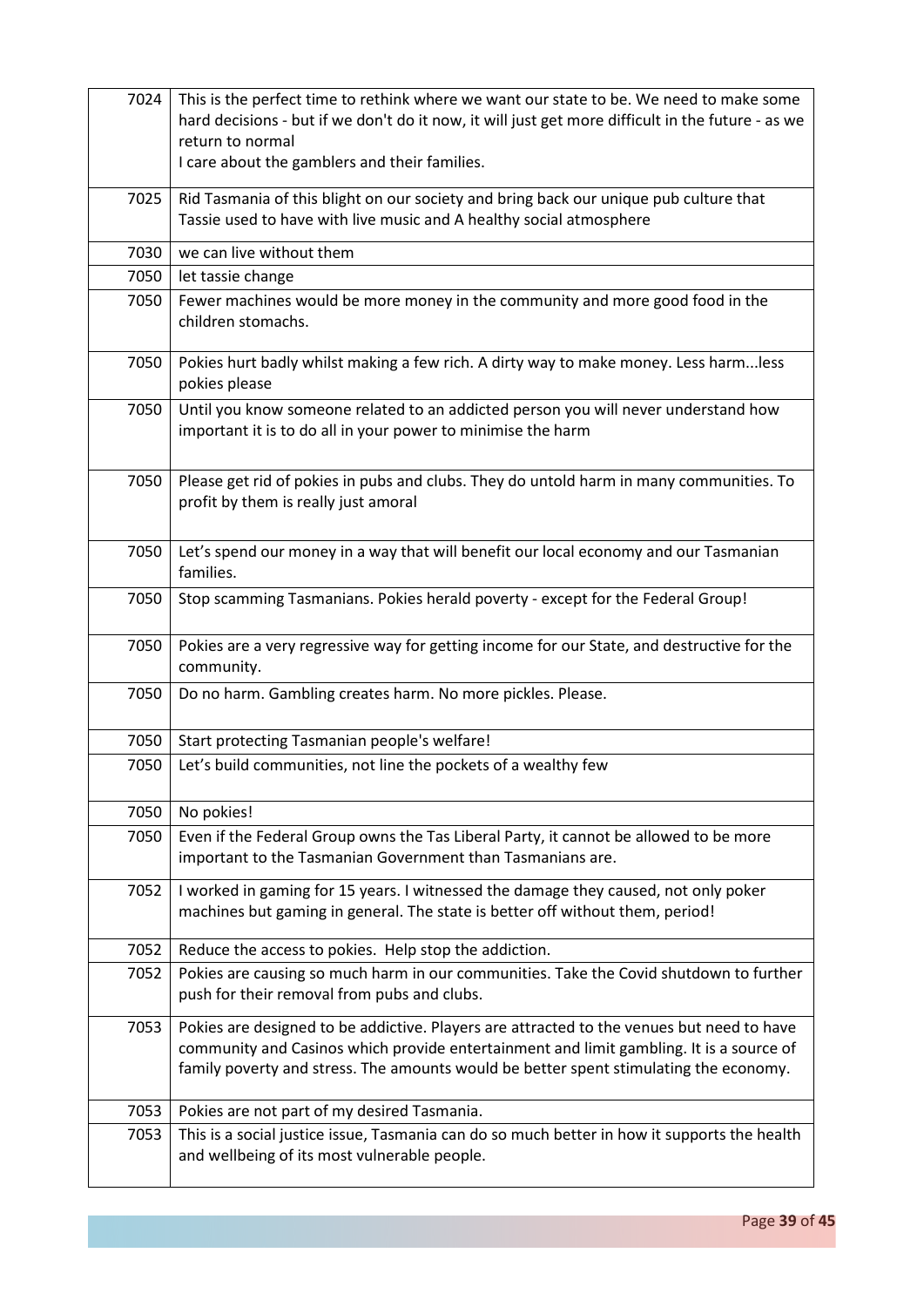| | |
|---|---|
| 7024 | This is the perfect time to rethink where we want our state to be. We need to make some hard decisions - but if we don't do it now, it will just get more difficult in the future - as we return to normal<br>I care about the gamblers and their families. |
| 7025 | Rid Tasmania of this blight on our society and bring back our unique pub culture that Tassie used to have with live music and A healthy social atmosphere |
| 7030 | we can live without them |
| 7050 | let tassie change |
| 7050 | Fewer machines would be more money in the community and more good food in the children stomachs. |
| 7050 | Pokies hurt badly whilst making a few rich. A dirty way to make money. Less harm...less pokies please |
| 7050 | Until you know someone related to an addicted person you will never understand how important it is to do all in your power to minimise the harm |
| 7050 | Please get rid of pokies in pubs and clubs. They do untold harm in many communities. To profit by them is really just amoral |
| 7050 | Let's spend our money in a way that will benefit our local economy and our Tasmanian families. |
| 7050 | Stop scamming Tasmanians. Pokies herald poverty - except for the Federal Group! |
| 7050 | Pokies are a very regressive way for getting income for our State, and destructive for the community. |
| 7050 | Do no harm. Gambling creates harm. No more pickles. Please. |
| 7050 | Start protecting Tasmanian people's welfare! |
| 7050 | Let's build communities, not line the pockets of a wealthy few |
| 7050 | No pokies! |
| 7050 | Even if the Federal Group owns the Tas Liberal Party, it cannot be allowed to be more important to the Tasmanian Government than Tasmanians are. |
| 7052 | I worked in gaming for 15 years. I witnessed the damage they caused, not only poker machines but gaming in general. The state is better off without them, period! |
| 7052 | Reduce the access to pokies. Help stop the addiction. |
| 7052 | Pokies are causing so much harm in our communities. Take the Covid shutdown to further push for their removal from pubs and clubs. |
| 7053 | Pokies are designed to be addictive. Players are attracted to the venues but need to have community and Casinos which provide entertainment and limit gambling. It is a source of family poverty and stress. The amounts would be better spent stimulating the economy. |
| 7053 | Pokies are not part of my desired Tasmania. |
| 7053 | This is a social justice issue, Tasmania can do so much better in how it supports the health and wellbeing of its most vulnerable people. |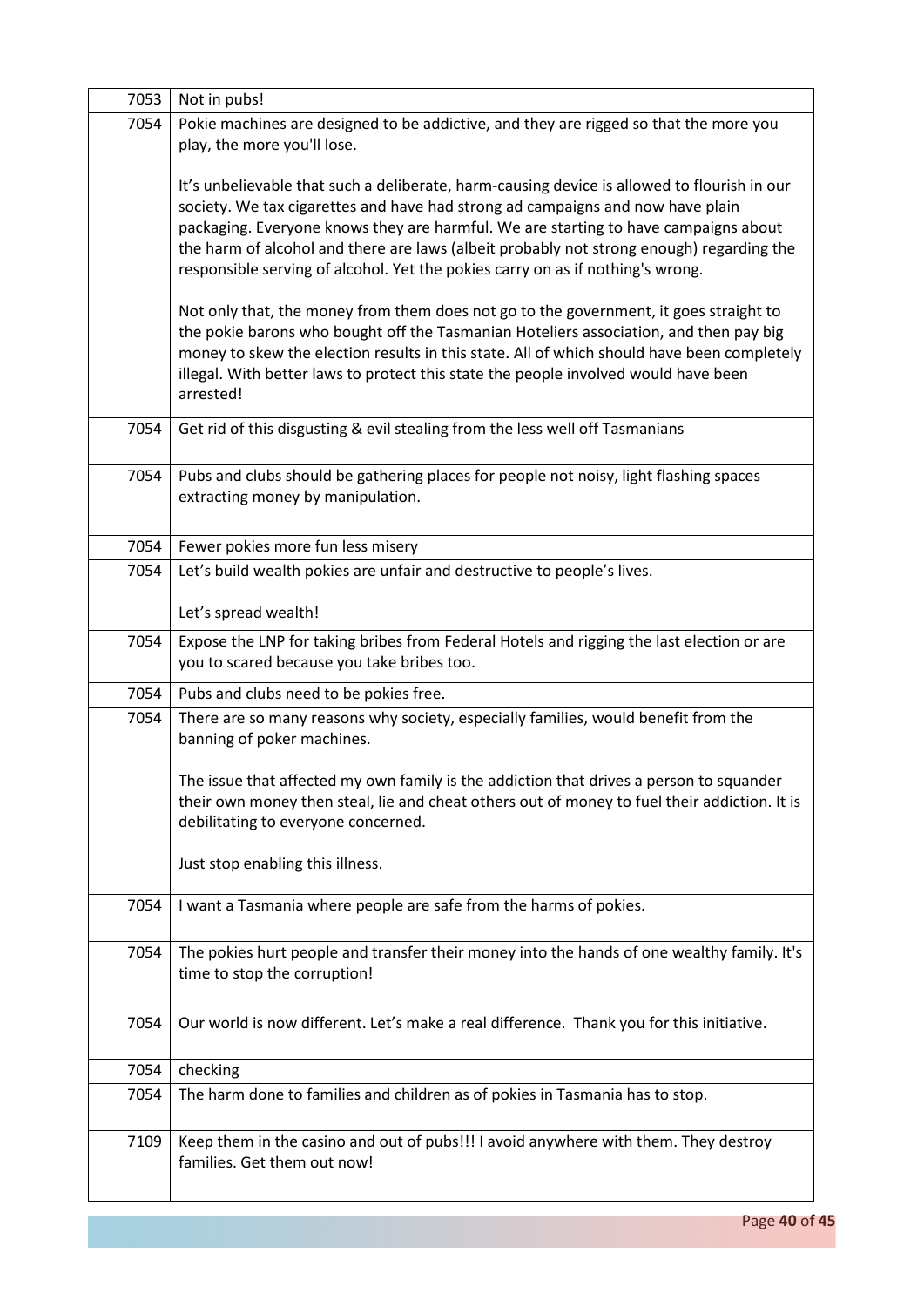| | |
|---|---|
| 7053 | Not in pubs! |
| 7054 | Pokie machines are designed to be addictive, and they are rigged so that the more you play, the more you'll lose.<br><br>It's unbelievable that such a deliberate, harm-causing device is allowed to flourish in our society. We tax cigarettes and have had strong ad campaigns and now have plain packaging. Everyone knows they are harmful. We are starting to have campaigns about the harm of alcohol and there are laws (albeit probably not strong enough) regarding the responsible serving of alcohol. Yet the pokies carry on as if nothing's wrong.<br><br>Not only that, the money from them does not go to the government, it goes straight to the pokie barons who bought off the Tasmanian Hoteliers association, and then pay big money to skew the election results in this state. All of which should have been completely illegal. With better laws to protect this state the people involved would have been arrested! |
| 7054 | Get rid of this disgusting & evil stealing from the less well off Tasmanians |
| 7054 | Pubs and clubs should be gathering places for people not noisy, light flashing spaces extracting money by manipulation. |
| 7054 | Fewer pokies more fun less misery |
| 7054 | Let's build wealth pokies are unfair and destructive to people's lives.<br><br>Let's spread wealth! |
| 7054 | Expose the LNP for taking bribes from Federal Hotels and rigging the last election or are you to scared because you take bribes too. |
| 7054 | Pubs and clubs need to be pokies free. |
| 7054 | There are so many reasons why society, especially families, would benefit from the banning of poker machines.<br><br>The issue that affected my own family is the addiction that drives a person to squander their own money then steal, lie and cheat others out of money to fuel their addiction. It is debilitating to everyone concerned.<br><br>Just stop enabling this illness. |
| 7054 | I want a Tasmania where people are safe from the harms of pokies. |
| 7054 | The pokies hurt people and transfer their money into the hands of one wealthy family. It's time to stop the corruption! |
| 7054 | Our world is now different. Let's make a real difference. Thank you for this initiative. |
| 7054 | checking |
| 7054 | The harm done to families and children as of pokies in Tasmania has to stop. |
| 7109 | Keep them in the casino and out of pubs!!! I avoid anywhere with them. They destroy families. Get them out now! |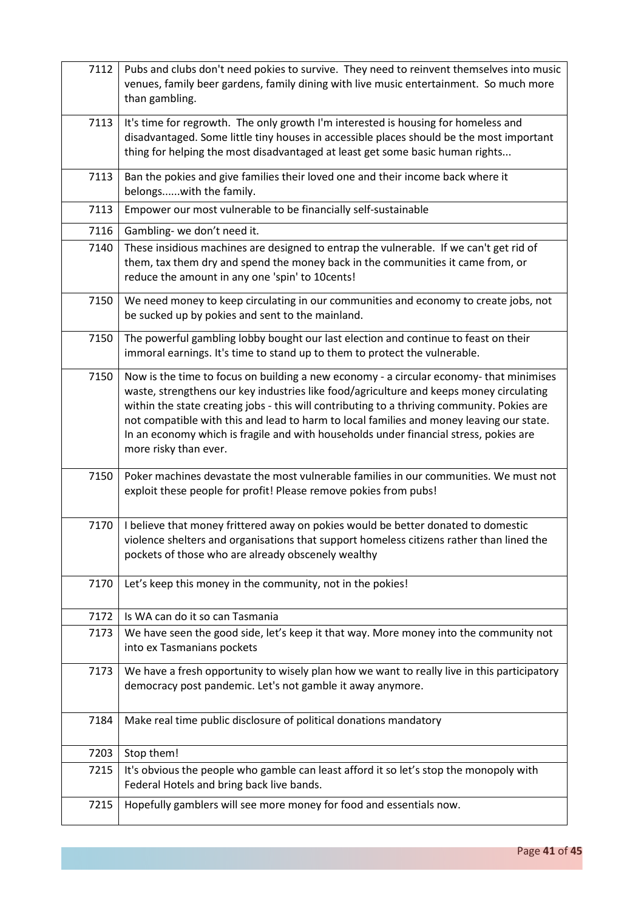| | |
|---|---|
| 7112 | Pubs and clubs don't need pokies to survive. They need to reinvent themselves into music venues, family beer gardens, family dining with live music entertainment. So much more than gambling. |
| 7113 | It's time for regrowth. The only growth I'm interested is housing for homeless and disadvantaged. Some little tiny houses in accessible places should be the most important thing for helping the most disadvantaged at least get some basic human rights... |
| 7113 | Ban the pokies and give families their loved one and their income back where it belongs......with the family. |
| 7113 | Empower our most vulnerable to be financially self-sustainable |
| 7116 | Gambling- we don't need it. |
| 7140 | These insidious machines are designed to entrap the vulnerable. If we can't get rid of them, tax them dry and spend the money back in the communities it came from, or reduce the amount in any one 'spin' to 10cents! |
| 7150 | We need money to keep circulating in our communities and economy to create jobs, not be sucked up by pokies and sent to the mainland. |
| 7150 | The powerful gambling lobby bought our last election and continue to feast on their immoral earnings. It's time to stand up to them to protect the vulnerable. |
| 7150 | Now is the time to focus on building a new economy - a circular economy- that minimises waste, strengthens our key industries like food/agriculture and keeps money circulating within the state creating jobs - this will contributing to a thriving community. Pokies are not compatible with this and lead to harm to local families and money leaving our state. In an economy which is fragile and with households under financial stress, pokies are more risky than ever. |
| 7150 | Poker machines devastate the most vulnerable families in our communities. We must not exploit these people for profit! Please remove pokies from pubs! |
| 7170 | I believe that money frittered away on pokies would be better donated to domestic violence shelters and organisations that support homeless citizens rather than lined the pockets of those who are already obscenely wealthy |
| 7170 | Let's keep this money in the community, not in the pokies! |
| 7172 | Is WA can do it so can Tasmania |
| 7173 | We have seen the good side, let's keep it that way. More money into the community not into ex Tasmanians pockets |
| 7173 | We have a fresh opportunity to wisely plan how we want to really live in this participatory democracy post pandemic. Let's not gamble it away anymore. |
| 7184 | Make real time public disclosure of political donations mandatory |
| 7203 | Stop them! |
| 7215 | It's obvious the people who gamble can least afford it so let's stop the monopoly with Federal Hotels and bring back live bands. |
| 7215 | Hopefully gamblers will see more money for food and essentials now. |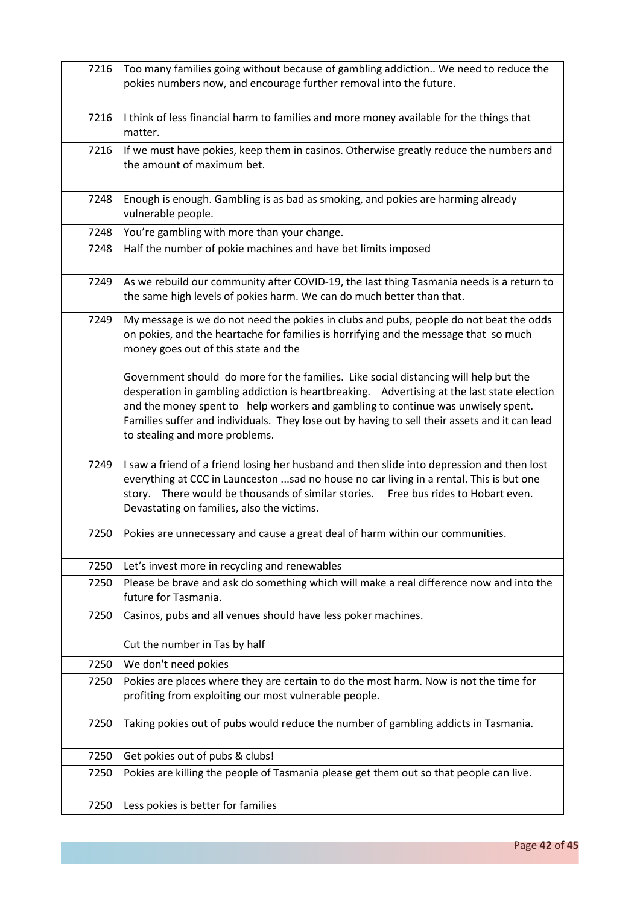| | |
|---|---|
| 7216 | Too many families going without because of gambling addiction.. We need to reduce the pokies numbers now, and encourage further removal into the future. |
| 7216 | I think of less financial harm to families and more money available for the things that matter. |
| 7216 | If we must have pokies, keep them in casinos. Otherwise greatly reduce the numbers and the amount of maximum bet. |
| 7248 | Enough is enough. Gambling is as bad as smoking, and pokies are harming already vulnerable people. |
| 7248 | You're gambling with more than your change. |
| 7248 | Half the number of pokie machines and have bet limits imposed |
| 7249 | As we rebuild our community after COVID-19, the last thing Tasmania needs is a return to the same high levels of pokies harm. We can do much better than that. |
| 7249 | My message is we do not need the pokies in clubs and pubs, people do not beat the odds on pokies, and the heartache for families is horrifying and the message that so much money goes out of this state and the<br><br>Government should do more for the families. Like social distancing will help but the desperation in gambling addiction is heartbreaking. Advertising at the last state election and the money spent to help workers and gambling to continue was unwisely spent. Families suffer and individuals. They lose out by having to sell their assets and it can lead to stealing and more problems. |
| 7249 | I saw a friend of a friend losing her husband and then slide into depression and then lost everything at CCC in Launceston ...sad no house no car living in a rental. This is but one story. There would be thousands of similar stories. Free bus rides to Hobart even. Devastating on families, also the victims. |
| 7250 | Pokies are unnecessary and cause a great deal of harm within our communities. |
| 7250 | Let's invest more in recycling and renewables |
| 7250 | Please be brave and ask do something which will make a real difference now and into the future for Tasmania. |
| 7250 | Casinos, pubs and all venues should have less poker machines.<br><br>Cut the number in Tas by half |
| 7250 | We don't need pokies |
| 7250 | Pokies are places where they are certain to do the most harm. Now is not the time for profiting from exploiting our most vulnerable people. |
| 7250 | Taking pokies out of pubs would reduce the number of gambling addicts in Tasmania. |
| 7250 | Get pokies out of pubs & clubs! |
| 7250 | Pokies are killing the people of Tasmania please get them out so that people can live. |
| 7250 | Less pokies is better for families |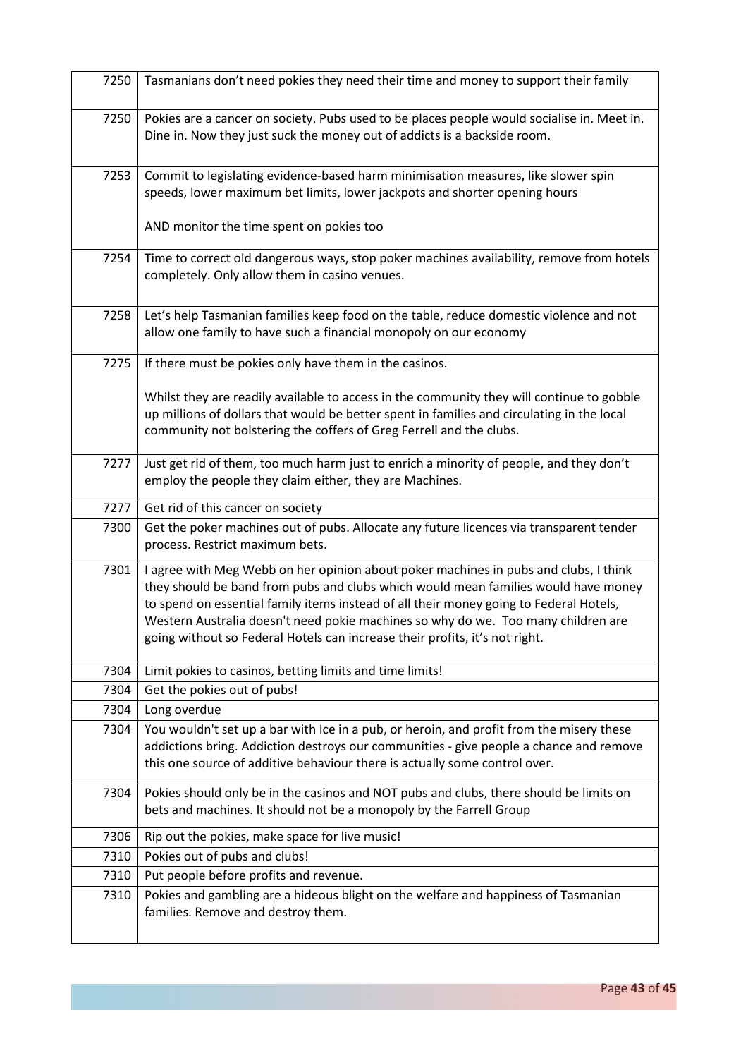| | |
|---|---|
| 7250 | Tasmanians don't need pokies they need their time and money to support their family |
| 7250 | Pokies are a cancer on society. Pubs used to be places people would socialise in. Meet in. Dine in. Now they just suck the money out of addicts is a backside room. |
| 7253 | Commit to legislating evidence-based harm minimisation measures, like slower spin speeds, lower maximum bet limits, lower jackpots and shorter opening hours<br><br>AND monitor the time spent on pokies too |
| 7254 | Time to correct old dangerous ways, stop poker machines availability, remove from hotels completely. Only allow them in casino venues. |
| 7258 | Let's help Tasmanian families keep food on the table, reduce domestic violence and not allow one family to have such a financial monopoly on our economy |
| 7275 | If there must be pokies only have them in the casinos.<br><br>Whilst they are readily available to access in the community they will continue to gobble up millions of dollars that would be better spent in families and circulating in the local community not bolstering the coffers of Greg Ferrell and the clubs. |
| 7277 | Just get rid of them, too much harm just to enrich a minority of people, and they don't employ the people they claim either, they are Machines. |
| 7277 | Get rid of this cancer on society |
| 7300 | Get the poker machines out of pubs. Allocate any future licences via transparent tender process. Restrict maximum bets. |
| 7301 | I agree with Meg Webb on her opinion about poker machines in pubs and clubs, I think they should be band from pubs and clubs which would mean families would have money to spend on essential family items instead of all their money going to Federal Hotels, Western Australia doesn't need pokie machines so why do we. Too many children are going without so Federal Hotels can increase their profits, it's not right. |
| 7304 | Limit pokies to casinos, betting limits and time limits! |
| 7304 | Get the pokies out of pubs! |
| 7304 | Long overdue |
| 7304 | You wouldn't set up a bar with Ice in a pub, or heroin, and profit from the misery these addictions bring. Addiction destroys our communities - give people a chance and remove this one source of additive behaviour there is actually some control over. |
| 7304 | Pokies should only be in the casinos and NOT pubs and clubs, there should be limits on bets and machines. It should not be a monopoly by the Farrell Group |
| 7306 | Rip out the pokies, make space for live music! |
| 7310 | Pokies out of pubs and clubs! |
| 7310 | Put people before profits and revenue. |
| 7310 | Pokies and gambling are a hideous blight on the welfare and happiness of Tasmanian families. Remove and destroy them. |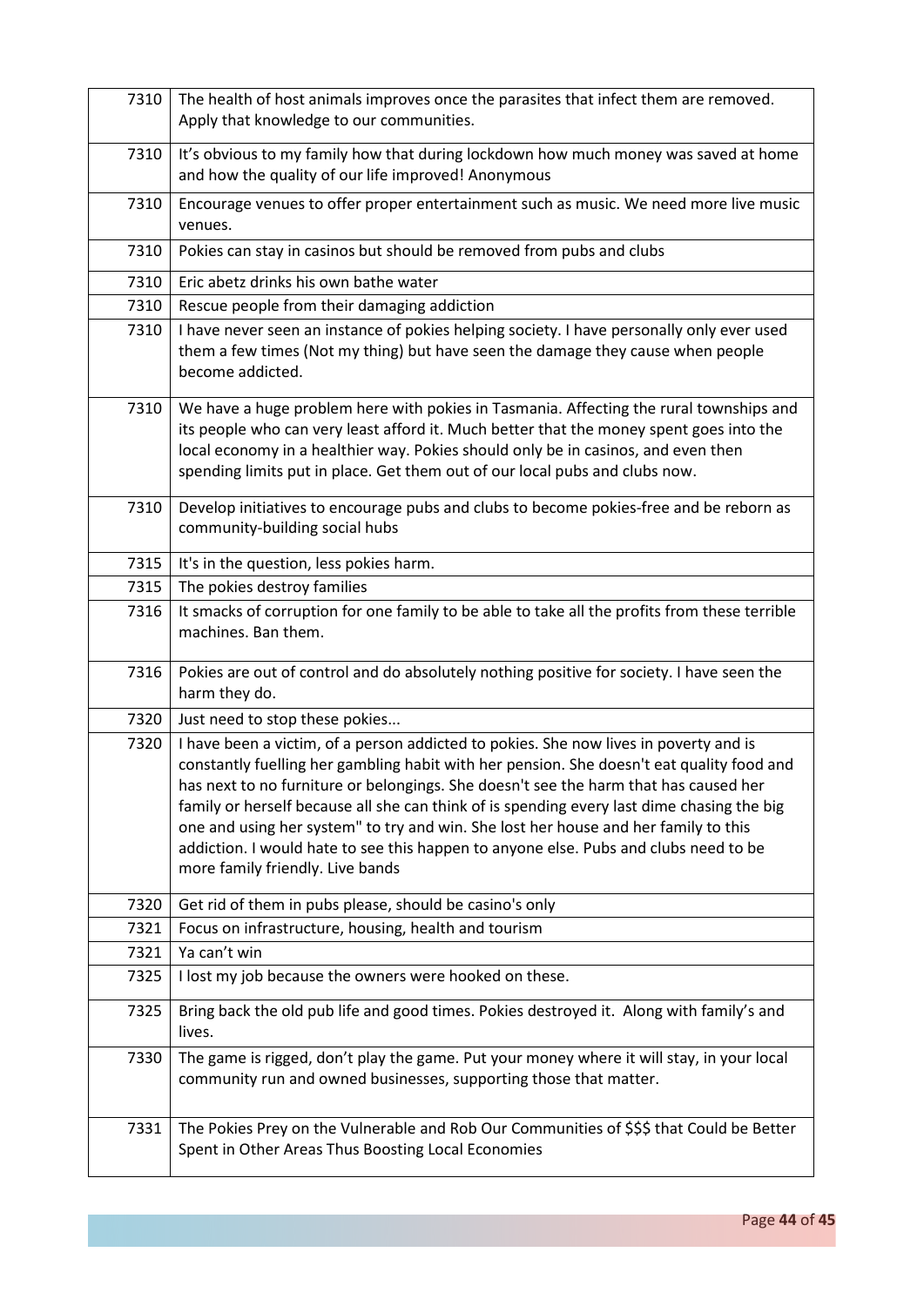| | |
|---|---|
| 7310 | The health of host animals improves once the parasites that infect them are removed. Apply that knowledge to our communities. |
| 7310 | It's obvious to my family how that during lockdown how much money was saved at home and how the quality of our life improved! Anonymous |
| 7310 | Encourage venues to offer proper entertainment such as music. We need more live music venues. |
| 7310 | Pokies can stay in casinos but should be removed from pubs and clubs |
| 7310 | Eric abetz drinks his own bathe water |
| 7310 | Rescue people from their damaging addiction |
| 7310 | I have never seen an instance of pokies helping society. I have personally only ever used them a few times (Not my thing) but have seen the damage they cause when people become addicted. |
| 7310 | We have a huge problem here with pokies in Tasmania. Affecting the rural townships and its people who can very least afford it. Much better that the money spent goes into the local economy in a healthier way. Pokies should only be in casinos, and even then spending limits put in place. Get them out of our local pubs and clubs now. |
| 7310 | Develop initiatives to encourage pubs and clubs to become pokies-free and be reborn as community-building social hubs |
| 7315 | It's in the question, less pokies harm. |
| 7315 | The pokies destroy families |
| 7316 | It smacks of corruption for one family to be able to take all the profits from these terrible machines. Ban them. |
| 7316 | Pokies are out of control and do absolutely nothing positive for society. I have seen the harm they do. |
| 7320 | Just need to stop these pokies... |
| 7320 | I have been a victim, of a person addicted to pokies. She now lives in poverty and is constantly fuelling her gambling habit with her pension. She doesn't eat quality food and has next to no furniture or belongings. She doesn't see the harm that has caused her family or herself because all she can think of is spending every last dime chasing the big one and using her system" to try and win. She lost her house and her family to this addiction. I would hate to see this happen to anyone else. Pubs and clubs need to be more family friendly. Live bands |
| 7320 | Get rid of them in pubs please, should be casino's only |
| 7321 | Focus on infrastructure, housing, health and tourism |
| 7321 | Ya can't win |
| 7325 | I lost my job because the owners were hooked on these. |
| 7325 | Bring back the old pub life and good times. Pokies destroyed it. Along with family's and lives. |
| 7330 | The game is rigged, don't play the game. Put your money where it will stay, in your local community run and owned businesses, supporting those that matter. |
| 7331 | The Pokies Prey on the Vulnerable and Rob Our Communities of $$$ that Could be Better Spent in Other Areas Thus Boosting Local Economies |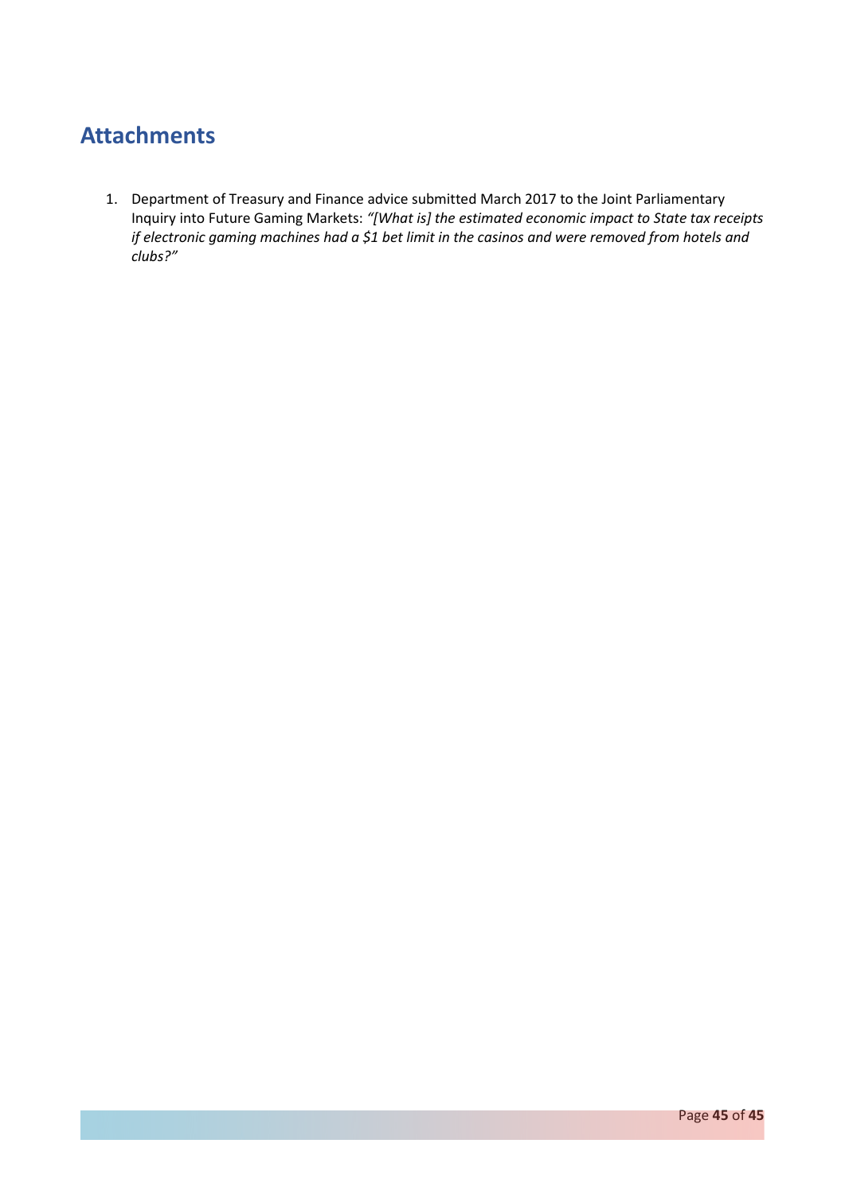## Attachments

1. Department of Treasury and Finance advice submitted March 2017 to the Joint Parliamentary Inquiry into Future Gaming Markets: *"[What is] the estimated economic impact to State tax receipts if electronic gaming machines had a $1 bet limit in the casinos and were removed from hotels and clubs?"*